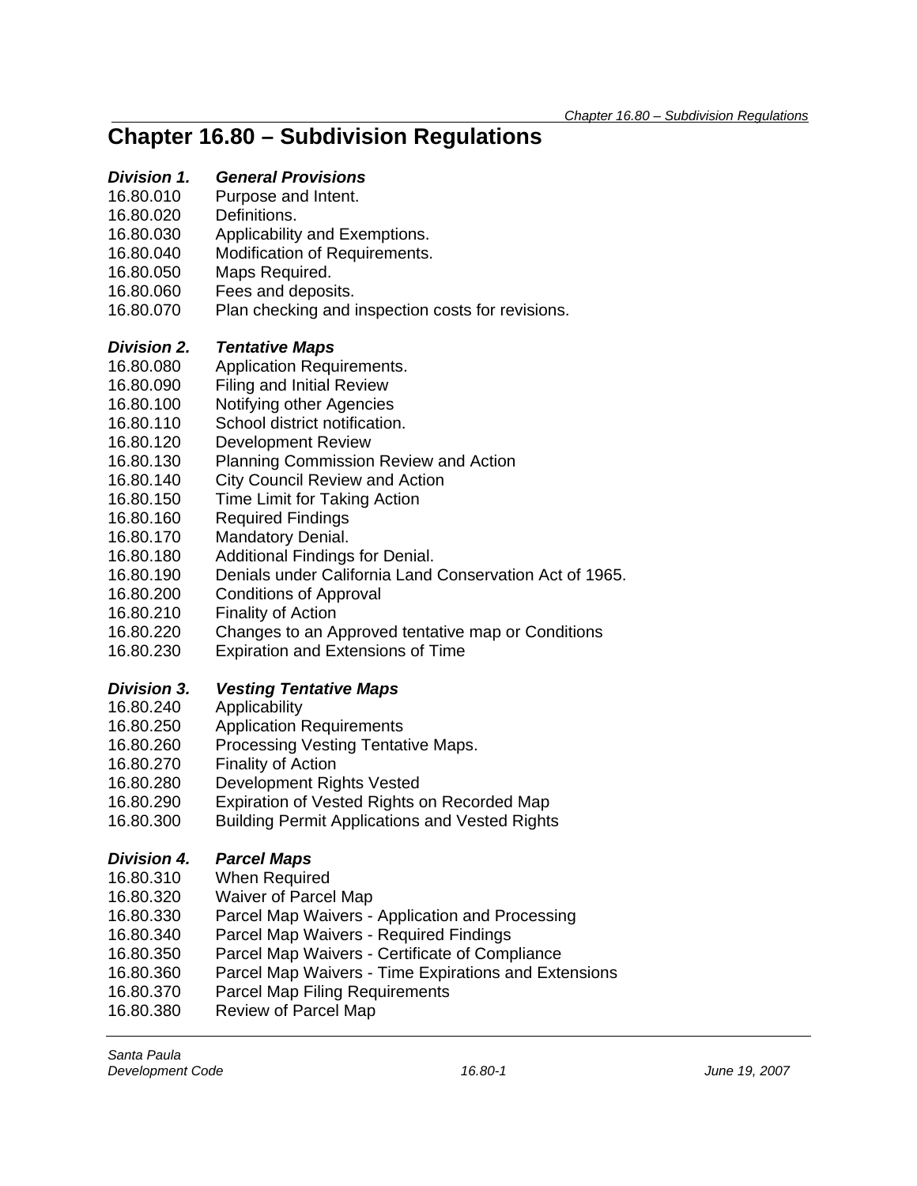# Chapter 16.80 – Subdivision Regulations

***Division 1. General Provisions***

16.80.010 Purpose and Intent.
16.80.020 Definitions.
16.80.030 Applicability and Exemptions.
16.80.040 Modification of Requirements.
16.80.050 Maps Required.
16.80.060 Fees and deposits.
16.80.070 Plan checking and inspection costs for revisions.

***Division 2. Tentative Maps***

16.80.080 Application Requirements.
16.80.090 Filing and Initial Review
16.80.100 Notifying other Agencies
16.80.110 School district notification.
16.80.120 Development Review
16.80.130 Planning Commission Review and Action
16.80.140 City Council Review and Action
16.80.150 Time Limit for Taking Action
16.80.160 Required Findings
16.80.170 Mandatory Denial.
16.80.180 Additional Findings for Denial.
16.80.190 Denials under California Land Conservation Act of 1965.
16.80.200 Conditions of Approval
16.80.210 Finality of Action
16.80.220 Changes to an Approved tentative map or Conditions
16.80.230 Expiration and Extensions of Time

***Division 3. Vesting Tentative Maps***

16.80.240 Applicability
16.80.250 Application Requirements
16.80.260 Processing Vesting Tentative Maps.
16.80.270 Finality of Action
16.80.280 Development Rights Vested
16.80.290 Expiration of Vested Rights on Recorded Map
16.80.300 Building Permit Applications and Vested Rights

***Division 4. Parcel Maps***

16.80.310 When Required
16.80.320 Waiver of Parcel Map
16.80.330 Parcel Map Waivers - Application and Processing
16.80.340 Parcel Map Waivers - Required Findings
16.80.350 Parcel Map Waivers - Certificate of Compliance
16.80.360 Parcel Map Waivers - Time Expirations and Extensions
16.80.370 Parcel Map Filing Requirements
16.80.380 Review of Parcel Map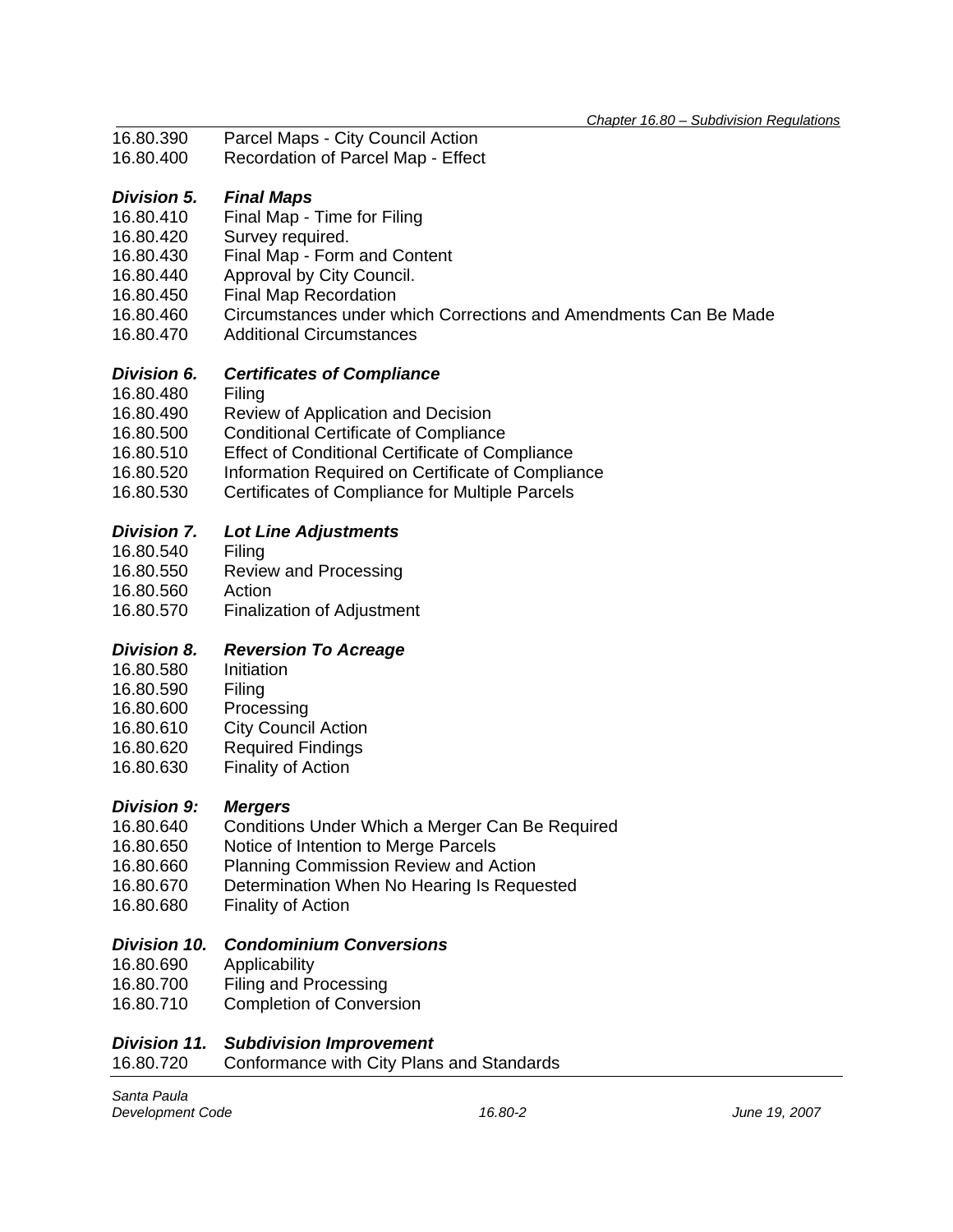16.80.390 Parcel Maps - City Council Action
16.80.400 Recordation of Parcel Map - Effect

***Division 5. Final Maps***

16.80.410 Final Map - Time for Filing
16.80.420 Survey required.
16.80.430 Final Map - Form and Content
16.80.440 Approval by City Council.
16.80.450 Final Map Recordation
16.80.460 Circumstances under which Corrections and Amendments Can Be Made
16.80.470 Additional Circumstances

***Division 6. Certificates of Compliance***

16.80.480 Filing
16.80.490 Review of Application and Decision
16.80.500 Conditional Certificate of Compliance
16.80.510 Effect of Conditional Certificate of Compliance
16.80.520 Information Required on Certificate of Compliance
16.80.530 Certificates of Compliance for Multiple Parcels

***Division 7. Lot Line Adjustments***

16.80.540 Filing
16.80.550 Review and Processing
16.80.560 Action
16.80.570 Finalization of Adjustment

***Division 8. Reversion To Acreage***

16.80.580 Initiation
16.80.590 Filing
16.80.600 Processing
16.80.610 City Council Action
16.80.620 Required Findings
16.80.630 Finality of Action

***Division 9: Mergers***

16.80.640 Conditions Under Which a Merger Can Be Required
16.80.650 Notice of Intention to Merge Parcels
16.80.660 Planning Commission Review and Action
16.80.670 Determination When No Hearing Is Requested
16.80.680 Finality of Action

***Division 10. Condominium Conversions***

16.80.690 Applicability
16.80.700 Filing and Processing
16.80.710 Completion of Conversion

***Division 11. Subdivision Improvement***

16.80.720 Conformance with City Plans and Standards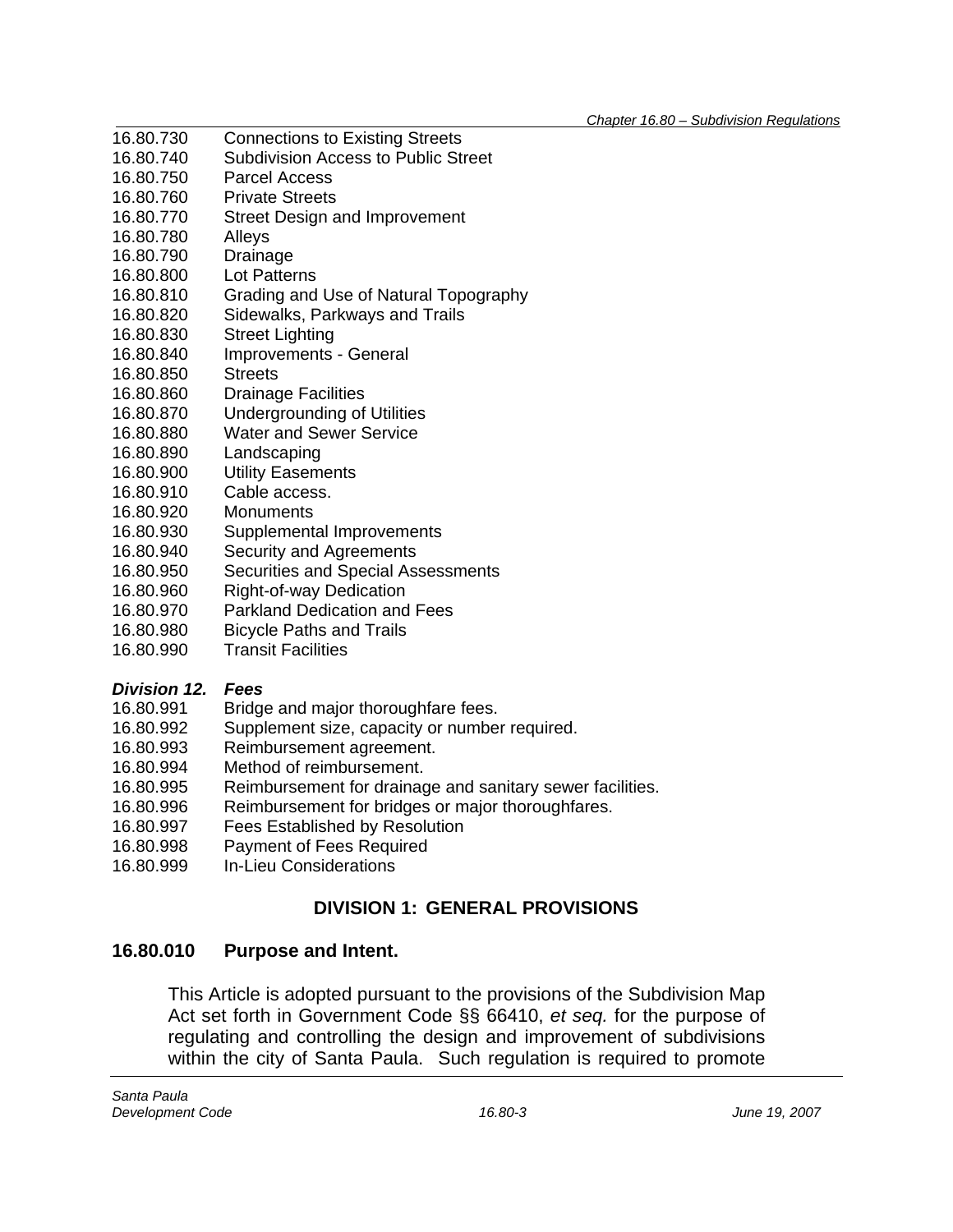16.80.730 Connections to Existing Streets
16.80.740 Subdivision Access to Public Street
16.80.750 Parcel Access
16.80.760 Private Streets
16.80.770 Street Design and Improvement
16.80.780 Alleys
16.80.790 Drainage
16.80.800 Lot Patterns
16.80.810 Grading and Use of Natural Topography
16.80.820 Sidewalks, Parkways and Trails
16.80.830 Street Lighting
16.80.840 Improvements - General
16.80.850 Streets
16.80.860 Drainage Facilities
16.80.870 Undergrounding of Utilities
16.80.880 Water and Sewer Service
16.80.890 Landscaping
16.80.900 Utility Easements
16.80.910 Cable access.
16.80.920 Monuments
16.80.930 Supplemental Improvements
16.80.940 Security and Agreements
16.80.950 Securities and Special Assessments
16.80.960 Right-of-way Dedication
16.80.970 Parkland Dedication and Fees
16.80.980 Bicycle Paths and Trails
16.80.990 Transit Facilities

***Division 12. Fees***

16.80.991 Bridge and major thoroughfare fees.
16.80.992 Supplement size, capacity or number required.
16.80.993 Reimbursement agreement.
16.80.994 Method of reimbursement.
16.80.995 Reimbursement for drainage and sanitary sewer facilities.
16.80.996 Reimbursement for bridges or major thoroughfares.
16.80.997 Fees Established by Resolution
16.80.998 Payment of Fees Required
16.80.999 In-Lieu Considerations

## DIVISION 1: GENERAL PROVISIONS

### 16.80.010 Purpose and Intent.

This Article is adopted pursuant to the provisions of the Subdivision Map Act set forth in Government Code §§ 66410, *et seq.* for the purpose of regulating and controlling the design and improvement of subdivisions within the city of Santa Paula. Such regulation is required to promote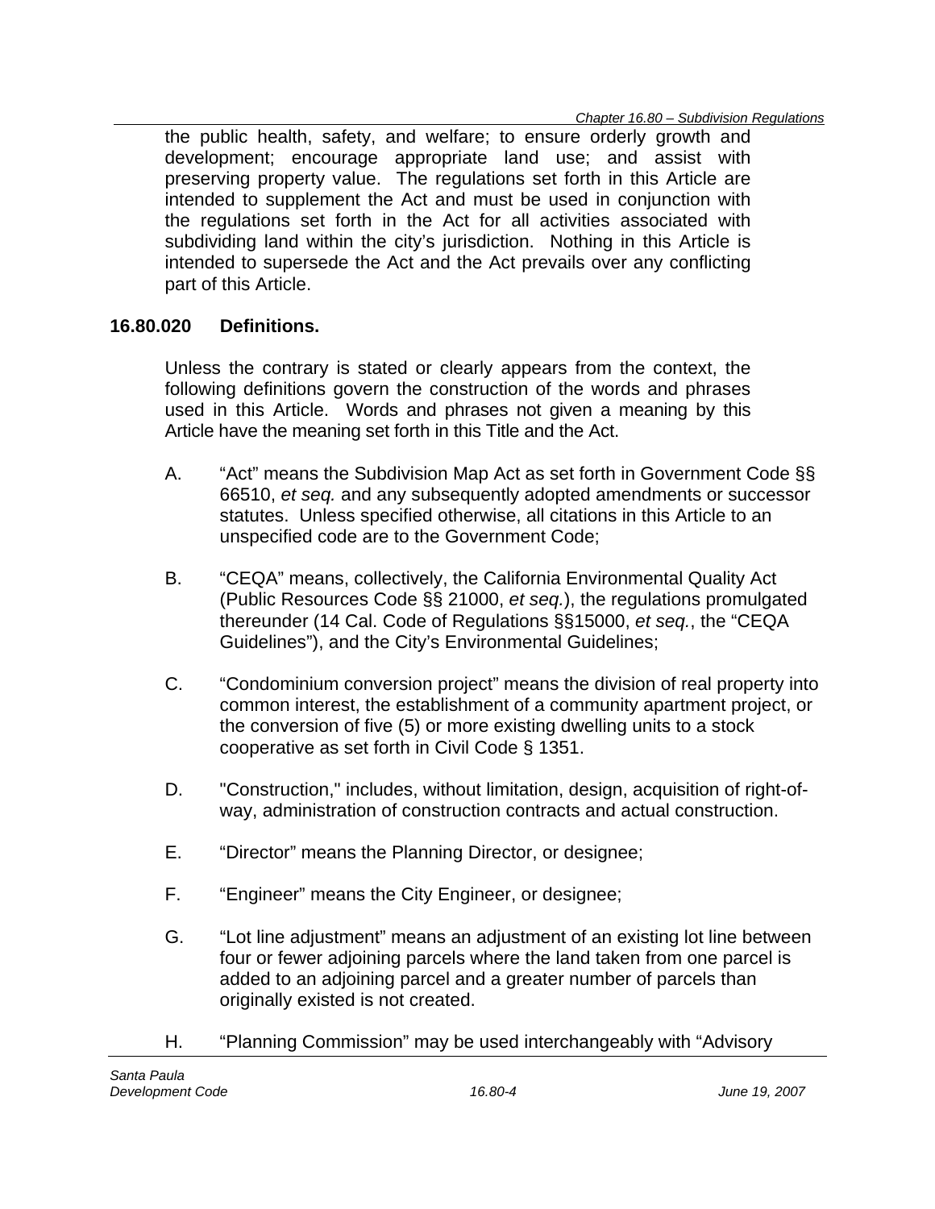the public health, safety, and welfare; to ensure orderly growth and development; encourage appropriate land use; and assist with preserving property value. The regulations set forth in this Article are intended to supplement the Act and must be used in conjunction with the regulations set forth in the Act for all activities associated with subdividing land within the city's jurisdiction. Nothing in this Article is intended to supersede the Act and the Act prevails over any conflicting part of this Article.

## 16.80.020 Definitions.

Unless the contrary is stated or clearly appears from the context, the following definitions govern the construction of the words and phrases used in this Article. Words and phrases not given a meaning by this Article have the meaning set forth in this Title and the Act.

A. "Act" means the Subdivision Map Act as set forth in Government Code §§ 66510, *et seq.* and any subsequently adopted amendments or successor statutes. Unless specified otherwise, all citations in this Article to an unspecified code are to the Government Code;

B. "CEQA" means, collectively, the California Environmental Quality Act (Public Resources Code §§ 21000, *et seq.*), the regulations promulgated thereunder (14 Cal. Code of Regulations §§15000, *et seq.*, the "CEQA Guidelines"), and the City's Environmental Guidelines;

C. "Condominium conversion project" means the division of real property into common interest, the establishment of a community apartment project, or the conversion of five (5) or more existing dwelling units to a stock cooperative as set forth in Civil Code § 1351.

D. "Construction," includes, without limitation, design, acquisition of right-of-way, administration of construction contracts and actual construction.

E. "Director" means the Planning Director, or designee;

F. "Engineer" means the City Engineer, or designee;

G. "Lot line adjustment" means an adjustment of an existing lot line between four or fewer adjoining parcels where the land taken from one parcel is added to an adjoining parcel and a greater number of parcels than originally existed is not created.

H. "Planning Commission" may be used interchangeably with "Advisory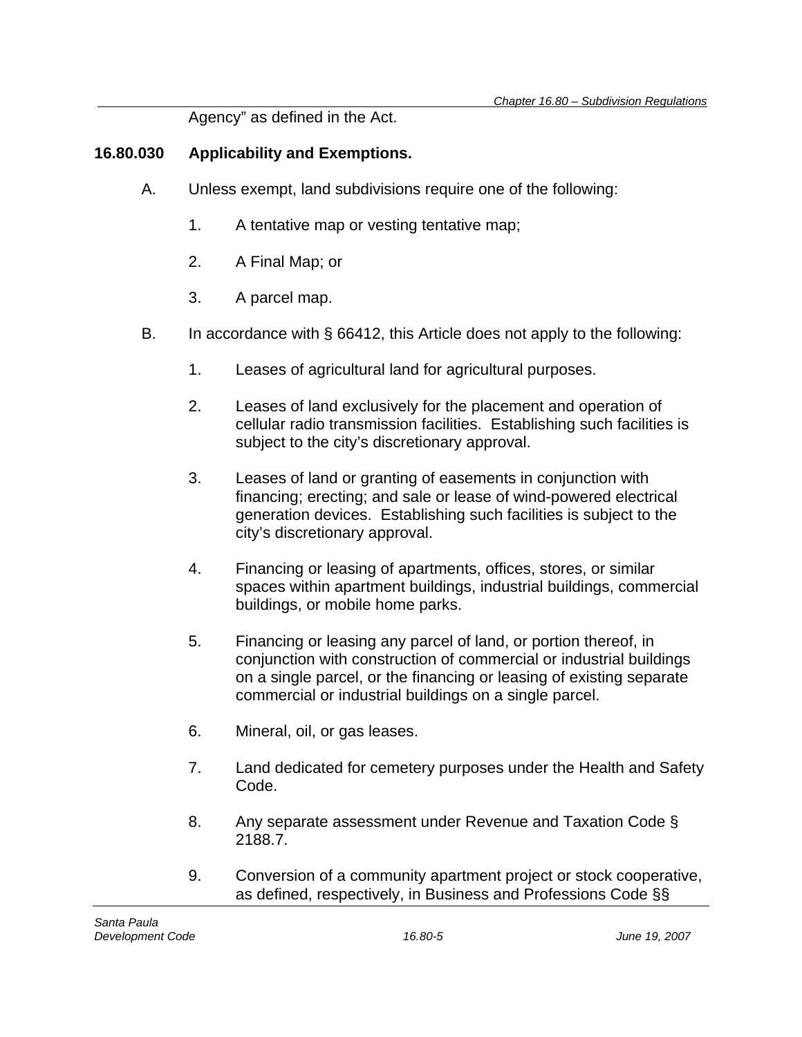Agency" as defined in the Act.

**16.80.030 Applicability and Exemptions.**

A. Unless exempt, land subdivisions require one of the following:

1. A tentative map or vesting tentative map;

2. A Final Map; or

3. A parcel map.

B. In accordance with § 66412, this Article does not apply to the following:

1. Leases of agricultural land for agricultural purposes.

2. Leases of land exclusively for the placement and operation of cellular radio transmission facilities. Establishing such facilities is subject to the city's discretionary approval.

3. Leases of land or granting of easements in conjunction with financing; erecting; and sale or lease of wind-powered electrical generation devices. Establishing such facilities is subject to the city's discretionary approval.

4. Financing or leasing of apartments, offices, stores, or similar spaces within apartment buildings, industrial buildings, commercial buildings, or mobile home parks.

5. Financing or leasing any parcel of land, or portion thereof, in conjunction with construction of commercial or industrial buildings on a single parcel, or the financing or leasing of existing separate commercial or industrial buildings on a single parcel.

6. Mineral, oil, or gas leases.

7. Land dedicated for cemetery purposes under the Health and Safety Code.

8. Any separate assessment under Revenue and Taxation Code § 2188.7.

9. Conversion of a community apartment project or stock cooperative, as defined, respectively, in Business and Professions Code §§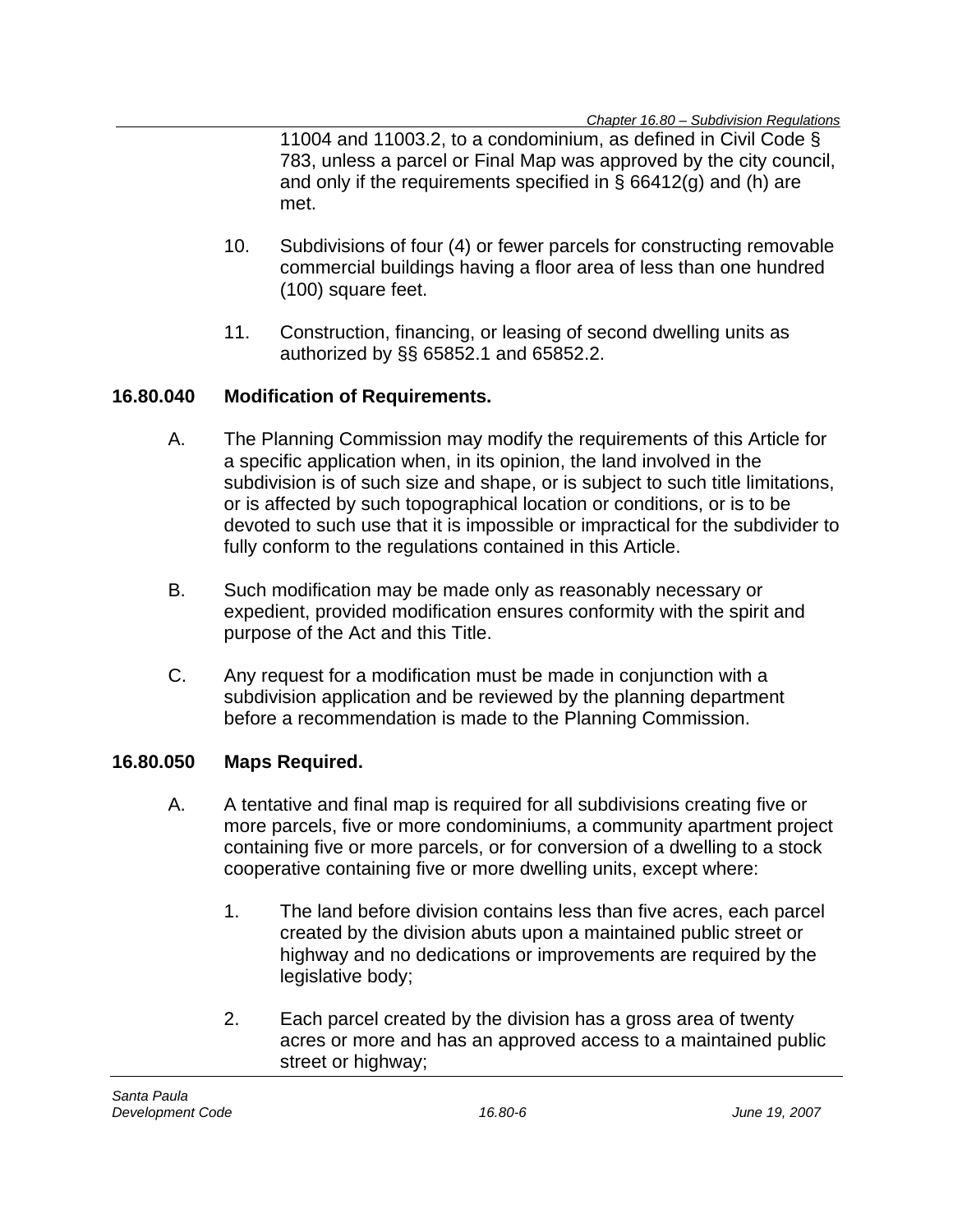11004 and 11003.2, to a condominium, as defined in Civil Code § 783, unless a parcel or Final Map was approved by the city council, and only if the requirements specified in § 66412(g) and (h) are met.

10. Subdivisions of four (4) or fewer parcels for constructing removable commercial buildings having a floor area of less than one hundred (100) square feet.

11. Construction, financing, or leasing of second dwelling units as authorized by §§ 65852.1 and 65852.2.

### 16.80.040 Modification of Requirements.

A. The Planning Commission may modify the requirements of this Article for a specific application when, in its opinion, the land involved in the subdivision is of such size and shape, or is subject to such title limitations, or is affected by such topographical location or conditions, or is to be devoted to such use that it is impossible or impractical for the subdivider to fully conform to the regulations contained in this Article.

B. Such modification may be made only as reasonably necessary or expedient, provided modification ensures conformity with the spirit and purpose of the Act and this Title.

C. Any request for a modification must be made in conjunction with a subdivision application and be reviewed by the planning department before a recommendation is made to the Planning Commission.

### 16.80.050 Maps Required.

A. A tentative and final map is required for all subdivisions creating five or more parcels, five or more condominiums, a community apartment project containing five or more parcels, or for conversion of a dwelling to a stock cooperative containing five or more dwelling units, except where:

1. The land before division contains less than five acres, each parcel created by the division abuts upon a maintained public street or highway and no dedications or improvements are required by the legislative body;

2. Each parcel created by the division has a gross area of twenty acres or more and has an approved access to a maintained public street or highway;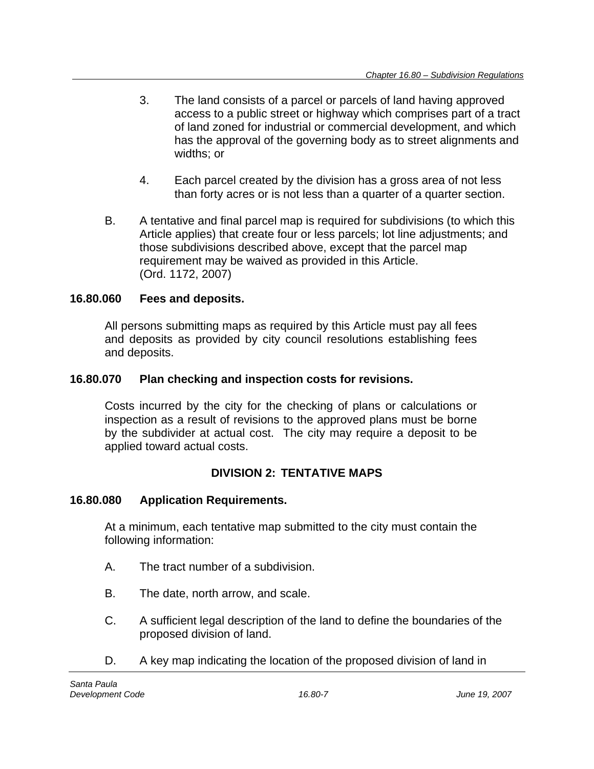3. The land consists of a parcel or parcels of land having approved access to a public street or highway which comprises part of a tract of land zoned for industrial or commercial development, and which has the approval of the governing body as to street alignments and widths; or

4. Each parcel created by the division has a gross area of not less than forty acres or is not less than a quarter of a quarter section.

B. A tentative and final parcel map is required for subdivisions (to which this Article applies) that create four or less parcels; lot line adjustments; and those subdivisions described above, except that the parcel map requirement may be waived as provided in this Article.
(Ord. 1172, 2007)

### 16.80.060 Fees and deposits.

All persons submitting maps as required by this Article must pay all fees and deposits as provided by city council resolutions establishing fees and deposits.

### 16.80.070 Plan checking and inspection costs for revisions.

Costs incurred by the city for the checking of plans or calculations or inspection as a result of revisions to the approved plans must be borne by the subdivider at actual cost. The city may require a deposit to be applied toward actual costs.

## DIVISION 2: TENTATIVE MAPS

### 16.80.080 Application Requirements.

At a minimum, each tentative map submitted to the city must contain the following information:

A. The tract number of a subdivision.

B. The date, north arrow, and scale.

C. A sufficient legal description of the land to define the boundaries of the proposed division of land.

D. A key map indicating the location of the proposed division of land in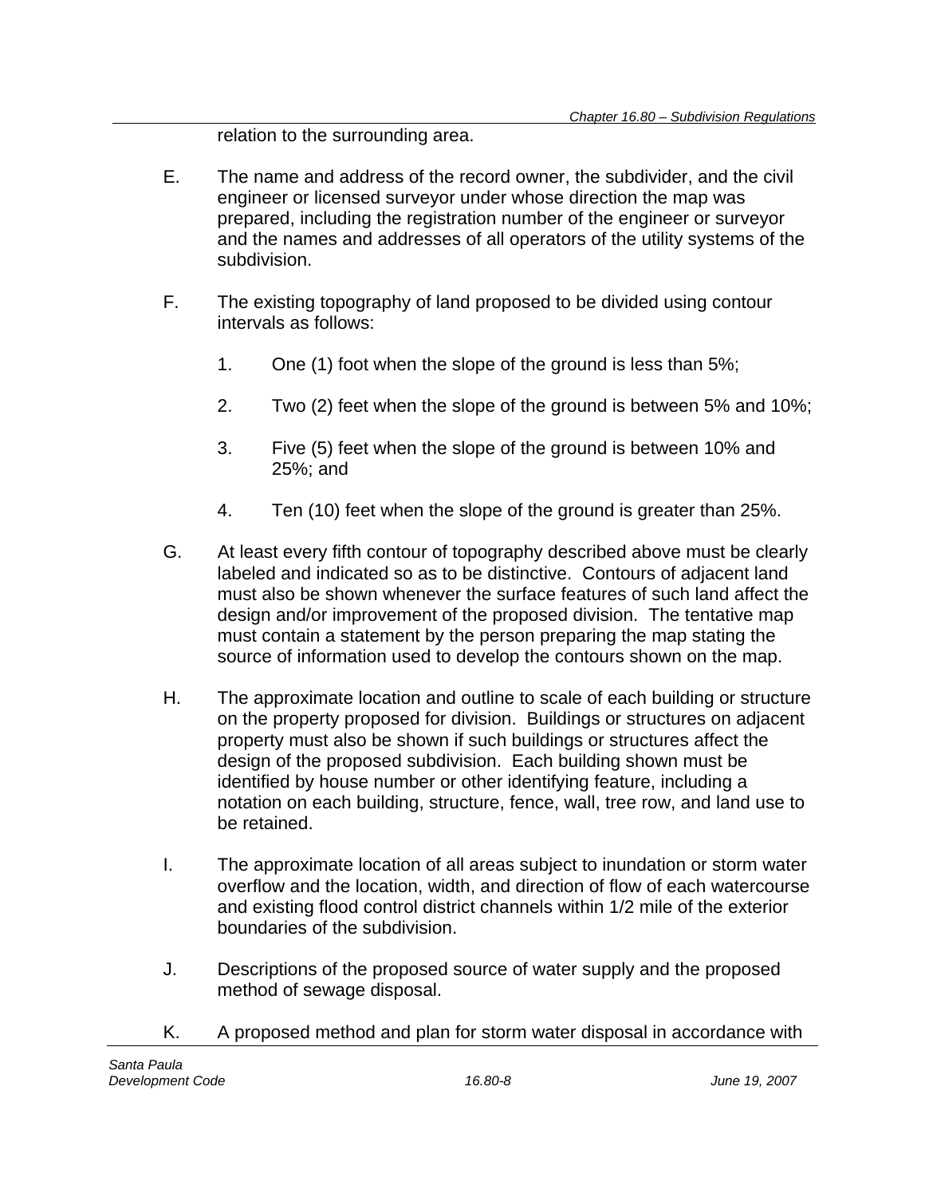relation to the surrounding area.

E. The name and address of the record owner, the subdivider, and the civil engineer or licensed surveyor under whose direction the map was prepared, including the registration number of the engineer or surveyor and the names and addresses of all operators of the utility systems of the subdivision.

F. The existing topography of land proposed to be divided using contour intervals as follows:

   1. One (1) foot when the slope of the ground is less than 5%;

   2. Two (2) feet when the slope of the ground is between 5% and 10%;

   3. Five (5) feet when the slope of the ground is between 10% and 25%; and

   4. Ten (10) feet when the slope of the ground is greater than 25%.

G. At least every fifth contour of topography described above must be clearly labeled and indicated so as to be distinctive. Contours of adjacent land must also be shown whenever the surface features of such land affect the design and/or improvement of the proposed division. The tentative map must contain a statement by the person preparing the map stating the source of information used to develop the contours shown on the map.

H. The approximate location and outline to scale of each building or structure on the property proposed for division. Buildings or structures on adjacent property must also be shown if such buildings or structures affect the design of the proposed subdivision. Each building shown must be identified by house number or other identifying feature, including a notation on each building, structure, fence, wall, tree row, and land use to be retained.

I. The approximate location of all areas subject to inundation or storm water overflow and the location, width, and direction of flow of each watercourse and existing flood control district channels within 1/2 mile of the exterior boundaries of the subdivision.

J. Descriptions of the proposed source of water supply and the proposed method of sewage disposal.

K. A proposed method and plan for storm water disposal in accordance with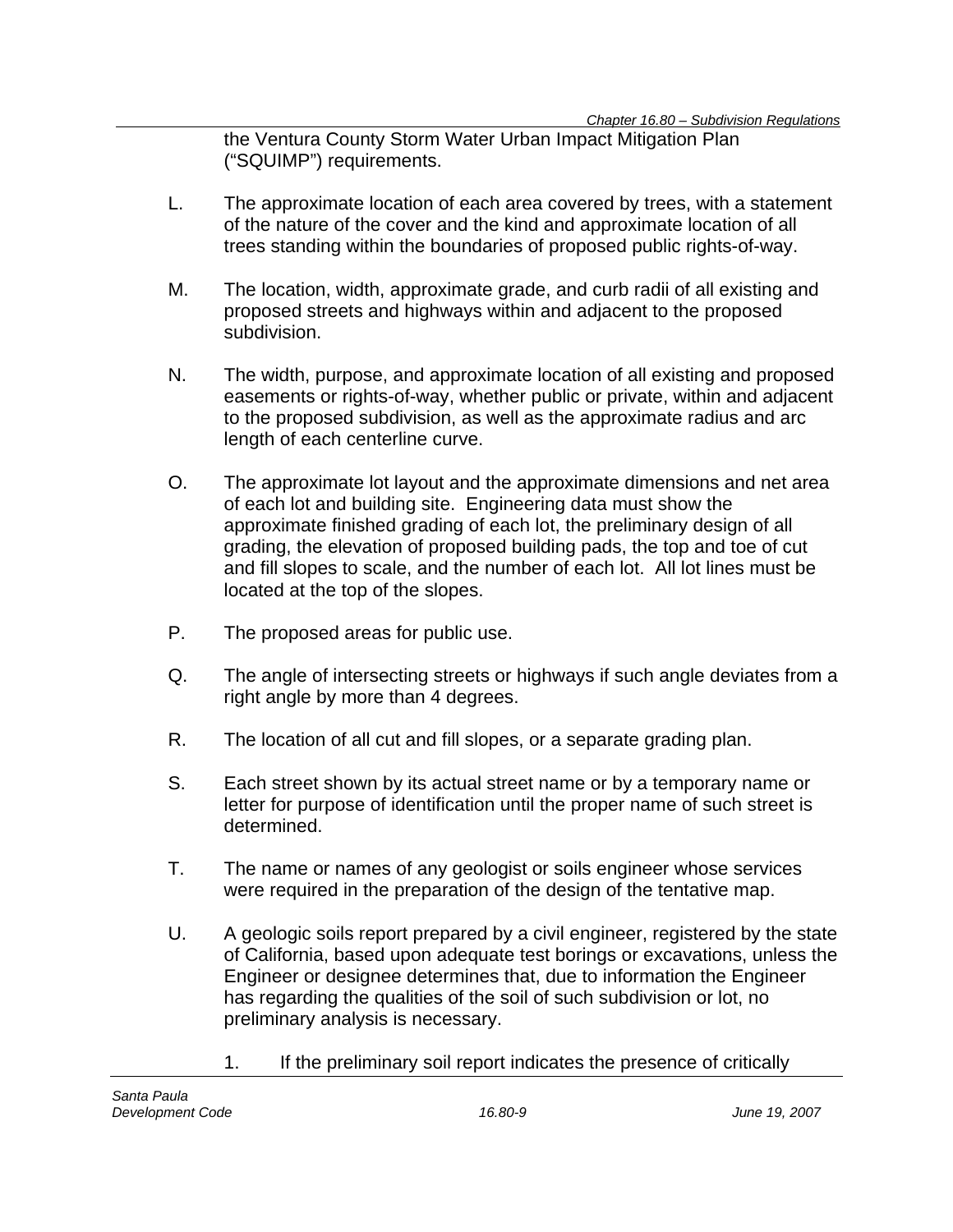the Ventura County Storm Water Urban Impact Mitigation Plan ("SQUIMP") requirements.

L. The approximate location of each area covered by trees, with a statement of the nature of the cover and the kind and approximate location of all trees standing within the boundaries of proposed public rights-of-way.

M. The location, width, approximate grade, and curb radii of all existing and proposed streets and highways within and adjacent to the proposed subdivision.

N. The width, purpose, and approximate location of all existing and proposed easements or rights-of-way, whether public or private, within and adjacent to the proposed subdivision, as well as the approximate radius and arc length of each centerline curve.

O. The approximate lot layout and the approximate dimensions and net area of each lot and building site. Engineering data must show the approximate finished grading of each lot, the preliminary design of all grading, the elevation of proposed building pads, the top and toe of cut and fill slopes to scale, and the number of each lot. All lot lines must be located at the top of the slopes.

P. The proposed areas for public use.

Q. The angle of intersecting streets or highways if such angle deviates from a right angle by more than 4 degrees.

R. The location of all cut and fill slopes, or a separate grading plan.

S. Each street shown by its actual street name or by a temporary name or letter for purpose of identification until the proper name of such street is determined.

T. The name or names of any geologist or soils engineer whose services were required in the preparation of the design of the tentative map.

U. A geologic soils report prepared by a civil engineer, registered by the state of California, based upon adequate test borings or excavations, unless the Engineer or designee determines that, due to information the Engineer has regarding the qualities of the soil of such subdivision or lot, no preliminary analysis is necessary.

   1. If the preliminary soil report indicates the presence of critically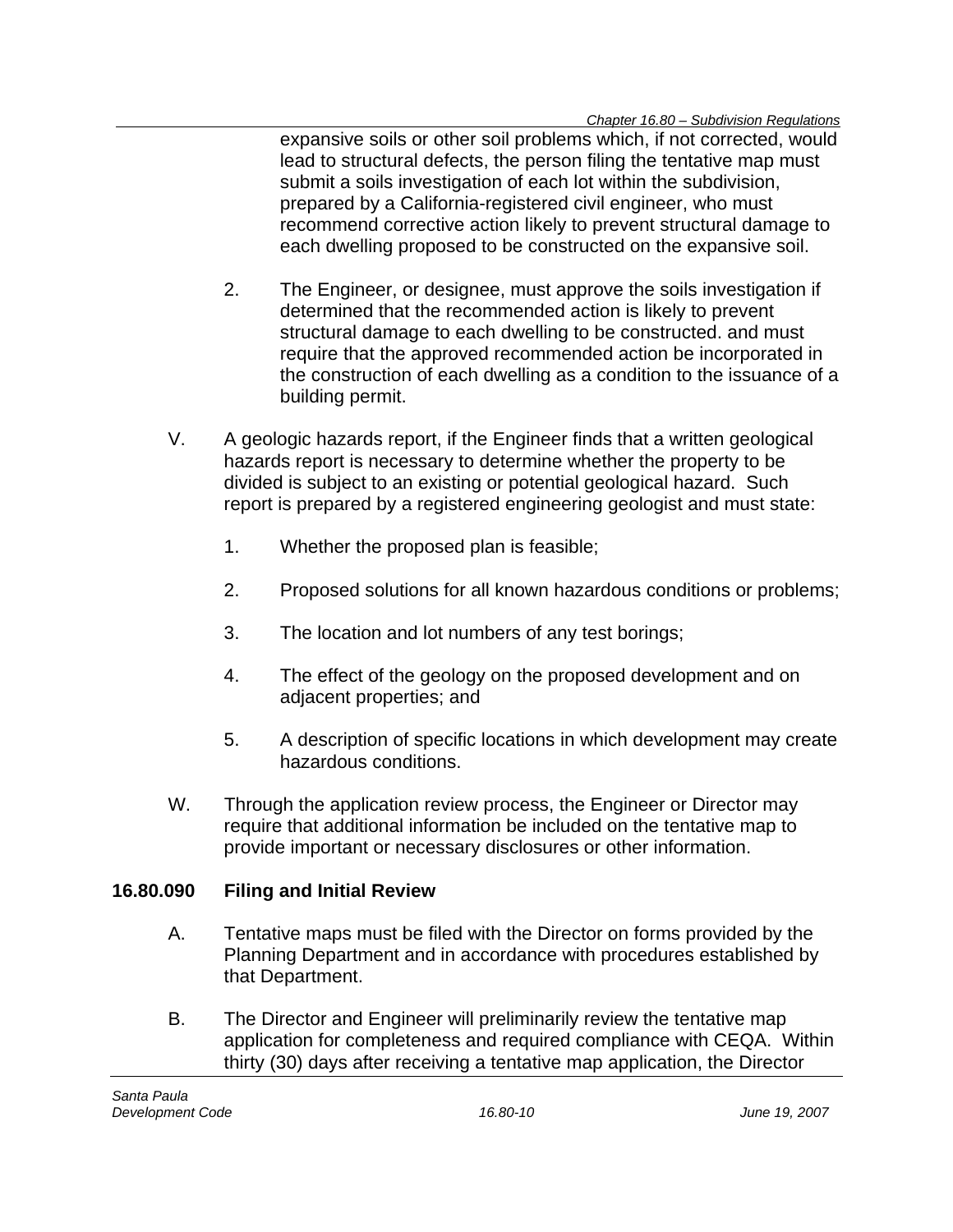expansive soils or other soil problems which, if not corrected, would lead to structural defects, the person filing the tentative map must submit a soils investigation of each lot within the subdivision, prepared by a California-registered civil engineer, who must recommend corrective action likely to prevent structural damage to each dwelling proposed to be constructed on the expansive soil.

2. The Engineer, or designee, must approve the soils investigation if determined that the recommended action is likely to prevent structural damage to each dwelling to be constructed. and must require that the approved recommended action be incorporated in the construction of each dwelling as a condition to the issuance of a building permit.

V. A geologic hazards report, if the Engineer finds that a written geological hazards report is necessary to determine whether the property to be divided is subject to an existing or potential geological hazard. Such report is prepared by a registered engineering geologist and must state:

1. Whether the proposed plan is feasible;

2. Proposed solutions for all known hazardous conditions or problems;

3. The location and lot numbers of any test borings;

4. The effect of the geology on the proposed development and on adjacent properties; and

5. A description of specific locations in which development may create hazardous conditions.

W. Through the application review process, the Engineer or Director may require that additional information be included on the tentative map to provide important or necessary disclosures or other information.

**16.80.090 Filing and Initial Review**

A. Tentative maps must be filed with the Director on forms provided by the Planning Department and in accordance with procedures established by that Department.

B. The Director and Engineer will preliminarily review the tentative map application for completeness and required compliance with CEQA. Within thirty (30) days after receiving a tentative map application, the Director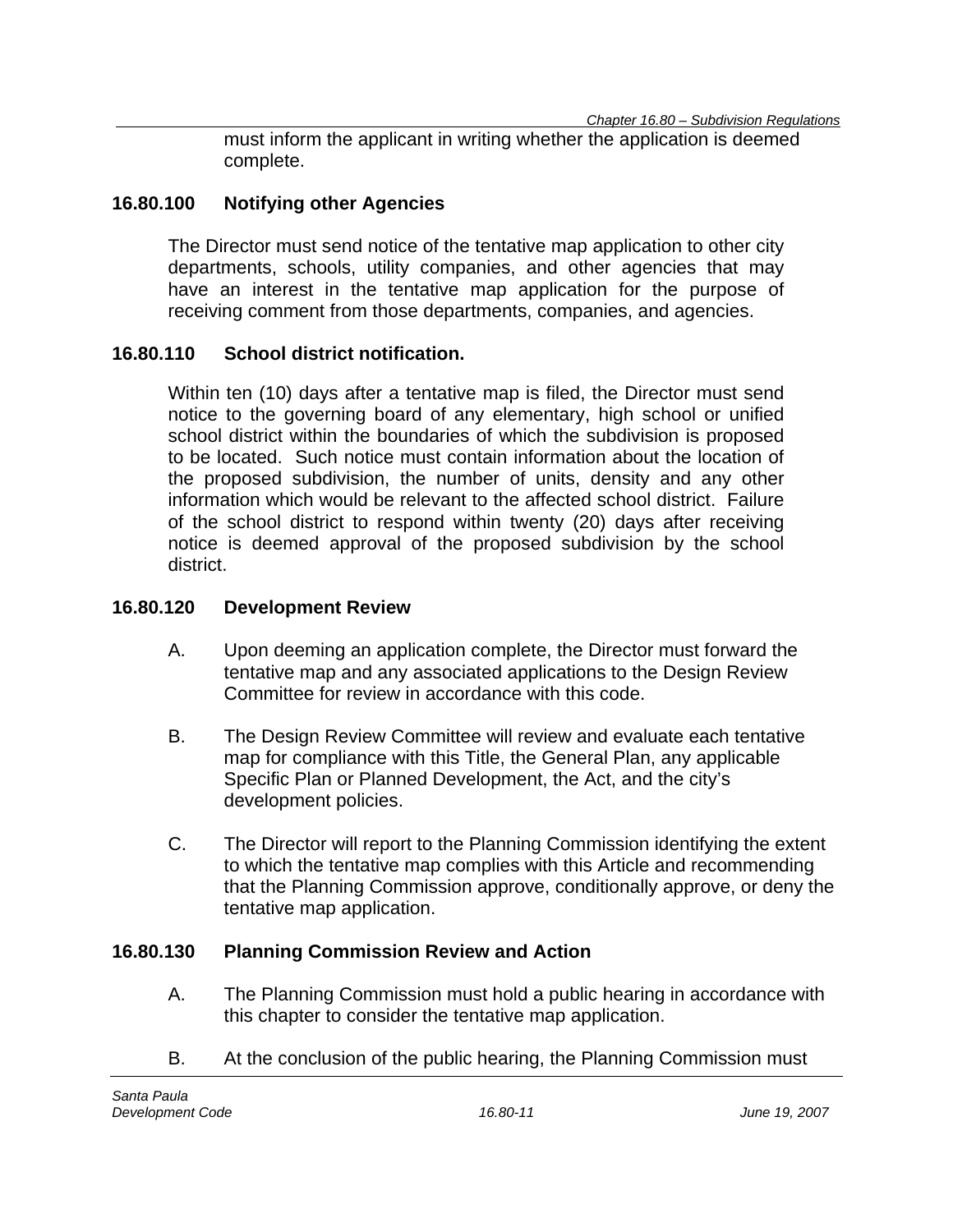must inform the applicant in writing whether the application is deemed complete.

### 16.80.100 Notifying other Agencies

The Director must send notice of the tentative map application to other city departments, schools, utility companies, and other agencies that may have an interest in the tentative map application for the purpose of receiving comment from those departments, companies, and agencies.

### 16.80.110 School district notification.

Within ten (10) days after a tentative map is filed, the Director must send notice to the governing board of any elementary, high school or unified school district within the boundaries of which the subdivision is proposed to be located. Such notice must contain information about the location of the proposed subdivision, the number of units, density and any other information which would be relevant to the affected school district. Failure of the school district to respond within twenty (20) days after receiving notice is deemed approval of the proposed subdivision by the school district.

### 16.80.120 Development Review

A. Upon deeming an application complete, the Director must forward the tentative map and any associated applications to the Design Review Committee for review in accordance with this code.

B. The Design Review Committee will review and evaluate each tentative map for compliance with this Title, the General Plan, any applicable Specific Plan or Planned Development, the Act, and the city's development policies.

C. The Director will report to the Planning Commission identifying the extent to which the tentative map complies with this Article and recommending that the Planning Commission approve, conditionally approve, or deny the tentative map application.

### 16.80.130 Planning Commission Review and Action

A. The Planning Commission must hold a public hearing in accordance with this chapter to consider the tentative map application.

B. At the conclusion of the public hearing, the Planning Commission must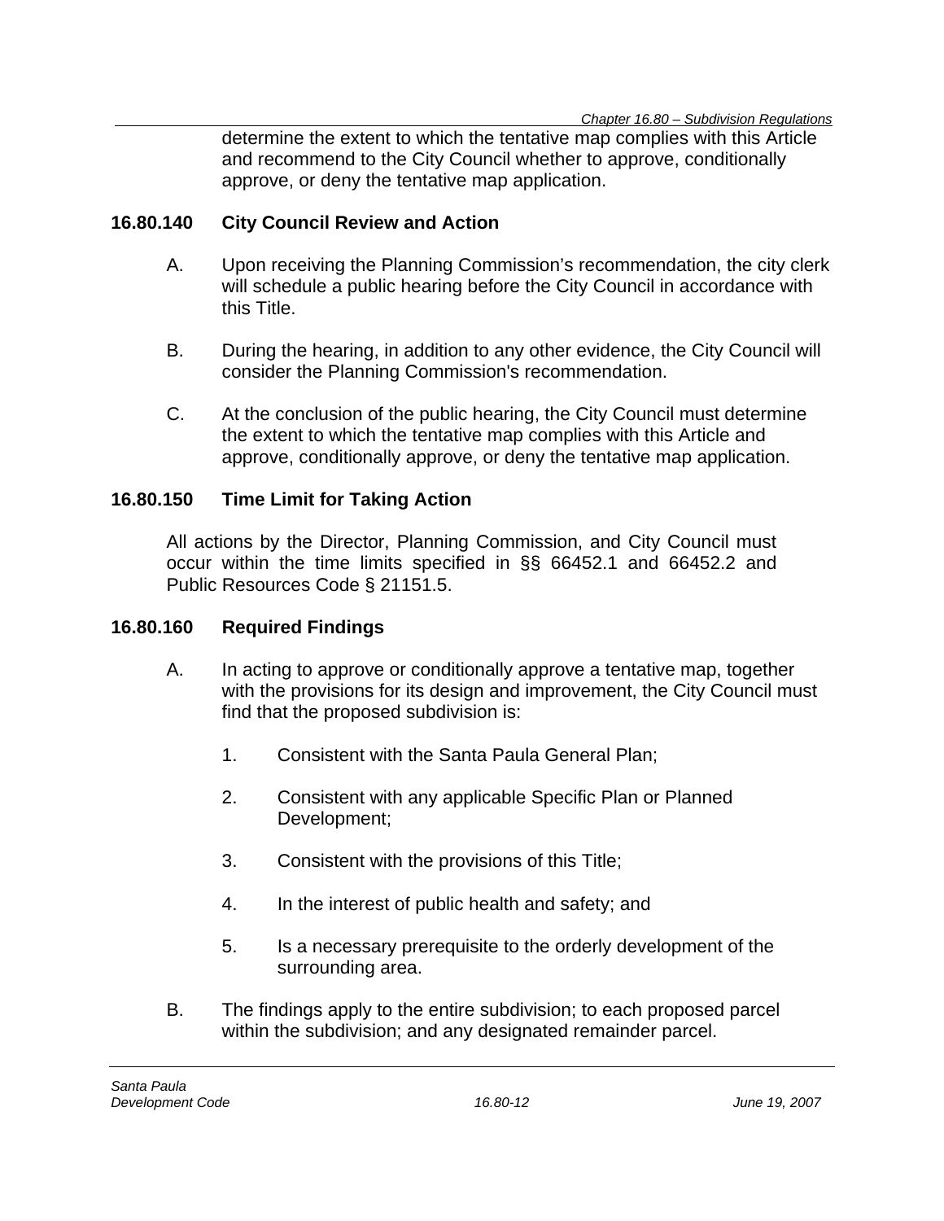determine the extent to which the tentative map complies with this Article and recommend to the City Council whether to approve, conditionally approve, or deny the tentative map application.

### 16.80.140 City Council Review and Action

A. Upon receiving the Planning Commission's recommendation, the city clerk will schedule a public hearing before the City Council in accordance with this Title.

B. During the hearing, in addition to any other evidence, the City Council will consider the Planning Commission's recommendation.

C. At the conclusion of the public hearing, the City Council must determine the extent to which the tentative map complies with this Article and approve, conditionally approve, or deny the tentative map application.

### 16.80.150 Time Limit for Taking Action

All actions by the Director, Planning Commission, and City Council must occur within the time limits specified in §§ 66452.1 and 66452.2 and Public Resources Code § 21151.5.

### 16.80.160 Required Findings

A. In acting to approve or conditionally approve a tentative map, together with the provisions for its design and improvement, the City Council must find that the proposed subdivision is:

1. Consistent with the Santa Paula General Plan;

2. Consistent with any applicable Specific Plan or Planned Development;

3. Consistent with the provisions of this Title;

4. In the interest of public health and safety; and

5. Is a necessary prerequisite to the orderly development of the surrounding area.

B. The findings apply to the entire subdivision; to each proposed parcel within the subdivision; and any designated remainder parcel.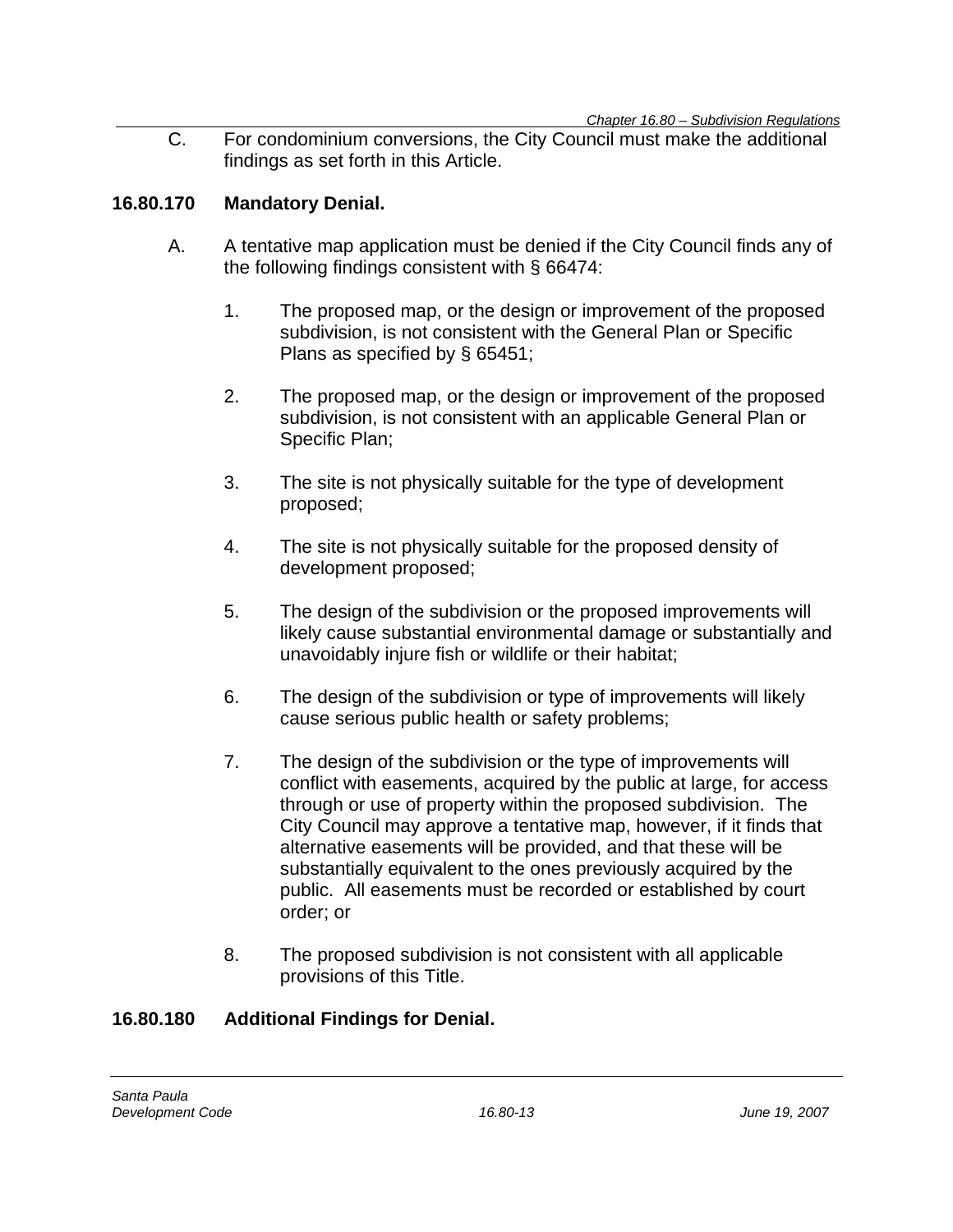C. For condominium conversions, the City Council must make the additional findings as set forth in this Article.

## 16.80.170 Mandatory Denial.

A. A tentative map application must be denied if the City Council finds any of the following findings consistent with § 66474:

1. The proposed map, or the design or improvement of the proposed subdivision, is not consistent with the General Plan or Specific Plans as specified by § 65451;

2. The proposed map, or the design or improvement of the proposed subdivision, is not consistent with an applicable General Plan or Specific Plan;

3. The site is not physically suitable for the type of development proposed;

4. The site is not physically suitable for the proposed density of development proposed;

5. The design of the subdivision or the proposed improvements will likely cause substantial environmental damage or substantially and unavoidably injure fish or wildlife or their habitat;

6. The design of the subdivision or type of improvements will likely cause serious public health or safety problems;

7. The design of the subdivision or the type of improvements will conflict with easements, acquired by the public at large, for access through or use of property within the proposed subdivision. The City Council may approve a tentative map, however, if it finds that alternative easements will be provided, and that these will be substantially equivalent to the ones previously acquired by the public. All easements must be recorded or established by court order; or

8. The proposed subdivision is not consistent with all applicable provisions of this Title.

## 16.80.180 Additional Findings for Denial.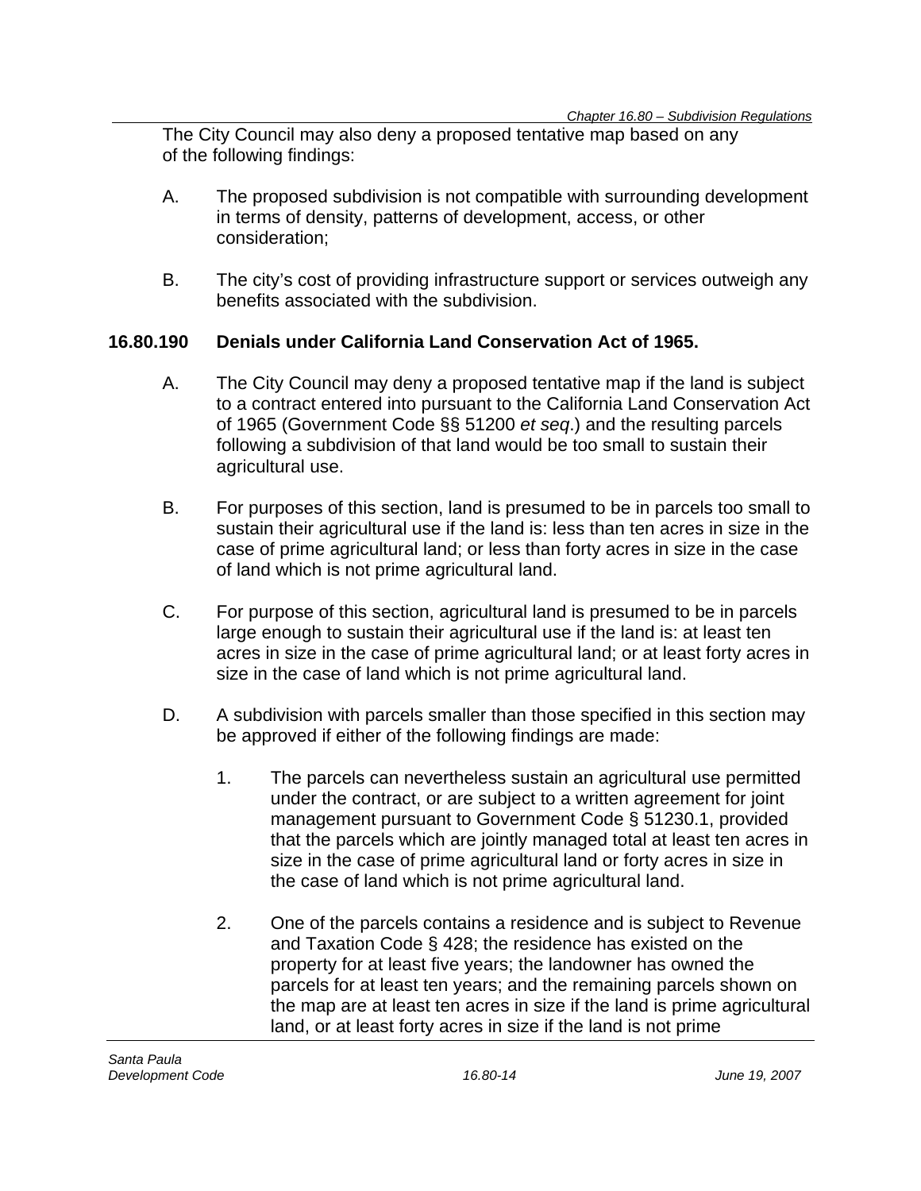The City Council may also deny a proposed tentative map based on any of the following findings:

A. The proposed subdivision is not compatible with surrounding development in terms of density, patterns of development, access, or other consideration;

B. The city's cost of providing infrastructure support or services outweigh any benefits associated with the subdivision.

### 16.80.190 Denials under California Land Conservation Act of 1965.

A. The City Council may deny a proposed tentative map if the land is subject to a contract entered into pursuant to the California Land Conservation Act of 1965 (Government Code §§ 51200 *et seq.*) and the resulting parcels following a subdivision of that land would be too small to sustain their agricultural use.

B. For purposes of this section, land is presumed to be in parcels too small to sustain their agricultural use if the land is: less than ten acres in size in the case of prime agricultural land; or less than forty acres in size in the case of land which is not prime agricultural land.

C. For purpose of this section, agricultural land is presumed to be in parcels large enough to sustain their agricultural use if the land is: at least ten acres in size in the case of prime agricultural land; or at least forty acres in size in the case of land which is not prime agricultural land.

D. A subdivision with parcels smaller than those specified in this section may be approved if either of the following findings are made:

   1. The parcels can nevertheless sustain an agricultural use permitted under the contract, or are subject to a written agreement for joint management pursuant to Government Code § 51230.1, provided that the parcels which are jointly managed total at least ten acres in size in the case of prime agricultural land or forty acres in size in the case of land which is not prime agricultural land.

   2. One of the parcels contains a residence and is subject to Revenue and Taxation Code § 428; the residence has existed on the property for at least five years; the landowner has owned the parcels for at least ten years; and the remaining parcels shown on the map are at least ten acres in size if the land is prime agricultural land, or at least forty acres in size if the land is not prime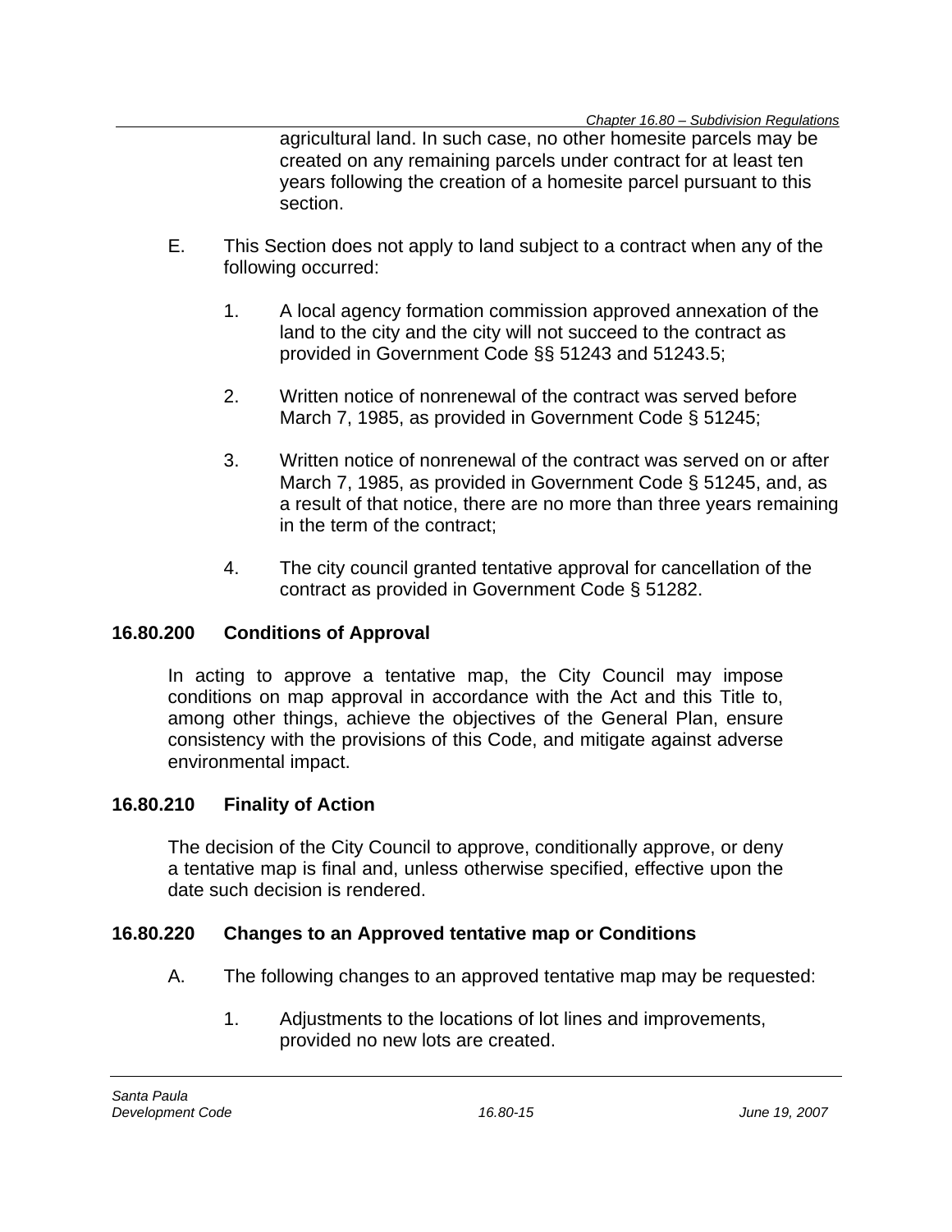agricultural land. In such case, no other homesite parcels may be created on any remaining parcels under contract for at least ten years following the creation of a homesite parcel pursuant to this section.

E. This Section does not apply to land subject to a contract when any of the following occurred:

1. A local agency formation commission approved annexation of the land to the city and the city will not succeed to the contract as provided in Government Code §§ 51243 and 51243.5;

2. Written notice of nonrenewal of the contract was served before March 7, 1985, as provided in Government Code § 51245;

3. Written notice of nonrenewal of the contract was served on or after March 7, 1985, as provided in Government Code § 51245, and, as a result of that notice, there are no more than three years remaining in the term of the contract;

4. The city council granted tentative approval for cancellation of the contract as provided in Government Code § 51282.

## 16.80.200 Conditions of Approval

In acting to approve a tentative map, the City Council may impose conditions on map approval in accordance with the Act and this Title to, among other things, achieve the objectives of the General Plan, ensure consistency with the provisions of this Code, and mitigate against adverse environmental impact.

## 16.80.210 Finality of Action

The decision of the City Council to approve, conditionally approve, or deny a tentative map is final and, unless otherwise specified, effective upon the date such decision is rendered.

## 16.80.220 Changes to an Approved tentative map or Conditions

A. The following changes to an approved tentative map may be requested:

1. Adjustments to the locations of lot lines and improvements, provided no new lots are created.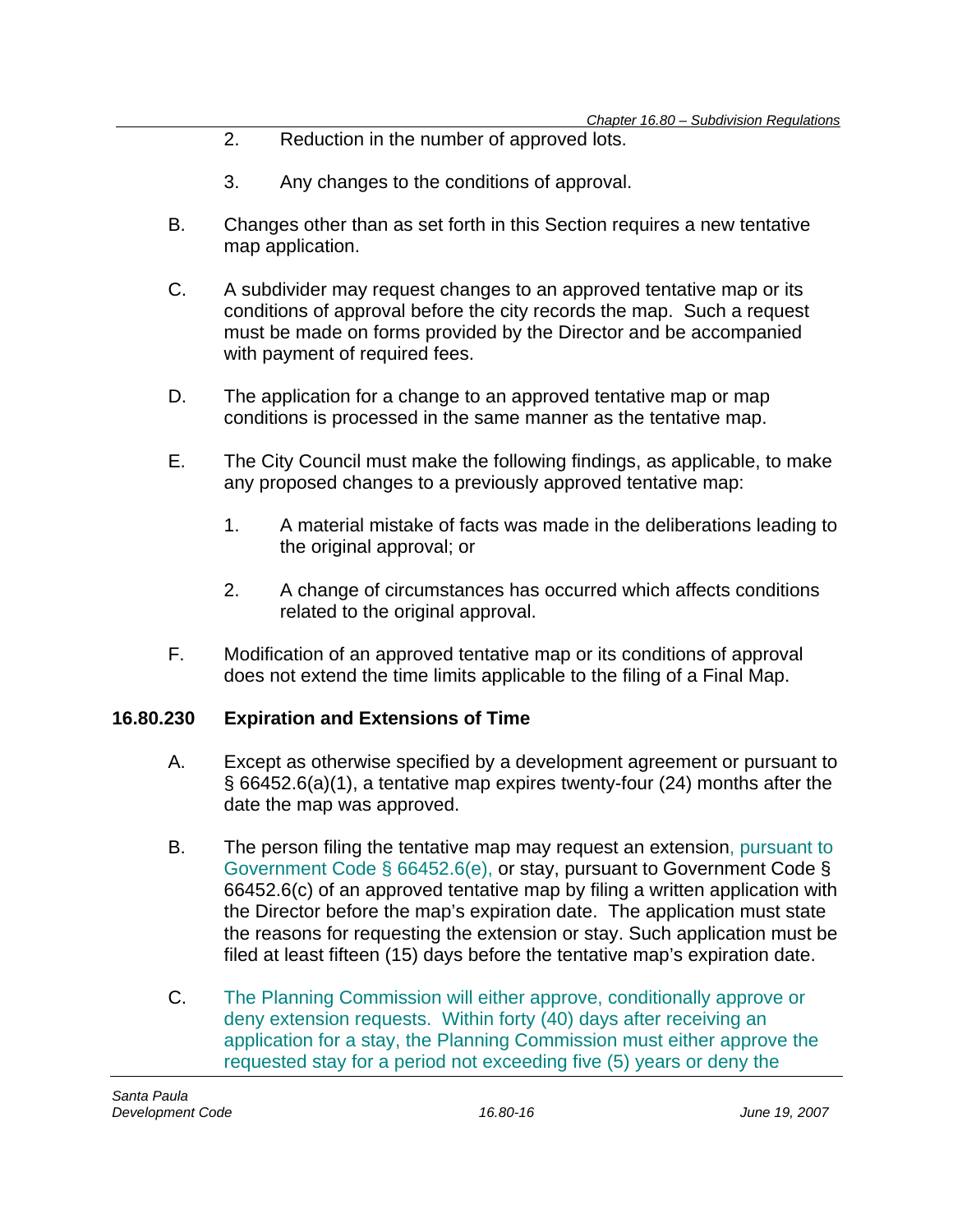2. Reduction in the number of approved lots.

3. Any changes to the conditions of approval.

B. Changes other than as set forth in this Section requires a new tentative map application.

C. A subdivider may request changes to an approved tentative map or its conditions of approval before the city records the map. Such a request must be made on forms provided by the Director and be accompanied with payment of required fees.

D. The application for a change to an approved tentative map or map conditions is processed in the same manner as the tentative map.

E. The City Council must make the following findings, as applicable, to make any proposed changes to a previously approved tentative map:

1. A material mistake of facts was made in the deliberations leading to the original approval; or

2. A change of circumstances has occurred which affects conditions related to the original approval.

F. Modification of an approved tentative map or its conditions of approval does not extend the time limits applicable to the filing of a Final Map.

### 16.80.230 Expiration and Extensions of Time

A. Except as otherwise specified by a development agreement or pursuant to § 66452.6(a)(1), a tentative map expires twenty-four (24) months after the date the map was approved.

B. The person filing the tentative map may request an extension, pursuant to Government Code § 66452.6(e), or stay, pursuant to Government Code § 66452.6(c) of an approved tentative map by filing a written application with the Director before the map's expiration date. The application must state the reasons for requesting the extension or stay. Such application must be filed at least fifteen (15) days before the tentative map's expiration date.

C. The Planning Commission will either approve, conditionally approve or deny extension requests. Within forty (40) days after receiving an application for a stay, the Planning Commission must either approve the requested stay for a period not exceeding five (5) years or deny the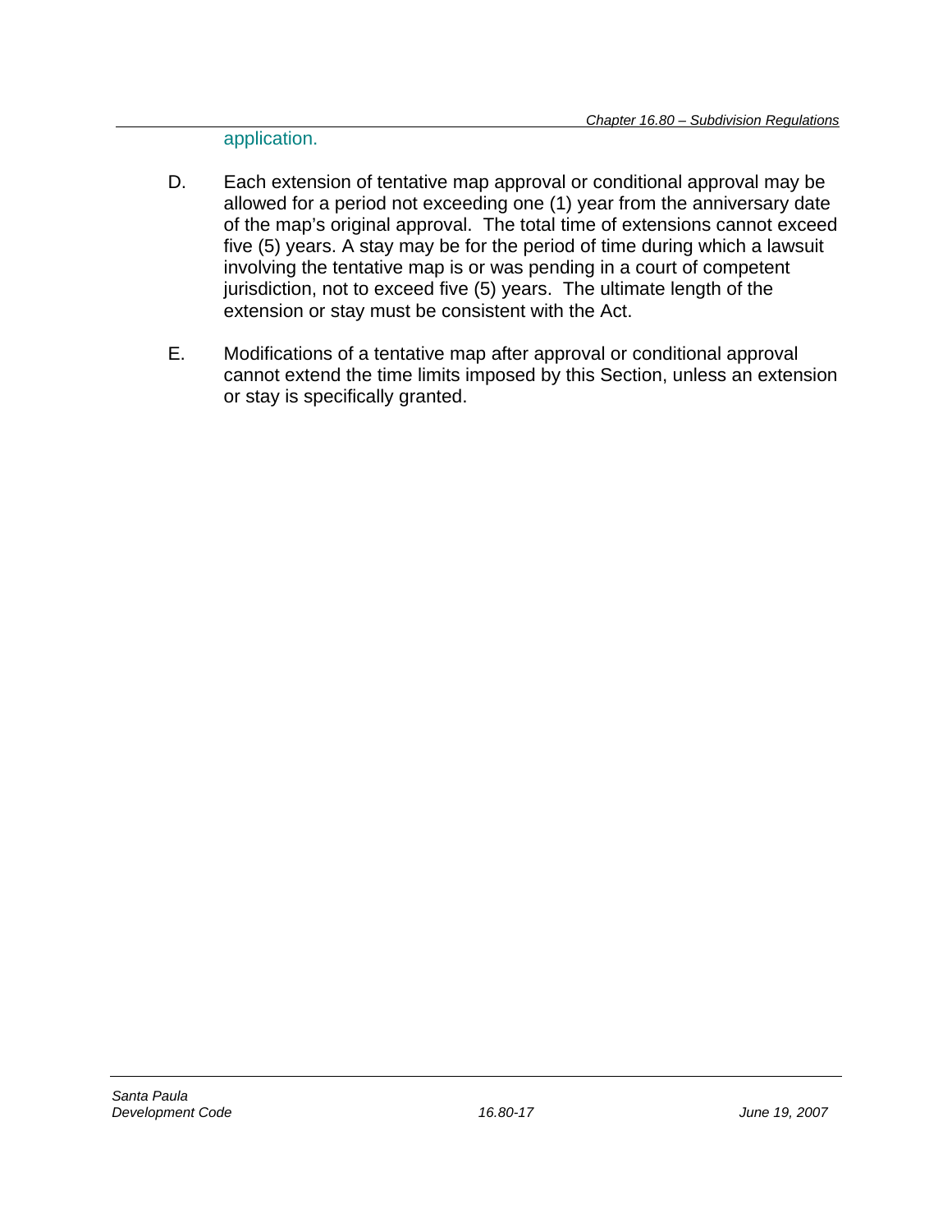application.

D. Each extension of tentative map approval or conditional approval may be allowed for a period not exceeding one (1) year from the anniversary date of the map's original approval. The total time of extensions cannot exceed five (5) years. A stay may be for the period of time during which a lawsuit involving the tentative map is or was pending in a court of competent jurisdiction, not to exceed five (5) years. The ultimate length of the extension or stay must be consistent with the Act.

E. Modifications of a tentative map after approval or conditional approval cannot extend the time limits imposed by this Section, unless an extension or stay is specifically granted.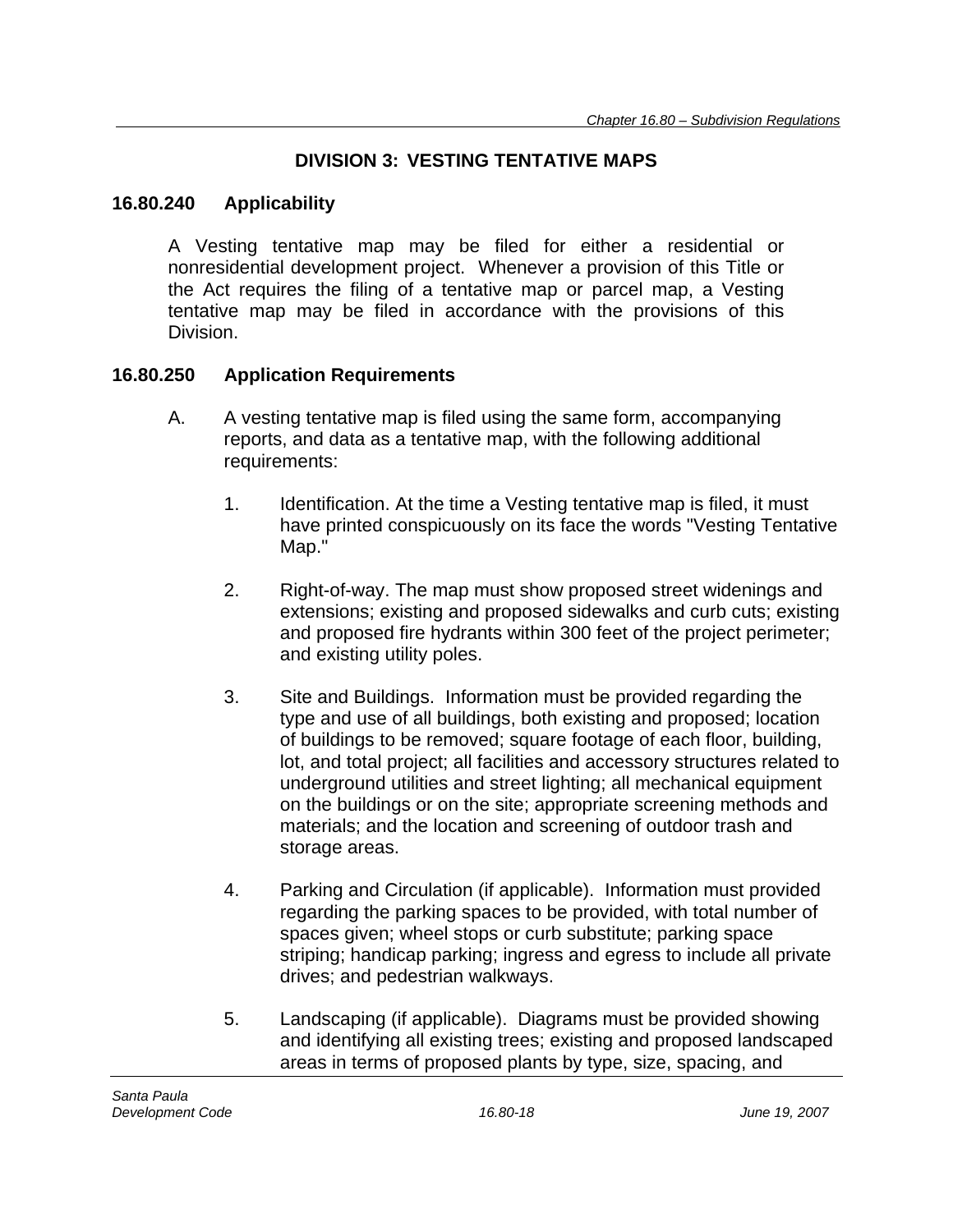## DIVISION 3: VESTING TENTATIVE MAPS

### 16.80.240 Applicability

A Vesting tentative map may be filed for either a residential or nonresidential development project. Whenever a provision of this Title or the Act requires the filing of a tentative map or parcel map, a Vesting tentative map may be filed in accordance with the provisions of this Division.

### 16.80.250 Application Requirements

A. A vesting tentative map is filed using the same form, accompanying reports, and data as a tentative map, with the following additional requirements:

1. Identification. At the time a Vesting tentative map is filed, it must have printed conspicuously on its face the words "Vesting Tentative Map."

2. Right-of-way. The map must show proposed street widenings and extensions; existing and proposed sidewalks and curb cuts; existing and proposed fire hydrants within 300 feet of the project perimeter; and existing utility poles.

3. Site and Buildings. Information must be provided regarding the type and use of all buildings, both existing and proposed; location of buildings to be removed; square footage of each floor, building, lot, and total project; all facilities and accessory structures related to underground utilities and street lighting; all mechanical equipment on the buildings or on the site; appropriate screening methods and materials; and the location and screening of outdoor trash and storage areas.

4. Parking and Circulation (if applicable). Information must provided regarding the parking spaces to be provided, with total number of spaces given; wheel stops or curb substitute; parking space striping; handicap parking; ingress and egress to include all private drives; and pedestrian walkways.

5. Landscaping (if applicable). Diagrams must be provided showing and identifying all existing trees; existing and proposed landscaped areas in terms of proposed plants by type, size, spacing, and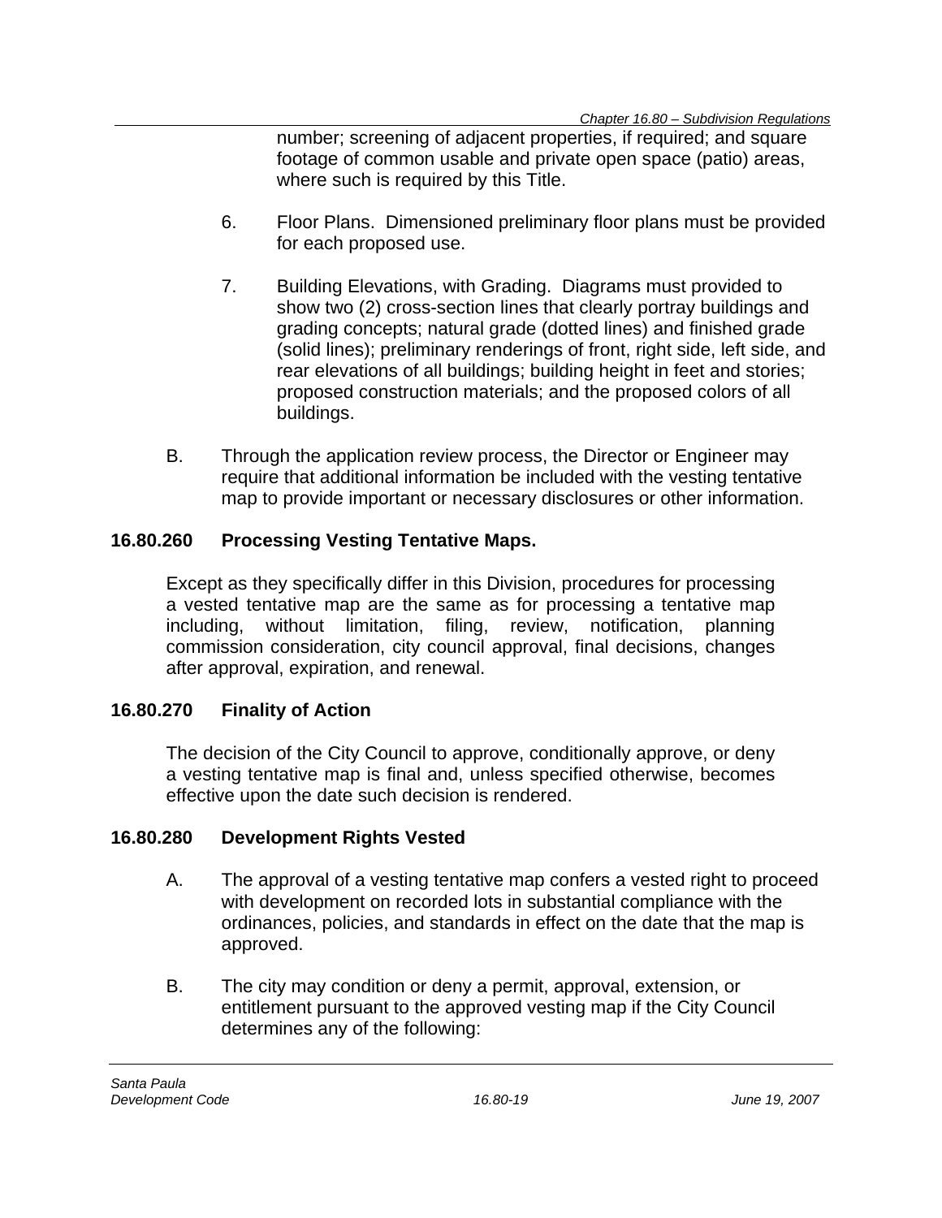number; screening of adjacent properties, if required; and square footage of common usable and private open space (patio) areas, where such is required by this Title.

6. Floor Plans. Dimensioned preliminary floor plans must be provided for each proposed use.

7. Building Elevations, with Grading. Diagrams must provided to show two (2) cross-section lines that clearly portray buildings and grading concepts; natural grade (dotted lines) and finished grade (solid lines); preliminary renderings of front, right side, left side, and rear elevations of all buildings; building height in feet and stories; proposed construction materials; and the proposed colors of all buildings.

B. Through the application review process, the Director or Engineer may require that additional information be included with the vesting tentative map to provide important or necessary disclosures or other information.

### 16.80.260 Processing Vesting Tentative Maps.

Except as they specifically differ in this Division, procedures for processing a vested tentative map are the same as for processing a tentative map including, without limitation, filing, review, notification, planning commission consideration, city council approval, final decisions, changes after approval, expiration, and renewal.

### 16.80.270 Finality of Action

The decision of the City Council to approve, conditionally approve, or deny a vesting tentative map is final and, unless specified otherwise, becomes effective upon the date such decision is rendered.

### 16.80.280 Development Rights Vested

A. The approval of a vesting tentative map confers a vested right to proceed with development on recorded lots in substantial compliance with the ordinances, policies, and standards in effect on the date that the map is approved.

B. The city may condition or deny a permit, approval, extension, or entitlement pursuant to the approved vesting map if the City Council determines any of the following: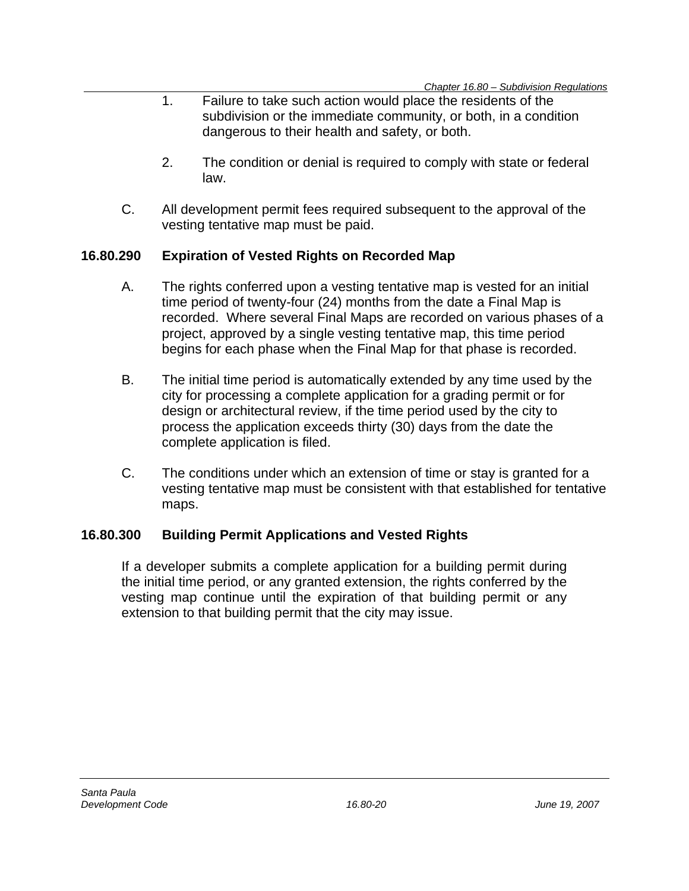1. Failure to take such action would place the residents of the subdivision or the immediate community, or both, in a condition dangerous to their health and safety, or both.

2. The condition or denial is required to comply with state or federal law.

C. All development permit fees required subsequent to the approval of the vesting tentative map must be paid.

### 16.80.290 Expiration of Vested Rights on Recorded Map

A. The rights conferred upon a vesting tentative map is vested for an initial time period of twenty-four (24) months from the date a Final Map is recorded. Where several Final Maps are recorded on various phases of a project, approved by a single vesting tentative map, this time period begins for each phase when the Final Map for that phase is recorded.

B. The initial time period is automatically extended by any time used by the city for processing a complete application for a grading permit or for design or architectural review, if the time period used by the city to process the application exceeds thirty (30) days from the date the complete application is filed.

C. The conditions under which an extension of time or stay is granted for a vesting tentative map must be consistent with that established for tentative maps.

### 16.80.300 Building Permit Applications and Vested Rights

If a developer submits a complete application for a building permit during the initial time period, or any granted extension, the rights conferred by the vesting map continue until the expiration of that building permit or any extension to that building permit that the city may issue.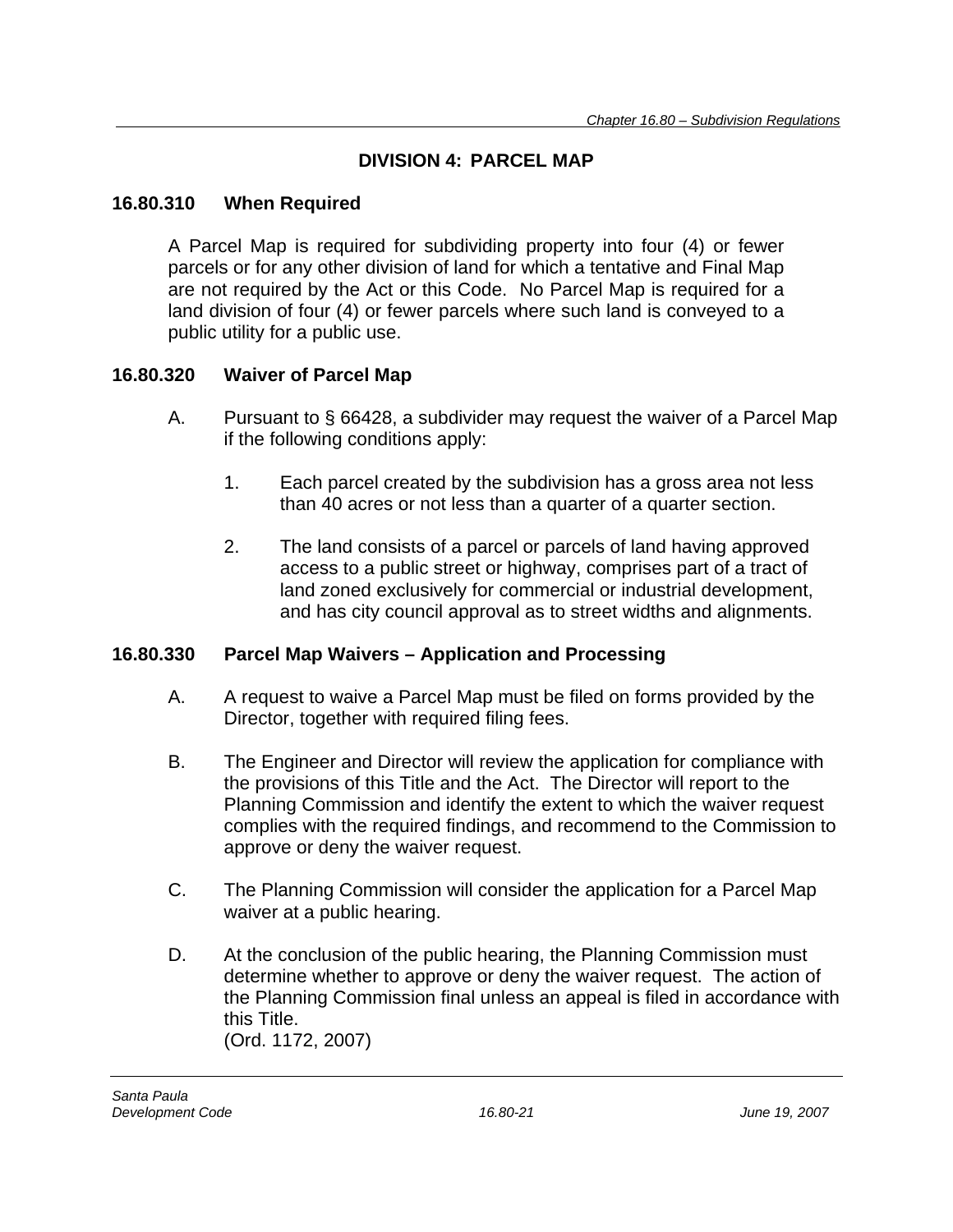## DIVISION 4: PARCEL MAP

### 16.80.310 When Required

A Parcel Map is required for subdividing property into four (4) or fewer parcels or for any other division of land for which a tentative and Final Map are not required by the Act or this Code. No Parcel Map is required for a land division of four (4) or fewer parcels where such land is conveyed to a public utility for a public use.

### 16.80.320 Waiver of Parcel Map

A. Pursuant to § 66428, a subdivider may request the waiver of a Parcel Map if the following conditions apply:

   1. Each parcel created by the subdivision has a gross area not less than 40 acres or not less than a quarter of a quarter section.

   2. The land consists of a parcel or parcels of land having approved access to a public street or highway, comprises part of a tract of land zoned exclusively for commercial or industrial development, and has city council approval as to street widths and alignments.

### 16.80.330 Parcel Map Waivers – Application and Processing

A. A request to waive a Parcel Map must be filed on forms provided by the Director, together with required filing fees.

B. The Engineer and Director will review the application for compliance with the provisions of this Title and the Act. The Director will report to the Planning Commission and identify the extent to which the waiver request complies with the required findings, and recommend to the Commission to approve or deny the waiver request.

C. The Planning Commission will consider the application for a Parcel Map waiver at a public hearing.

D. At the conclusion of the public hearing, the Planning Commission must determine whether to approve or deny the waiver request. The action of the Planning Commission final unless an appeal is filed in accordance with this Title.
(Ord. 1172, 2007)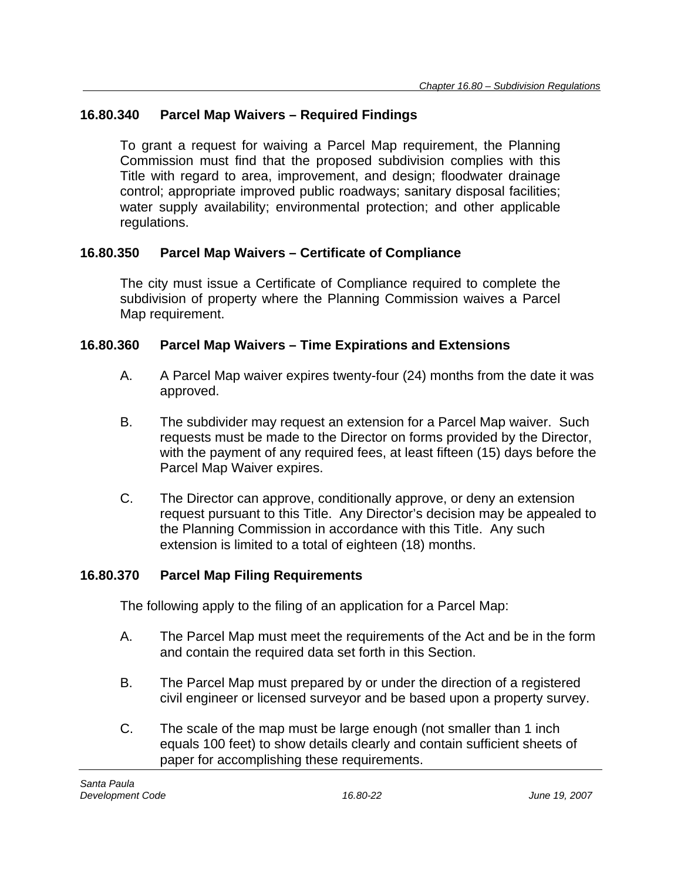### 16.80.340 Parcel Map Waivers – Required Findings

To grant a request for waiving a Parcel Map requirement, the Planning Commission must find that the proposed subdivision complies with this Title with regard to area, improvement, and design; floodwater drainage control; appropriate improved public roadways; sanitary disposal facilities; water supply availability; environmental protection; and other applicable regulations.

### 16.80.350 Parcel Map Waivers – Certificate of Compliance

The city must issue a Certificate of Compliance required to complete the subdivision of property where the Planning Commission waives a Parcel Map requirement.

### 16.80.360 Parcel Map Waivers – Time Expirations and Extensions

A. A Parcel Map waiver expires twenty-four (24) months from the date it was approved.

B. The subdivider may request an extension for a Parcel Map waiver. Such requests must be made to the Director on forms provided by the Director, with the payment of any required fees, at least fifteen (15) days before the Parcel Map Waiver expires.

C. The Director can approve, conditionally approve, or deny an extension request pursuant to this Title. Any Director's decision may be appealed to the Planning Commission in accordance with this Title. Any such extension is limited to a total of eighteen (18) months.

### 16.80.370 Parcel Map Filing Requirements

The following apply to the filing of an application for a Parcel Map:

A. The Parcel Map must meet the requirements of the Act and be in the form and contain the required data set forth in this Section.

B. The Parcel Map must prepared by or under the direction of a registered civil engineer or licensed surveyor and be based upon a property survey.

C. The scale of the map must be large enough (not smaller than 1 inch equals 100 feet) to show details clearly and contain sufficient sheets of paper for accomplishing these requirements.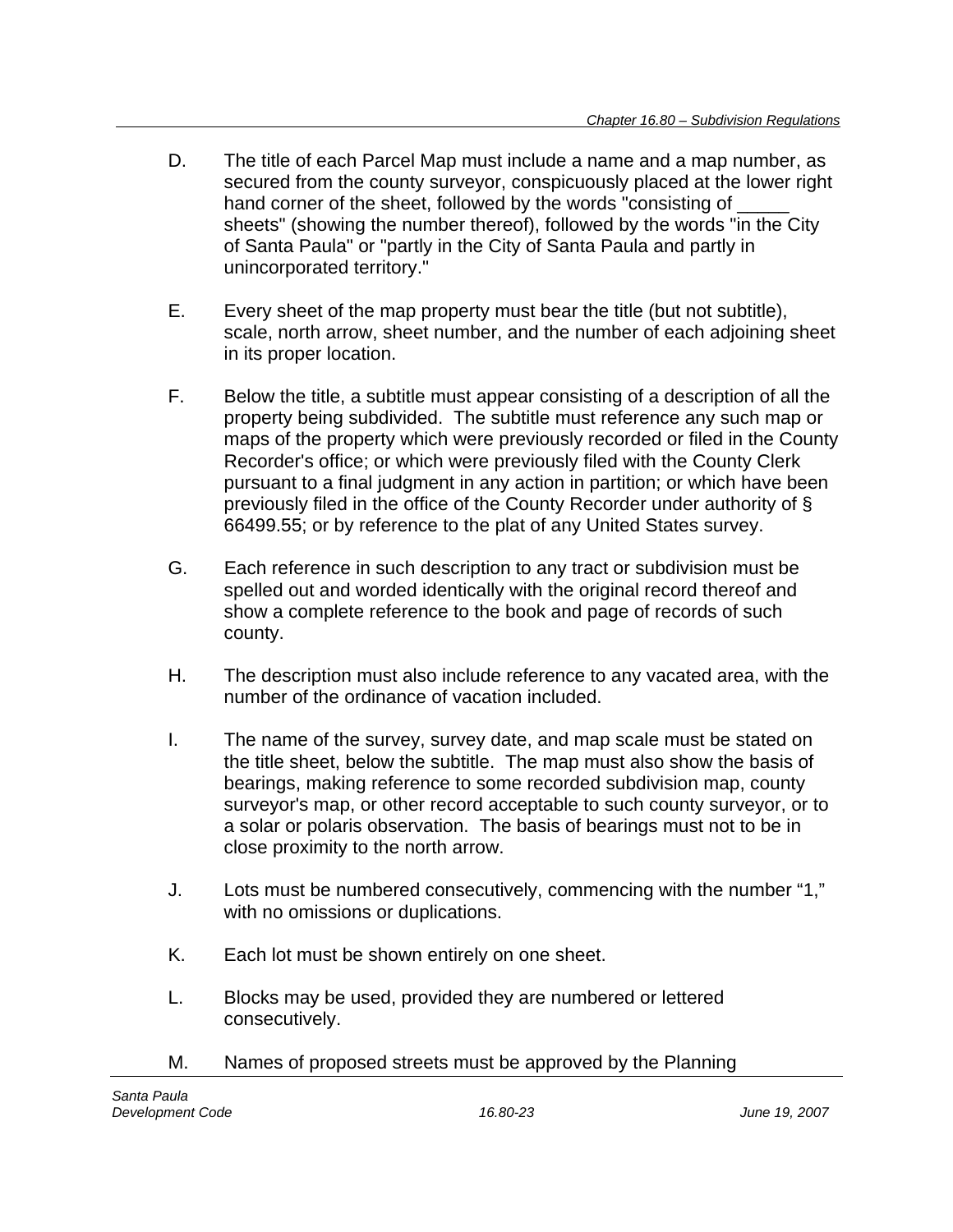D. The title of each Parcel Map must include a name and a map number, as secured from the county surveyor, conspicuously placed at the lower right hand corner of the sheet, followed by the words "consisting of _____ sheets" (showing the number thereof), followed by the words "in the City of Santa Paula" or "partly in the City of Santa Paula and partly in unincorporated territory."

E. Every sheet of the map property must bear the title (but not subtitle), scale, north arrow, sheet number, and the number of each adjoining sheet in its proper location.

F. Below the title, a subtitle must appear consisting of a description of all the property being subdivided. The subtitle must reference any such map or maps of the property which were previously recorded or filed in the County Recorder's office; or which were previously filed with the County Clerk pursuant to a final judgment in any action in partition; or which have been previously filed in the office of the County Recorder under authority of § 66499.55; or by reference to the plat of any United States survey.

G. Each reference in such description to any tract or subdivision must be spelled out and worded identically with the original record thereof and show a complete reference to the book and page of records of such county.

H. The description must also include reference to any vacated area, with the number of the ordinance of vacation included.

I. The name of the survey, survey date, and map scale must be stated on the title sheet, below the subtitle. The map must also show the basis of bearings, making reference to some recorded subdivision map, county surveyor's map, or other record acceptable to such county surveyor, or to a solar or polaris observation. The basis of bearings must not to be in close proximity to the north arrow.

J. Lots must be numbered consecutively, commencing with the number "1," with no omissions or duplications.

K. Each lot must be shown entirely on one sheet.

L. Blocks may be used, provided they are numbered or lettered consecutively.

M. Names of proposed streets must be approved by the Planning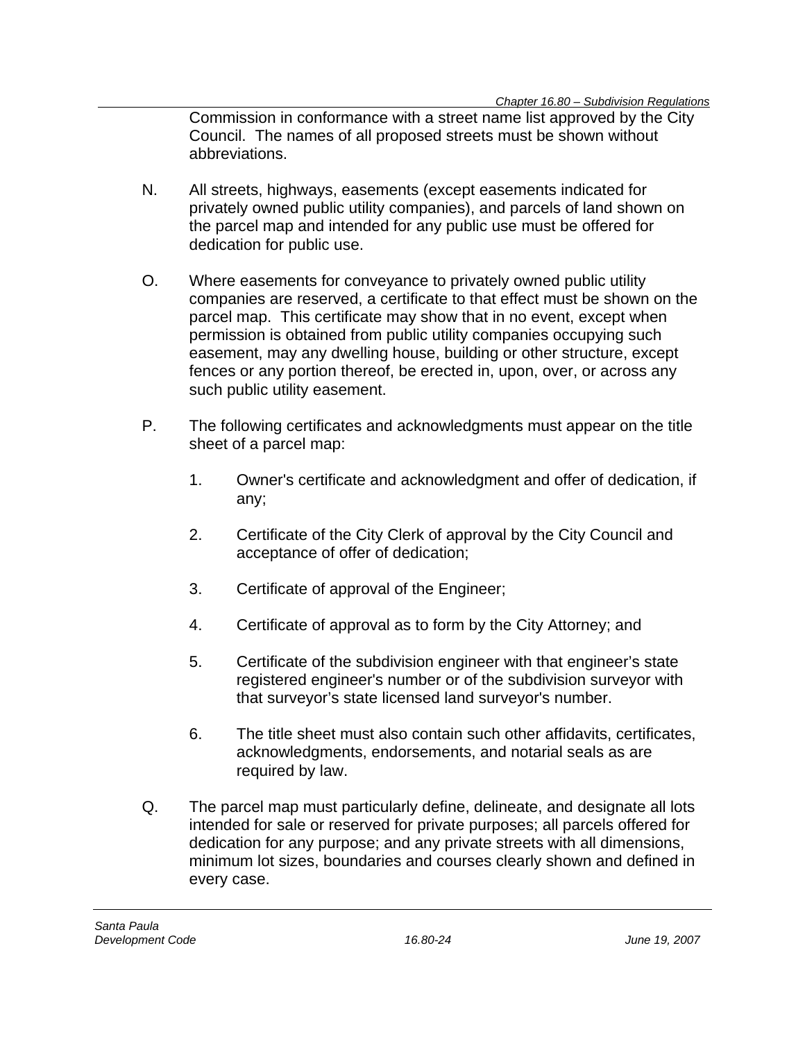Commission in conformance with a street name list approved by the City Council. The names of all proposed streets must be shown without abbreviations.

N. All streets, highways, easements (except easements indicated for privately owned public utility companies), and parcels of land shown on the parcel map and intended for any public use must be offered for dedication for public use.

O. Where easements for conveyance to privately owned public utility companies are reserved, a certificate to that effect must be shown on the parcel map. This certificate may show that in no event, except when permission is obtained from public utility companies occupying such easement, may any dwelling house, building or other structure, except fences or any portion thereof, be erected in, upon, over, or across any such public utility easement.

P. The following certificates and acknowledgments must appear on the title sheet of a parcel map:

   1. Owner's certificate and acknowledgment and offer of dedication, if any;

   2. Certificate of the City Clerk of approval by the City Council and acceptance of offer of dedication;

   3. Certificate of approval of the Engineer;

   4. Certificate of approval as to form by the City Attorney; and

   5. Certificate of the subdivision engineer with that engineer's state registered engineer's number or of the subdivision surveyor with that surveyor's state licensed land surveyor's number.

   6. The title sheet must also contain such other affidavits, certificates, acknowledgments, endorsements, and notarial seals as are required by law.

Q. The parcel map must particularly define, delineate, and designate all lots intended for sale or reserved for private purposes; all parcels offered for dedication for any purpose; and any private streets with all dimensions, minimum lot sizes, boundaries and courses clearly shown and defined in every case.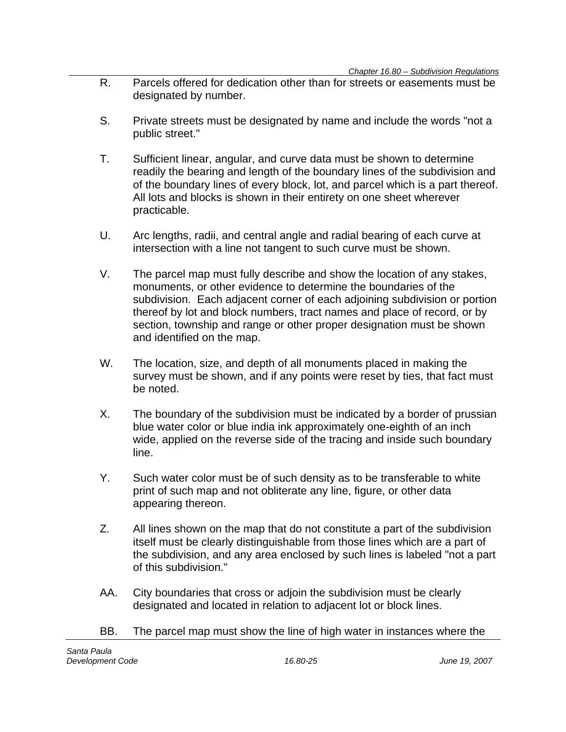R. Parcels offered for dedication other than for streets or easements must be designated by number.

S. Private streets must be designated by name and include the words "not a public street."

T. Sufficient linear, angular, and curve data must be shown to determine readily the bearing and length of the boundary lines of the subdivision and of the boundary lines of every block, lot, and parcel which is a part thereof. All lots and blocks is shown in their entirety on one sheet wherever practicable.

U. Arc lengths, radii, and central angle and radial bearing of each curve at intersection with a line not tangent to such curve must be shown.

V. The parcel map must fully describe and show the location of any stakes, monuments, or other evidence to determine the boundaries of the subdivision. Each adjacent corner of each adjoining subdivision or portion thereof by lot and block numbers, tract names and place of record, or by section, township and range or other proper designation must be shown and identified on the map.

W. The location, size, and depth of all monuments placed in making the survey must be shown, and if any points were reset by ties, that fact must be noted.

X. The boundary of the subdivision must be indicated by a border of prussian blue water color or blue india ink approximately one-eighth of an inch wide, applied on the reverse side of the tracing and inside such boundary line.

Y. Such water color must be of such density as to be transferable to white print of such map and not obliterate any line, figure, or other data appearing thereon.

Z. All lines shown on the map that do not constitute a part of the subdivision itself must be clearly distinguishable from those lines which are a part of the subdivision, and any area enclosed by such lines is labeled "not a part of this subdivision."

AA. City boundaries that cross or adjoin the subdivision must be clearly designated and located in relation to adjacent lot or block lines.

BB. The parcel map must show the line of high water in instances where the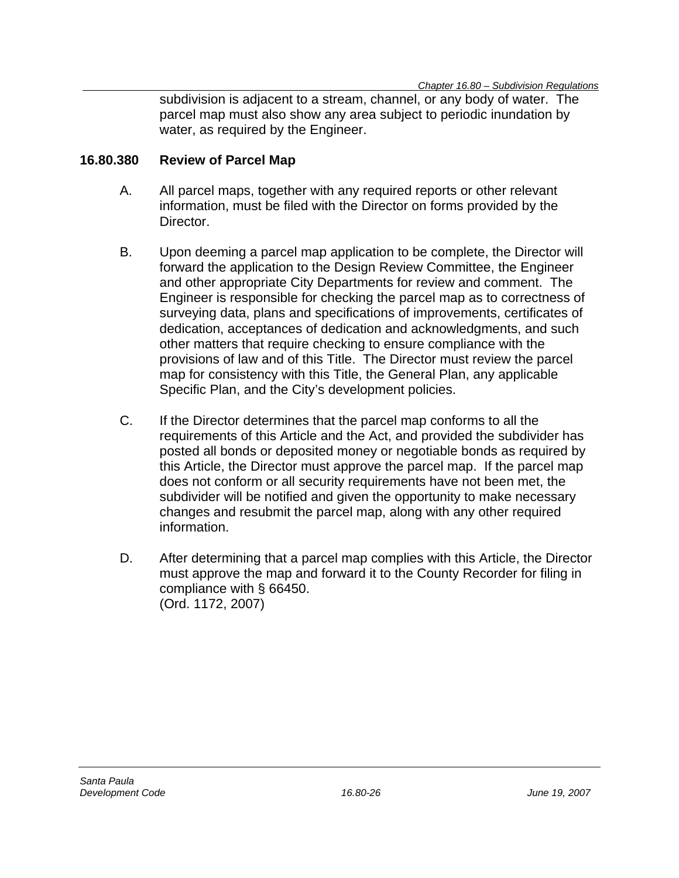subdivision is adjacent to a stream, channel, or any body of water. The parcel map must also show any area subject to periodic inundation by water, as required by the Engineer.

### 16.80.380 Review of Parcel Map

A. All parcel maps, together with any required reports or other relevant information, must be filed with the Director on forms provided by the Director.

B. Upon deeming a parcel map application to be complete, the Director will forward the application to the Design Review Committee, the Engineer and other appropriate City Departments for review and comment. The Engineer is responsible for checking the parcel map as to correctness of surveying data, plans and specifications of improvements, certificates of dedication, acceptances of dedication and acknowledgments, and such other matters that require checking to ensure compliance with the provisions of law and of this Title. The Director must review the parcel map for consistency with this Title, the General Plan, any applicable Specific Plan, and the City's development policies.

C. If the Director determines that the parcel map conforms to all the requirements of this Article and the Act, and provided the subdivider has posted all bonds or deposited money or negotiable bonds as required by this Article, the Director must approve the parcel map. If the parcel map does not conform or all security requirements have not been met, the subdivider will be notified and given the opportunity to make necessary changes and resubmit the parcel map, along with any other required information.

D. After determining that a parcel map complies with this Article, the Director must approve the map and forward it to the County Recorder for filing in compliance with § 66450.
(Ord. 1172, 2007)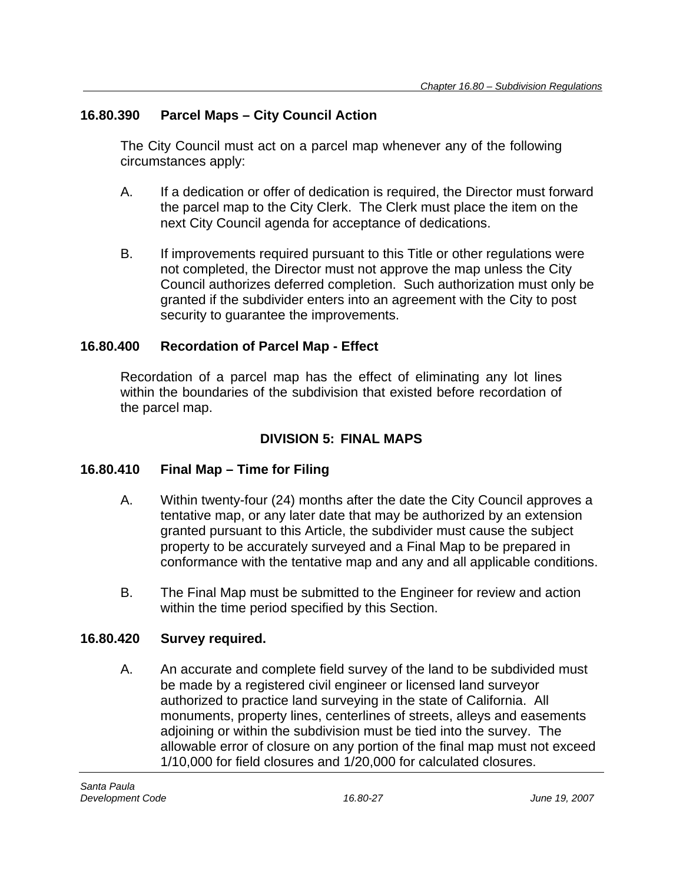### 16.80.390 Parcel Maps – City Council Action

The City Council must act on a parcel map whenever any of the following circumstances apply:

A. If a dedication or offer of dedication is required, the Director must forward the parcel map to the City Clerk. The Clerk must place the item on the next City Council agenda for acceptance of dedications.

B. If improvements required pursuant to this Title or other regulations were not completed, the Director must not approve the map unless the City Council authorizes deferred completion. Such authorization must only be granted if the subdivider enters into an agreement with the City to post security to guarantee the improvements.

### 16.80.400 Recordation of Parcel Map - Effect

Recordation of a parcel map has the effect of eliminating any lot lines within the boundaries of the subdivision that existed before recordation of the parcel map.

## DIVISION 5: FINAL MAPS

### 16.80.410 Final Map – Time for Filing

A. Within twenty-four (24) months after the date the City Council approves a tentative map, or any later date that may be authorized by an extension granted pursuant to this Article, the subdivider must cause the subject property to be accurately surveyed and a Final Map to be prepared in conformance with the tentative map and any and all applicable conditions.

B. The Final Map must be submitted to the Engineer for review and action within the time period specified by this Section.

### 16.80.420 Survey required.

A. An accurate and complete field survey of the land to be subdivided must be made by a registered civil engineer or licensed land surveyor authorized to practice land surveying in the state of California. All monuments, property lines, centerlines of streets, alleys and easements adjoining or within the subdivision must be tied into the survey. The allowable error of closure on any portion of the final map must not exceed 1/10,000 for field closures and 1/20,000 for calculated closures.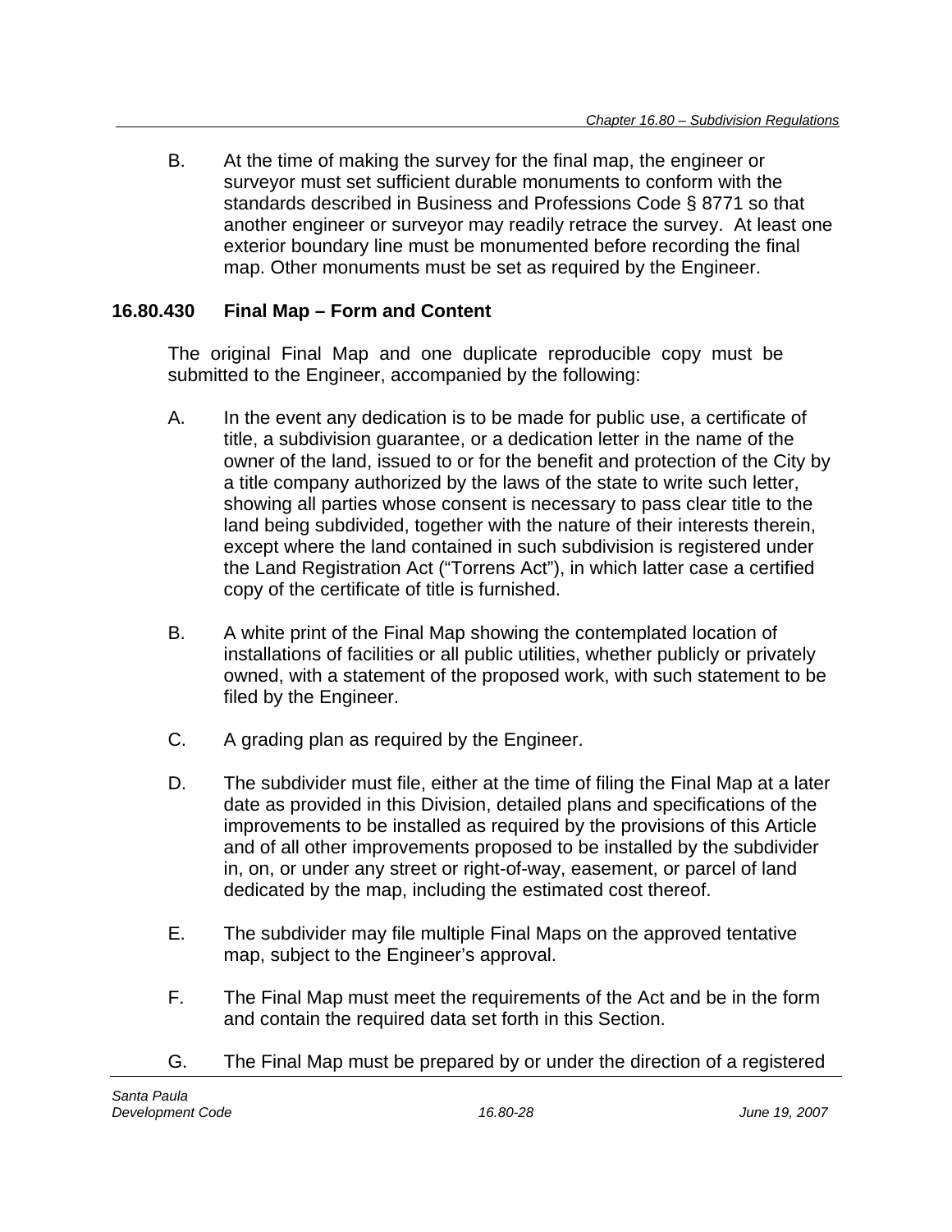B. At the time of making the survey for the final map, the engineer or surveyor must set sufficient durable monuments to conform with the standards described in Business and Professions Code § 8771 so that another engineer or surveyor may readily retrace the survey. At least one exterior boundary line must be monumented before recording the final map. Other monuments must be set as required by the Engineer.

### 16.80.430 Final Map – Form and Content

The original Final Map and one duplicate reproducible copy must be submitted to the Engineer, accompanied by the following:

A. In the event any dedication is to be made for public use, a certificate of title, a subdivision guarantee, or a dedication letter in the name of the owner of the land, issued to or for the benefit and protection of the City by a title company authorized by the laws of the state to write such letter, showing all parties whose consent is necessary to pass clear title to the land being subdivided, together with the nature of their interests therein, except where the land contained in such subdivision is registered under the Land Registration Act ("Torrens Act"), in which latter case a certified copy of the certificate of title is furnished.

B. A white print of the Final Map showing the contemplated location of installations of facilities or all public utilities, whether publicly or privately owned, with a statement of the proposed work, with such statement to be filed by the Engineer.

C. A grading plan as required by the Engineer.

D. The subdivider must file, either at the time of filing the Final Map at a later date as provided in this Division, detailed plans and specifications of the improvements to be installed as required by the provisions of this Article and of all other improvements proposed to be installed by the subdivider in, on, or under any street or right-of-way, easement, or parcel of land dedicated by the map, including the estimated cost thereof.

E. The subdivider may file multiple Final Maps on the approved tentative map, subject to the Engineer's approval.

F. The Final Map must meet the requirements of the Act and be in the form and contain the required data set forth in this Section.

G. The Final Map must be prepared by or under the direction of a registered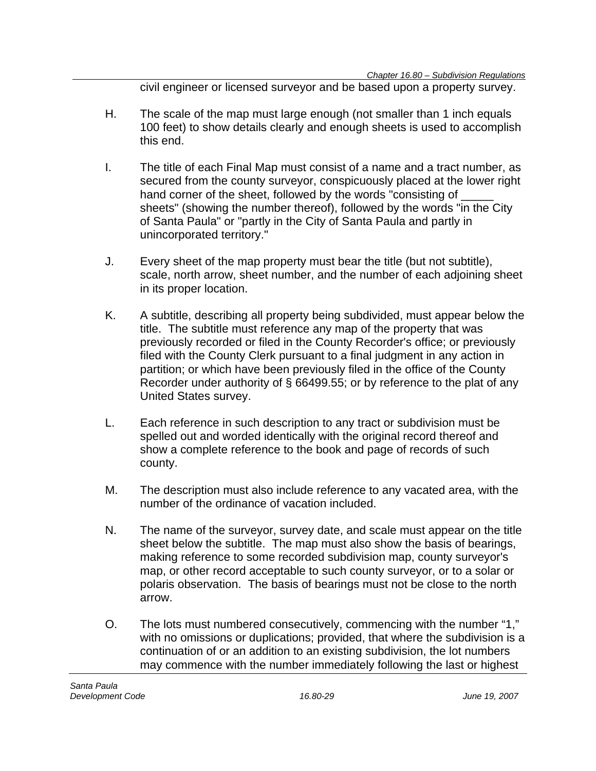civil engineer or licensed surveyor and be based upon a property survey.

H. The scale of the map must large enough (not smaller than 1 inch equals 100 feet) to show details clearly and enough sheets is used to accomplish this end.

I. The title of each Final Map must consist of a name and a tract number, as secured from the county surveyor, conspicuously placed at the lower right hand corner of the sheet, followed by the words "consisting of _____ sheets" (showing the number thereof), followed by the words "in the City of Santa Paula" or "partly in the City of Santa Paula and partly in unincorporated territory."

J. Every sheet of the map property must bear the title (but not subtitle), scale, north arrow, sheet number, and the number of each adjoining sheet in its proper location.

K. A subtitle, describing all property being subdivided, must appear below the title. The subtitle must reference any map of the property that was previously recorded or filed in the County Recorder's office; or previously filed with the County Clerk pursuant to a final judgment in any action in partition; or which have been previously filed in the office of the County Recorder under authority of § 66499.55; or by reference to the plat of any United States survey.

L. Each reference in such description to any tract or subdivision must be spelled out and worded identically with the original record thereof and show a complete reference to the book and page of records of such county.

M. The description must also include reference to any vacated area, with the number of the ordinance of vacation included.

N. The name of the surveyor, survey date, and scale must appear on the title sheet below the subtitle. The map must also show the basis of bearings, making reference to some recorded subdivision map, county surveyor's map, or other record acceptable to such county surveyor, or to a solar or polaris observation. The basis of bearings must not be close to the north arrow.

O. The lots must numbered consecutively, commencing with the number "1," with no omissions or duplications; provided, that where the subdivision is a continuation of or an addition to an existing subdivision, the lot numbers may commence with the number immediately following the last or highest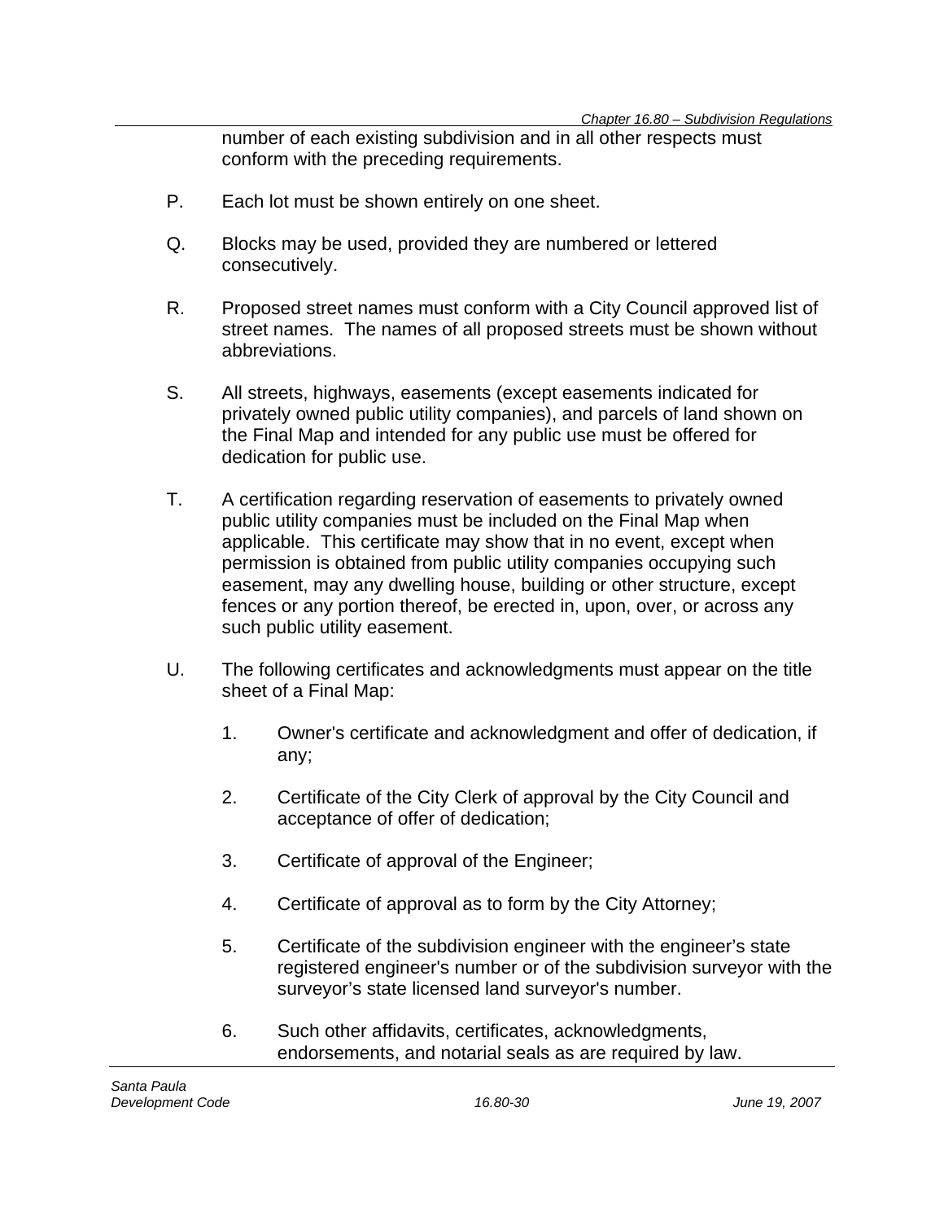number of each existing subdivision and in all other respects must conform with the preceding requirements.

P. Each lot must be shown entirely on one sheet.

Q. Blocks may be used, provided they are numbered or lettered consecutively.

R. Proposed street names must conform with a City Council approved list of street names. The names of all proposed streets must be shown without abbreviations.

S. All streets, highways, easements (except easements indicated for privately owned public utility companies), and parcels of land shown on the Final Map and intended for any public use must be offered for dedication for public use.

T. A certification regarding reservation of easements to privately owned public utility companies must be included on the Final Map when applicable. This certificate may show that in no event, except when permission is obtained from public utility companies occupying such easement, may any dwelling house, building or other structure, except fences or any portion thereof, be erected in, upon, over, or across any such public utility easement.

U. The following certificates and acknowledgments must appear on the title sheet of a Final Map:

1. Owner's certificate and acknowledgment and offer of dedication, if any;

2. Certificate of the City Clerk of approval by the City Council and acceptance of offer of dedication;

3. Certificate of approval of the Engineer;

4. Certificate of approval as to form by the City Attorney;

5. Certificate of the subdivision engineer with the engineer's state registered engineer's number or of the subdivision surveyor with the surveyor's state licensed land surveyor's number.

6. Such other affidavits, certificates, acknowledgments, endorsements, and notarial seals as are required by law.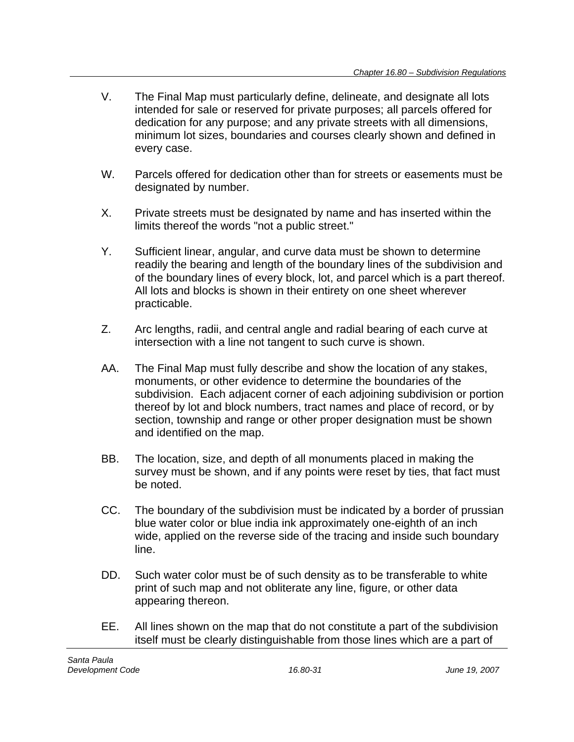V. The Final Map must particularly define, delineate, and designate all lots intended for sale or reserved for private purposes; all parcels offered for dedication for any purpose; and any private streets with all dimensions, minimum lot sizes, boundaries and courses clearly shown and defined in every case.

W. Parcels offered for dedication other than for streets or easements must be designated by number.

X. Private streets must be designated by name and has inserted within the limits thereof the words "not a public street."

Y. Sufficient linear, angular, and curve data must be shown to determine readily the bearing and length of the boundary lines of the subdivision and of the boundary lines of every block, lot, and parcel which is a part thereof. All lots and blocks is shown in their entirety on one sheet wherever practicable.

Z. Arc lengths, radii, and central angle and radial bearing of each curve at intersection with a line not tangent to such curve is shown.

AA. The Final Map must fully describe and show the location of any stakes, monuments, or other evidence to determine the boundaries of the subdivision. Each adjacent corner of each adjoining subdivision or portion thereof by lot and block numbers, tract names and place of record, or by section, township and range or other proper designation must be shown and identified on the map.

BB. The location, size, and depth of all monuments placed in making the survey must be shown, and if any points were reset by ties, that fact must be noted.

CC. The boundary of the subdivision must be indicated by a border of prussian blue water color or blue india ink approximately one-eighth of an inch wide, applied on the reverse side of the tracing and inside such boundary line.

DD. Such water color must be of such density as to be transferable to white print of such map and not obliterate any line, figure, or other data appearing thereon.

EE. All lines shown on the map that do not constitute a part of the subdivision itself must be clearly distinguishable from those lines which are a part of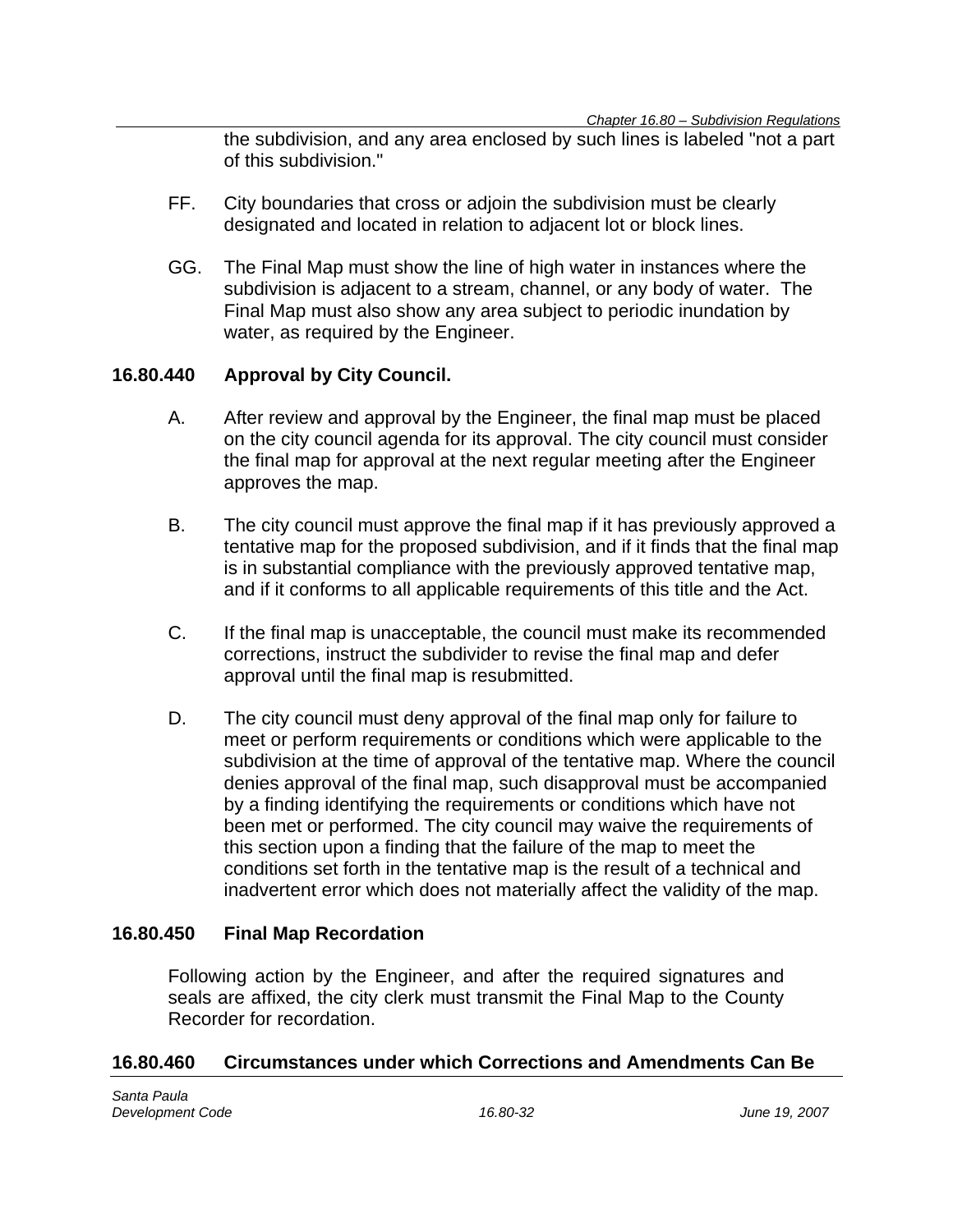the subdivision, and any area enclosed by such lines is labeled "not a part of this subdivision."

FF. City boundaries that cross or adjoin the subdivision must be clearly designated and located in relation to adjacent lot or block lines.

GG. The Final Map must show the line of high water in instances where the subdivision is adjacent to a stream, channel, or any body of water. The Final Map must also show any area subject to periodic inundation by water, as required by the Engineer.

### 16.80.440 Approval by City Council.

A. After review and approval by the Engineer, the final map must be placed on the city council agenda for its approval. The city council must consider the final map for approval at the next regular meeting after the Engineer approves the map.

B. The city council must approve the final map if it has previously approved a tentative map for the proposed subdivision, and if it finds that the final map is in substantial compliance with the previously approved tentative map, and if it conforms to all applicable requirements of this title and the Act.

C. If the final map is unacceptable, the council must make its recommended corrections, instruct the subdivider to revise the final map and defer approval until the final map is resubmitted.

D. The city council must deny approval of the final map only for failure to meet or perform requirements or conditions which were applicable to the subdivision at the time of approval of the tentative map. Where the council denies approval of the final map, such disapproval must be accompanied by a finding identifying the requirements or conditions which have not been met or performed. The city council may waive the requirements of this section upon a finding that the failure of the map to meet the conditions set forth in the tentative map is the result of a technical and inadvertent error which does not materially affect the validity of the map.

### 16.80.450 Final Map Recordation

Following action by the Engineer, and after the required signatures and seals are affixed, the city clerk must transmit the Final Map to the County Recorder for recordation.

### 16.80.460 Circumstances under which Corrections and Amendments Can Be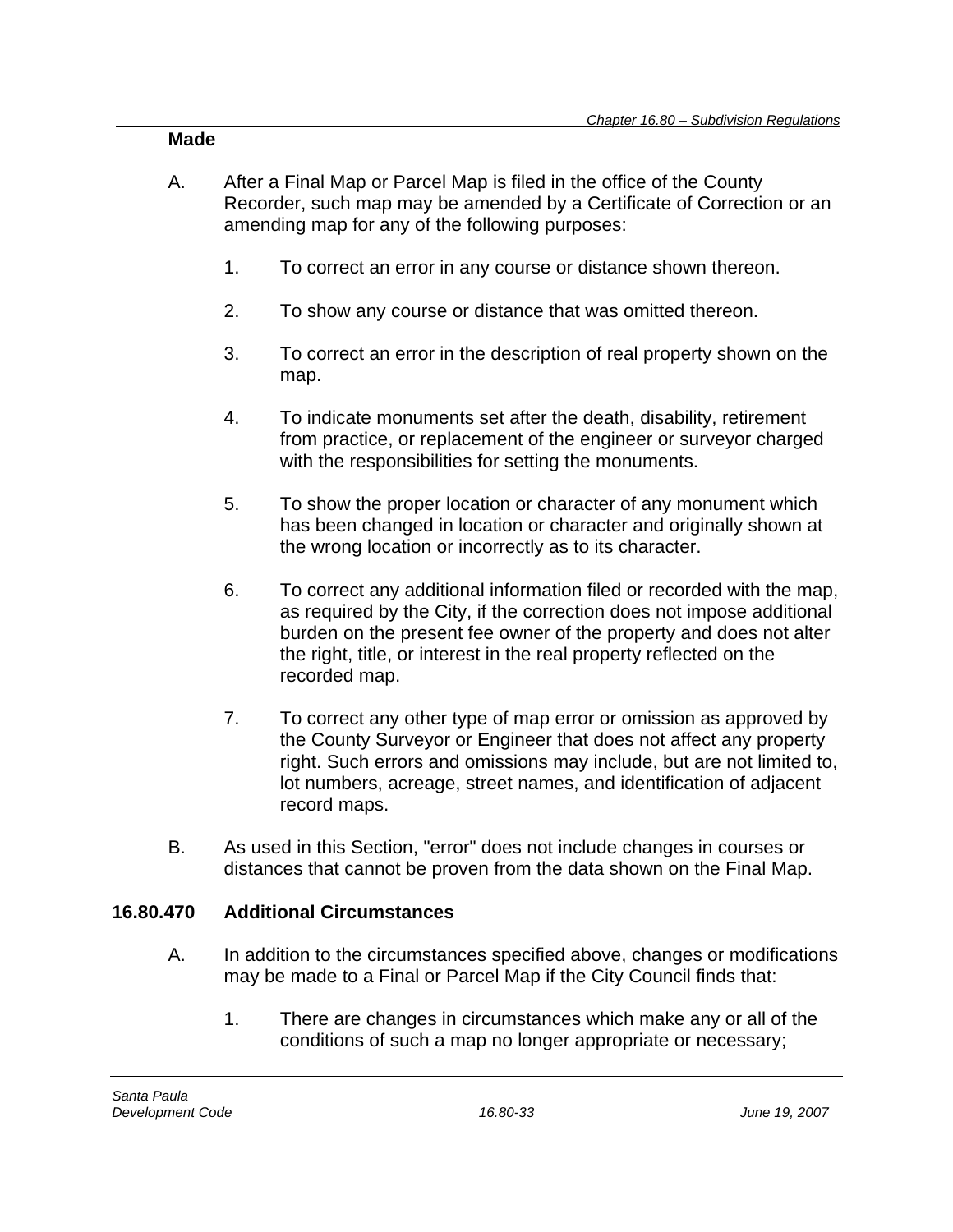**Made**

A. After a Final Map or Parcel Map is filed in the office of the County Recorder, such map may be amended by a Certificate of Correction or an amending map for any of the following purposes:

   1. To correct an error in any course or distance shown thereon.

   2. To show any course or distance that was omitted thereon.

   3. To correct an error in the description of real property shown on the map.

   4. To indicate monuments set after the death, disability, retirement from practice, or replacement of the engineer or surveyor charged with the responsibilities for setting the monuments.

   5. To show the proper location or character of any monument which has been changed in location or character and originally shown at the wrong location or incorrectly as to its character.

   6. To correct any additional information filed or recorded with the map, as required by the City, if the correction does not impose additional burden on the present fee owner of the property and does not alter the right, title, or interest in the real property reflected on the recorded map.

   7. To correct any other type of map error or omission as approved by the County Surveyor or Engineer that does not affect any property right. Such errors and omissions may include, but are not limited to, lot numbers, acreage, street names, and identification of adjacent record maps.

B. As used in this Section, "error" does not include changes in courses or distances that cannot be proven from the data shown on the Final Map.

### 16.80.470 Additional Circumstances

A. In addition to the circumstances specified above, changes or modifications may be made to a Final or Parcel Map if the City Council finds that:

   1. There are changes in circumstances which make any or all of the conditions of such a map no longer appropriate or necessary;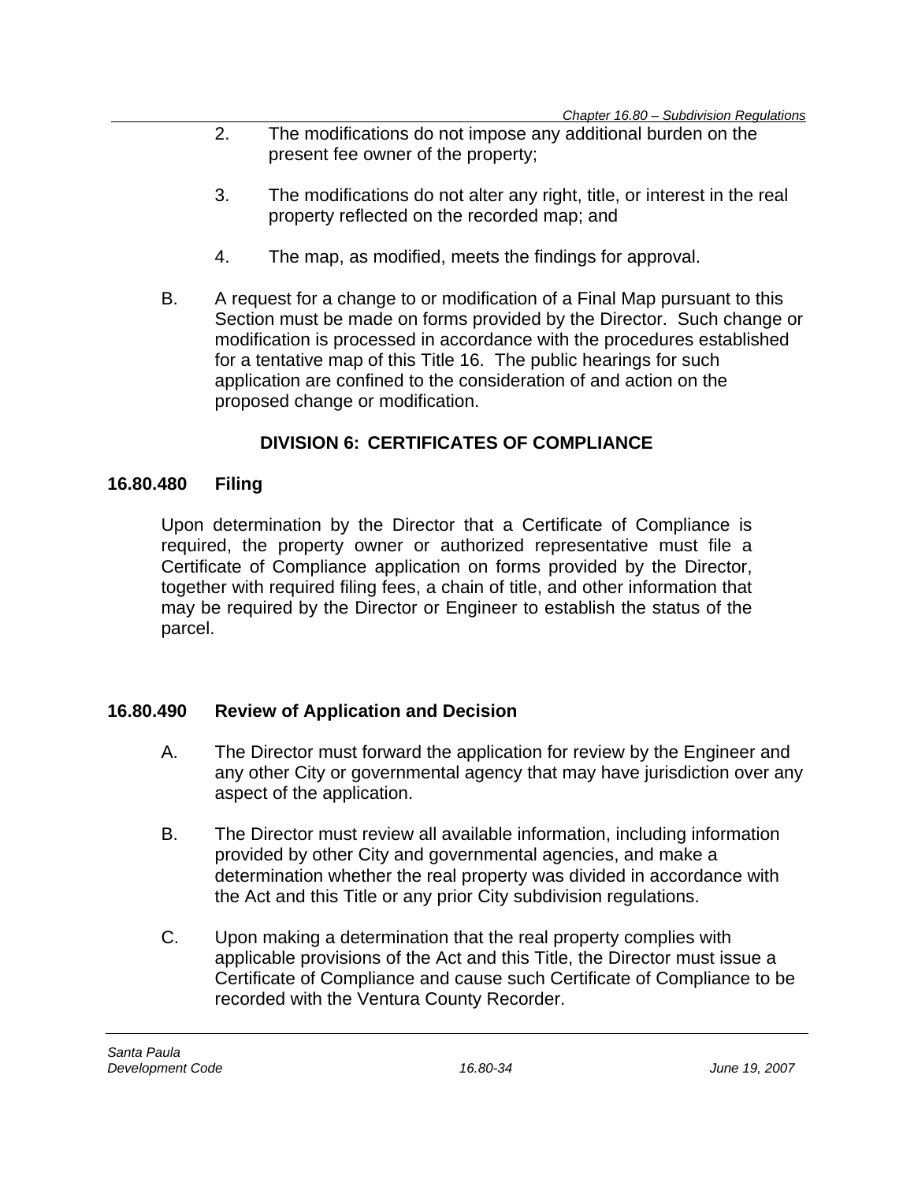2. The modifications do not impose any additional burden on the present fee owner of the property;

3. The modifications do not alter any right, title, or interest in the real property reflected on the recorded map; and

4. The map, as modified, meets the findings for approval.

B. A request for a change to or modification of a Final Map pursuant to this Section must be made on forms provided by the Director. Such change or modification is processed in accordance with the procedures established for a tentative map of this Title 16. The public hearings for such application are confined to the consideration of and action on the proposed change or modification.

## DIVISION 6: CERTIFICATES OF COMPLIANCE

### 16.80.480 Filing

Upon determination by the Director that a Certificate of Compliance is required, the property owner or authorized representative must file a Certificate of Compliance application on forms provided by the Director, together with required filing fees, a chain of title, and other information that may be required by the Director or Engineer to establish the status of the parcel.

### 16.80.490 Review of Application and Decision

A. The Director must forward the application for review by the Engineer and any other City or governmental agency that may have jurisdiction over any aspect of the application.

B. The Director must review all available information, including information provided by other City and governmental agencies, and make a determination whether the real property was divided in accordance with the Act and this Title or any prior City subdivision regulations.

C. Upon making a determination that the real property complies with applicable provisions of the Act and this Title, the Director must issue a Certificate of Compliance and cause such Certificate of Compliance to be recorded with the Ventura County Recorder.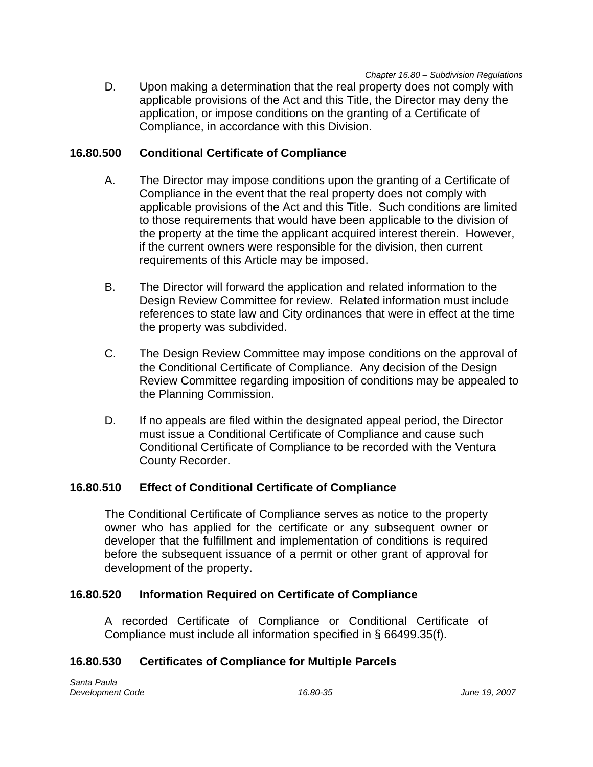D. Upon making a determination that the real property does not comply with applicable provisions of the Act and this Title, the Director may deny the application, or impose conditions on the granting of a Certificate of Compliance, in accordance with this Division.

### 16.80.500 Conditional Certificate of Compliance

A. The Director may impose conditions upon the granting of a Certificate of Compliance in the event that the real property does not comply with applicable provisions of the Act and this Title. Such conditions are limited to those requirements that would have been applicable to the division of the property at the time the applicant acquired interest therein. However, if the current owners were responsible for the division, then current requirements of this Article may be imposed.

B. The Director will forward the application and related information to the Design Review Committee for review. Related information must include references to state law and City ordinances that were in effect at the time the property was subdivided.

C. The Design Review Committee may impose conditions on the approval of the Conditional Certificate of Compliance. Any decision of the Design Review Committee regarding imposition of conditions may be appealed to the Planning Commission.

D. If no appeals are filed within the designated appeal period, the Director must issue a Conditional Certificate of Compliance and cause such Conditional Certificate of Compliance to be recorded with the Ventura County Recorder.

### 16.80.510 Effect of Conditional Certificate of Compliance

The Conditional Certificate of Compliance serves as notice to the property owner who has applied for the certificate or any subsequent owner or developer that the fulfillment and implementation of conditions is required before the subsequent issuance of a permit or other grant of approval for development of the property.

### 16.80.520 Information Required on Certificate of Compliance

A recorded Certificate of Compliance or Conditional Certificate of Compliance must include all information specified in § 66499.35(f).

### 16.80.530 Certificates of Compliance for Multiple Parcels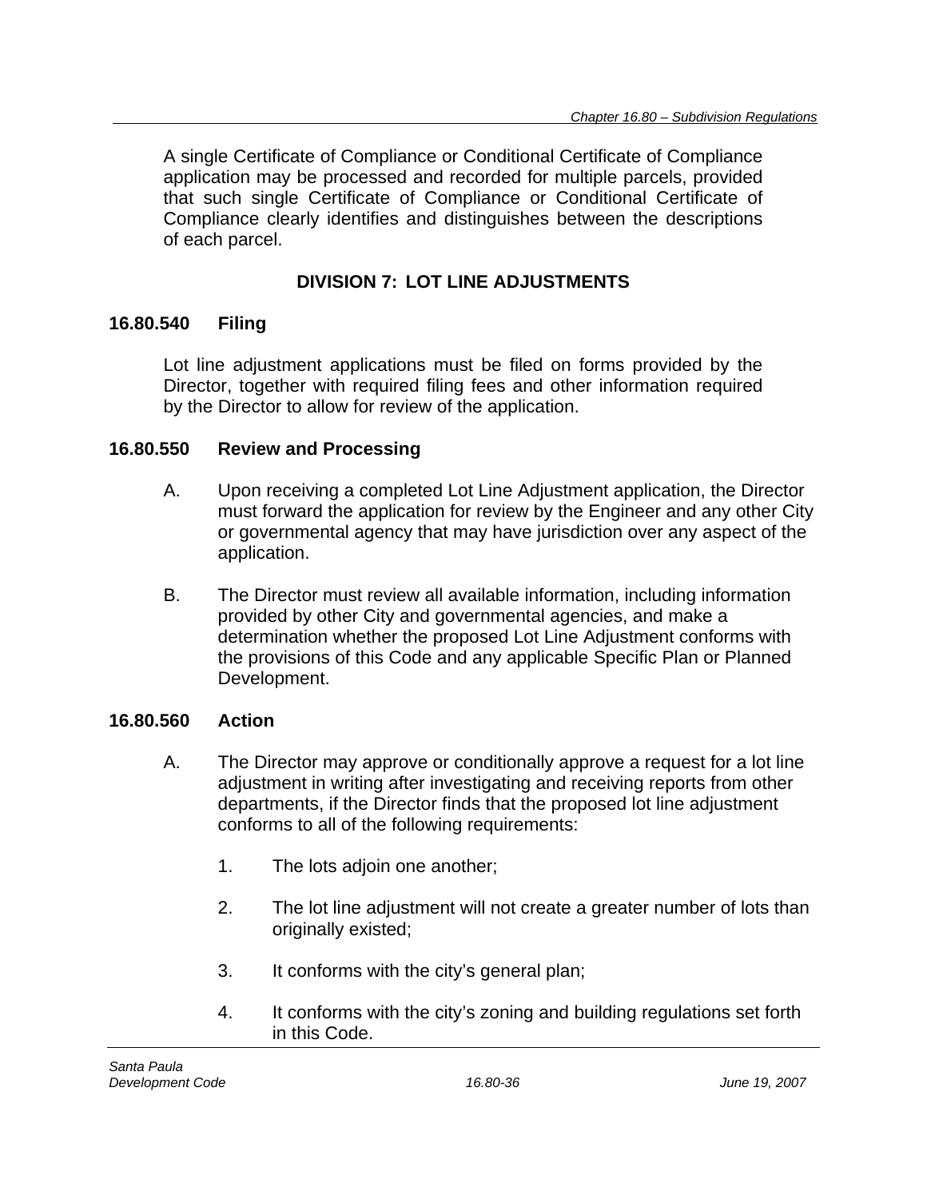A single Certificate of Compliance or Conditional Certificate of Compliance application may be processed and recorded for multiple parcels, provided that such single Certificate of Compliance or Conditional Certificate of Compliance clearly identifies and distinguishes between the descriptions of each parcel.

## DIVISION 7: LOT LINE ADJUSTMENTS

### 16.80.540 Filing

Lot line adjustment applications must be filed on forms provided by the Director, together with required filing fees and other information required by the Director to allow for review of the application.

### 16.80.550 Review and Processing

A. Upon receiving a completed Lot Line Adjustment application, the Director must forward the application for review by the Engineer and any other City or governmental agency that may have jurisdiction over any aspect of the application.

B. The Director must review all available information, including information provided by other City and governmental agencies, and make a determination whether the proposed Lot Line Adjustment conforms with the provisions of this Code and any applicable Specific Plan or Planned Development.

### 16.80.560 Action

A. The Director may approve or conditionally approve a request for a lot line adjustment in writing after investigating and receiving reports from other departments, if the Director finds that the proposed lot line adjustment conforms to all of the following requirements:

1. The lots adjoin one another;

2. The lot line adjustment will not create a greater number of lots than originally existed;

3. It conforms with the city's general plan;

4. It conforms with the city's zoning and building regulations set forth in this Code.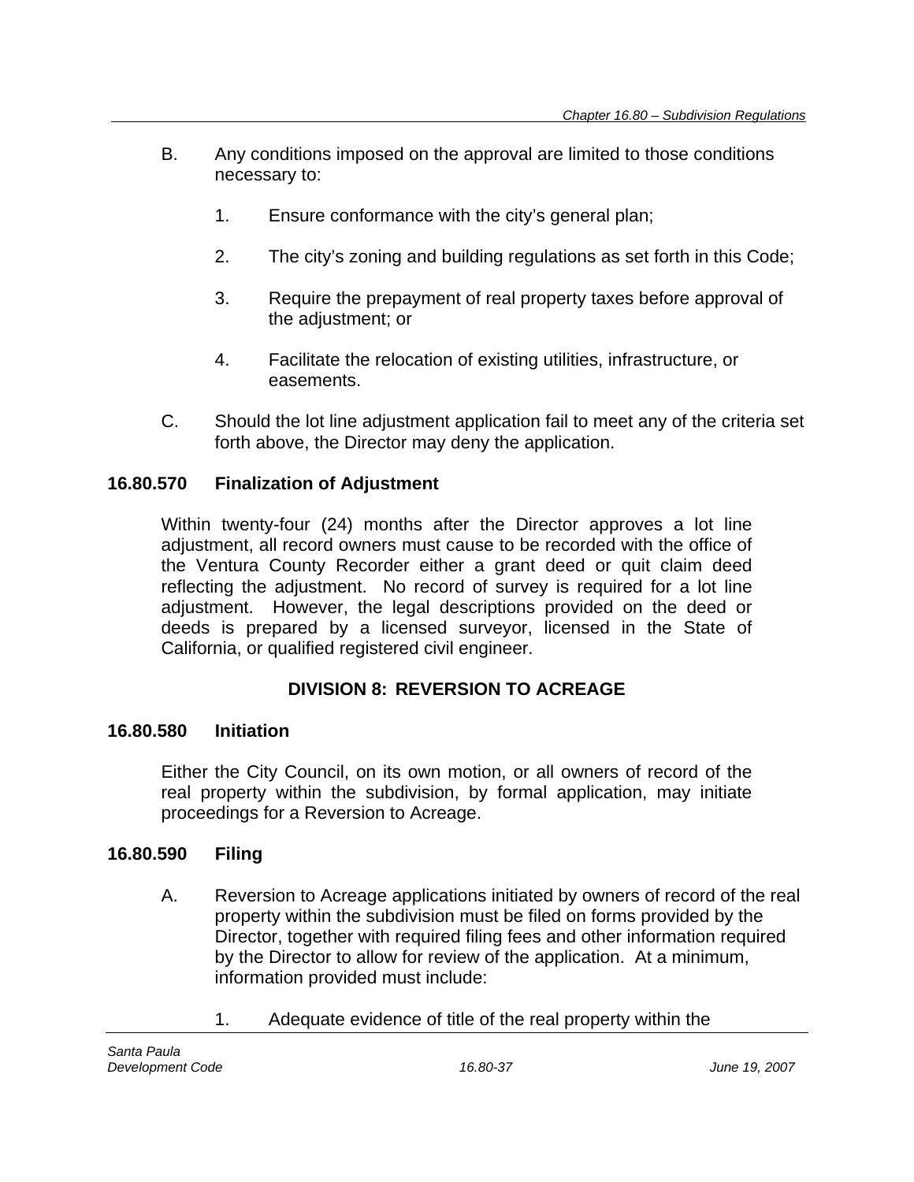B. Any conditions imposed on the approval are limited to those conditions necessary to:

   1. Ensure conformance with the city's general plan;

   2. The city's zoning and building regulations as set forth in this Code;

   3. Require the prepayment of real property taxes before approval of the adjustment; or

   4. Facilitate the relocation of existing utilities, infrastructure, or easements.

C. Should the lot line adjustment application fail to meet any of the criteria set forth above, the Director may deny the application.

### 16.80.570 Finalization of Adjustment

Within twenty-four (24) months after the Director approves a lot line adjustment, all record owners must cause to be recorded with the office of the Ventura County Recorder either a grant deed or quit claim deed reflecting the adjustment. No record of survey is required for a lot line adjustment. However, the legal descriptions provided on the deed or deeds is prepared by a licensed surveyor, licensed in the State of California, or qualified registered civil engineer.

## DIVISION 8: REVERSION TO ACREAGE

### 16.80.580 Initiation

Either the City Council, on its own motion, or all owners of record of the real property within the subdivision, by formal application, may initiate proceedings for a Reversion to Acreage.

### 16.80.590 Filing

A. Reversion to Acreage applications initiated by owners of record of the real property within the subdivision must be filed on forms provided by the Director, together with required filing fees and other information required by the Director to allow for review of the application. At a minimum, information provided must include:

   1. Adequate evidence of title of the real property within the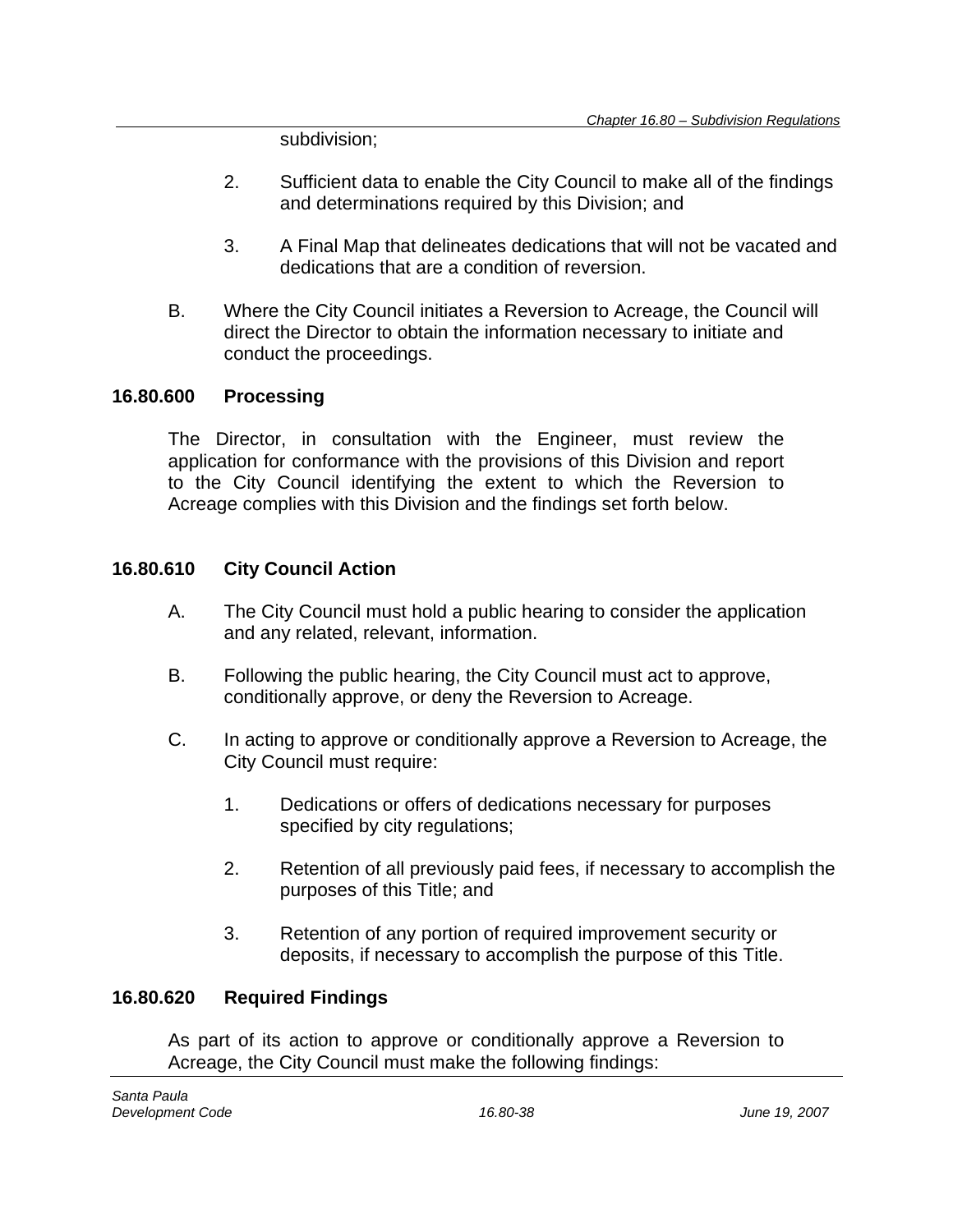subdivision;

2. Sufficient data to enable the City Council to make all of the findings and determinations required by this Division; and

3. A Final Map that delineates dedications that will not be vacated and dedications that are a condition of reversion.

B. Where the City Council initiates a Reversion to Acreage, the Council will direct the Director to obtain the information necessary to initiate and conduct the proceedings.

### 16.80.600 Processing

The Director, in consultation with the Engineer, must review the application for conformance with the provisions of this Division and report to the City Council identifying the extent to which the Reversion to Acreage complies with this Division and the findings set forth below.

### 16.80.610 City Council Action

A. The City Council must hold a public hearing to consider the application and any related, relevant, information.

B. Following the public hearing, the City Council must act to approve, conditionally approve, or deny the Reversion to Acreage.

C. In acting to approve or conditionally approve a Reversion to Acreage, the City Council must require:

1. Dedications or offers of dedications necessary for purposes specified by city regulations;

2. Retention of all previously paid fees, if necessary to accomplish the purposes of this Title; and

3. Retention of any portion of required improvement security or deposits, if necessary to accomplish the purpose of this Title.

### 16.80.620 Required Findings

As part of its action to approve or conditionally approve a Reversion to Acreage, the City Council must make the following findings: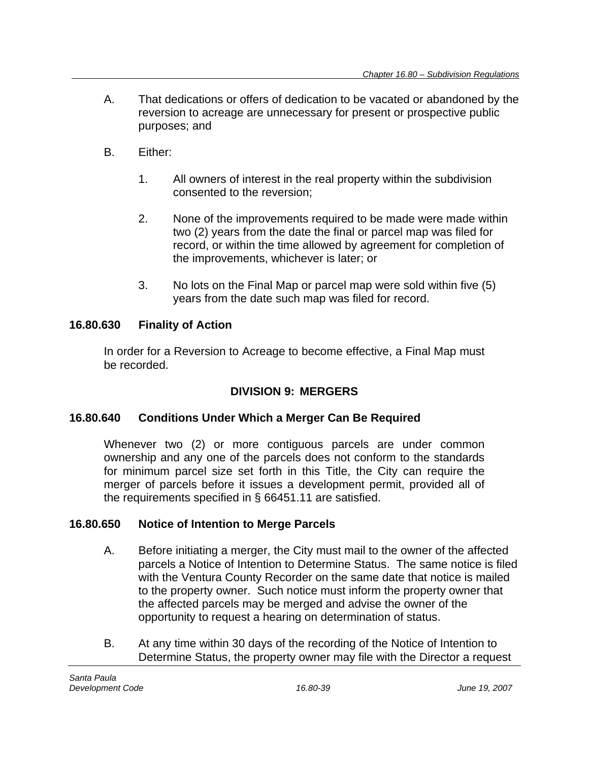A. That dedications or offers of dedication to be vacated or abandoned by the reversion to acreage are unnecessary for present or prospective public purposes; and

B. Either:

   1. All owners of interest in the real property within the subdivision consented to the reversion;

   2. None of the improvements required to be made were made within two (2) years from the date the final or parcel map was filed for record, or within the time allowed by agreement for completion of the improvements, whichever is later; or

   3. No lots on the Final Map or parcel map were sold within five (5) years from the date such map was filed for record.

### 16.80.630 Finality of Action

In order for a Reversion to Acreage to become effective, a Final Map must be recorded.

## DIVISION 9: MERGERS

### 16.80.640 Conditions Under Which a Merger Can Be Required

Whenever two (2) or more contiguous parcels are under common ownership and any one of the parcels does not conform to the standards for minimum parcel size set forth in this Title, the City can require the merger of parcels before it issues a development permit, provided all of the requirements specified in § 66451.11 are satisfied.

### 16.80.650 Notice of Intention to Merge Parcels

A. Before initiating a merger, the City must mail to the owner of the affected parcels a Notice of Intention to Determine Status. The same notice is filed with the Ventura County Recorder on the same date that notice is mailed to the property owner. Such notice must inform the property owner that the affected parcels may be merged and advise the owner of the opportunity to request a hearing on determination of status.

B. At any time within 30 days of the recording of the Notice of Intention to Determine Status, the property owner may file with the Director a request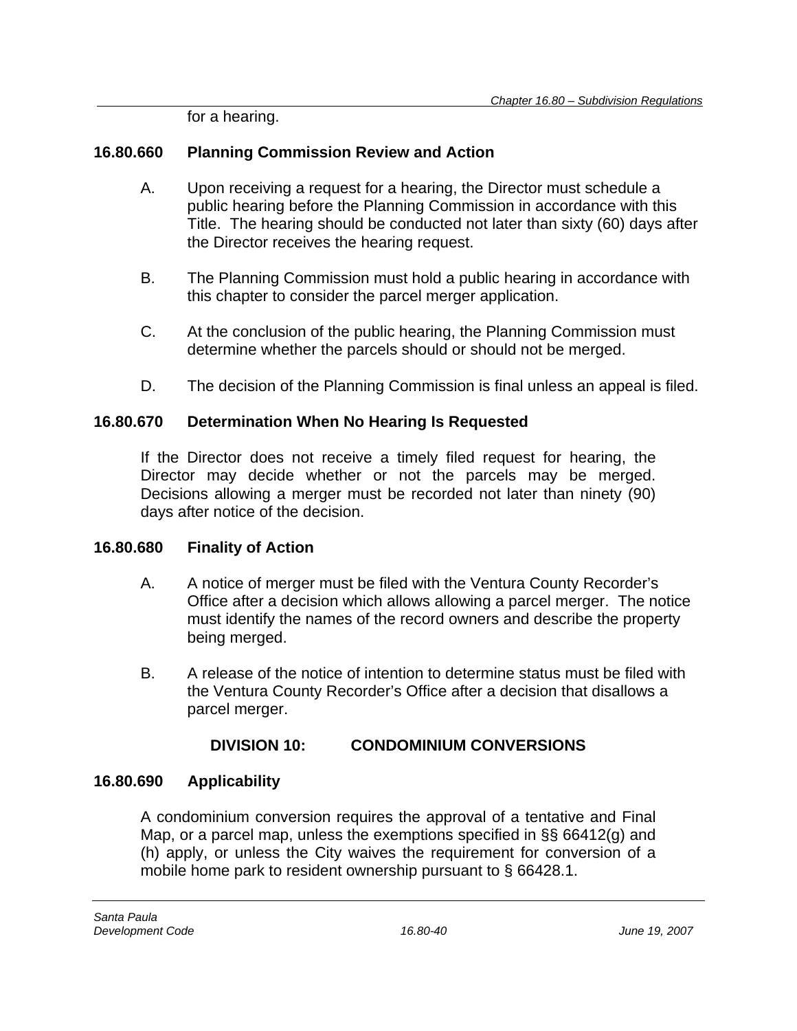for a hearing.

### 16.80.660 Planning Commission Review and Action

A. Upon receiving a request for a hearing, the Director must schedule a public hearing before the Planning Commission in accordance with this Title. The hearing should be conducted not later than sixty (60) days after the Director receives the hearing request.

B. The Planning Commission must hold a public hearing in accordance with this chapter to consider the parcel merger application.

C. At the conclusion of the public hearing, the Planning Commission must determine whether the parcels should or should not be merged.

D. The decision of the Planning Commission is final unless an appeal is filed.

### 16.80.670 Determination When No Hearing Is Requested

If the Director does not receive a timely filed request for hearing, the Director may decide whether or not the parcels may be merged. Decisions allowing a merger must be recorded not later than ninety (90) days after notice of the decision.

### 16.80.680 Finality of Action

A. A notice of merger must be filed with the Ventura County Recorder's Office after a decision which allows allowing a parcel merger. The notice must identify the names of the record owners and describe the property being merged.

B. A release of the notice of intention to determine status must be filed with the Ventura County Recorder's Office after a decision that disallows a parcel merger.

## DIVISION 10: CONDOMINIUM CONVERSIONS

### 16.80.690 Applicability

A condominium conversion requires the approval of a tentative and Final Map, or a parcel map, unless the exemptions specified in §§ 66412(g) and (h) apply, or unless the City waives the requirement for conversion of a mobile home park to resident ownership pursuant to § 66428.1.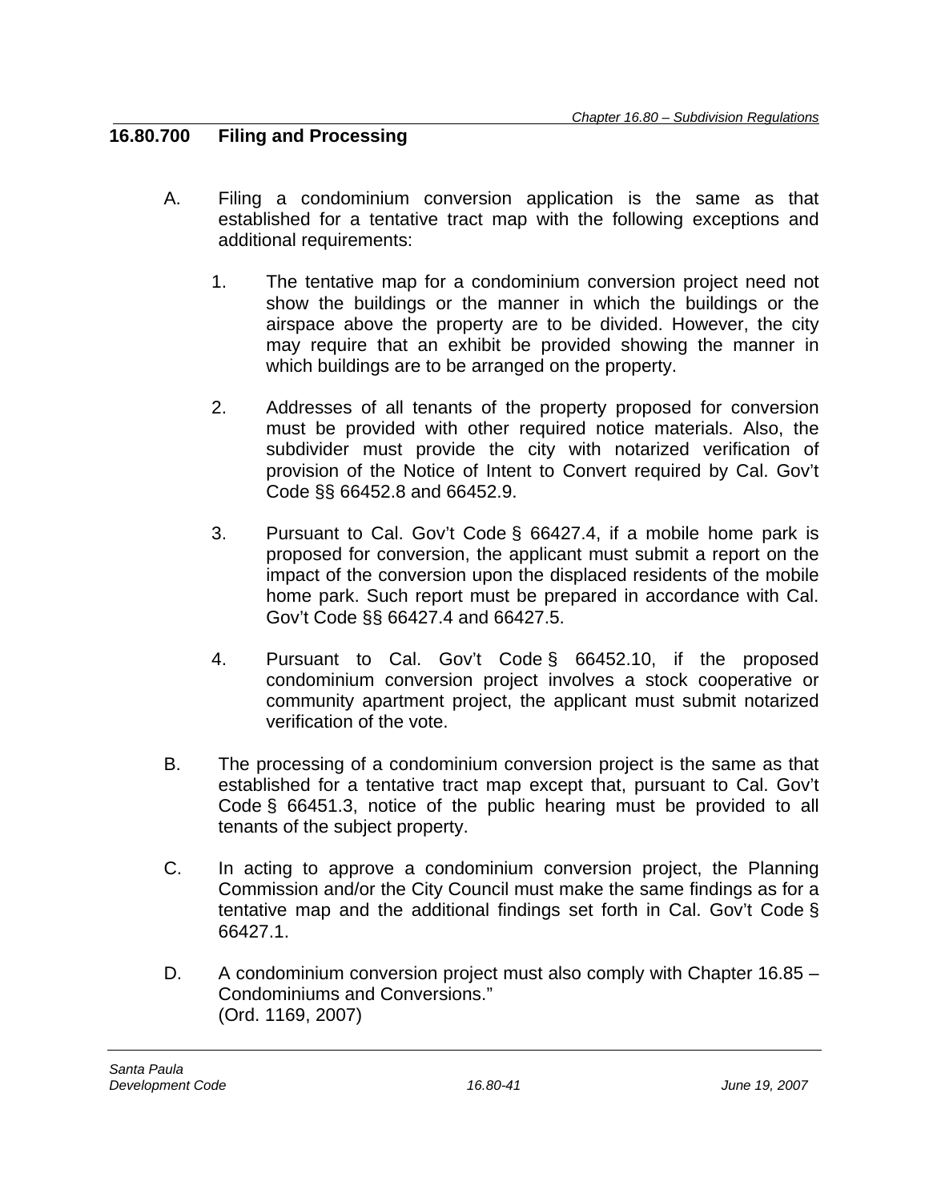## 16.80.700 Filing and Processing

A. Filing a condominium conversion application is the same as that established for a tentative tract map with the following exceptions and additional requirements:

1. The tentative map for a condominium conversion project need not show the buildings or the manner in which the buildings or the airspace above the property are to be divided. However, the city may require that an exhibit be provided showing the manner in which buildings are to be arranged on the property.

2. Addresses of all tenants of the property proposed for conversion must be provided with other required notice materials. Also, the subdivider must provide the city with notarized verification of provision of the Notice of Intent to Convert required by Cal. Gov't Code §§ 66452.8 and 66452.9.

3. Pursuant to Cal. Gov't Code § 66427.4, if a mobile home park is proposed for conversion, the applicant must submit a report on the impact of the conversion upon the displaced residents of the mobile home park. Such report must be prepared in accordance with Cal. Gov't Code §§ 66427.4 and 66427.5.

4. Pursuant to Cal. Gov't Code § 66452.10, if the proposed condominium conversion project involves a stock cooperative or community apartment project, the applicant must submit notarized verification of the vote.

B. The processing of a condominium conversion project is the same as that established for a tentative tract map except that, pursuant to Cal. Gov't Code § 66451.3, notice of the public hearing must be provided to all tenants of the subject property.

C. In acting to approve a condominium conversion project, the Planning Commission and/or the City Council must make the same findings as for a tentative map and the additional findings set forth in Cal. Gov't Code § 66427.1.

D. A condominium conversion project must also comply with Chapter 16.85 – Condominiums and Conversions."
(Ord. 1169, 2007)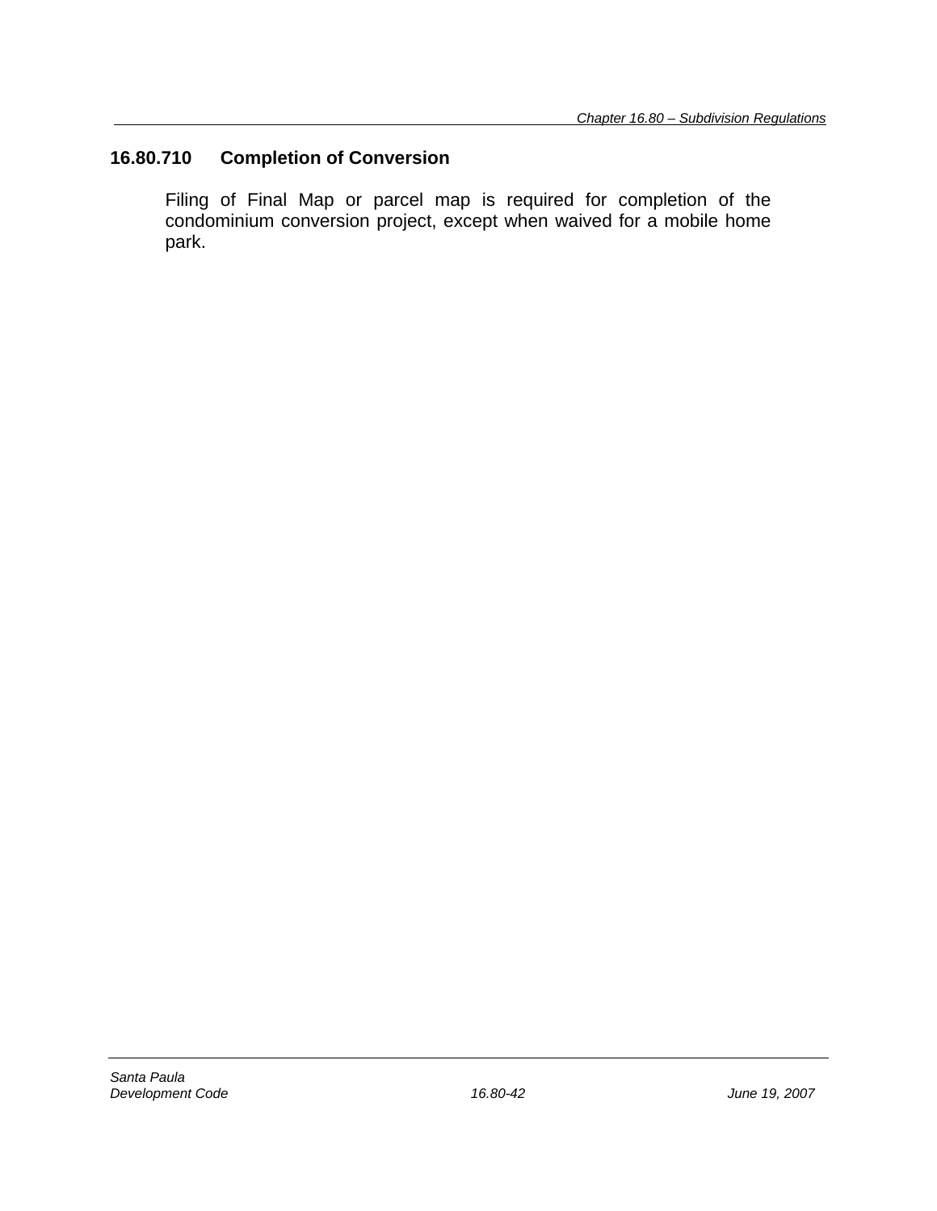### 16.80.710 Completion of Conversion

Filing of Final Map or parcel map is required for completion of the condominium conversion project, except when waived for a mobile home park.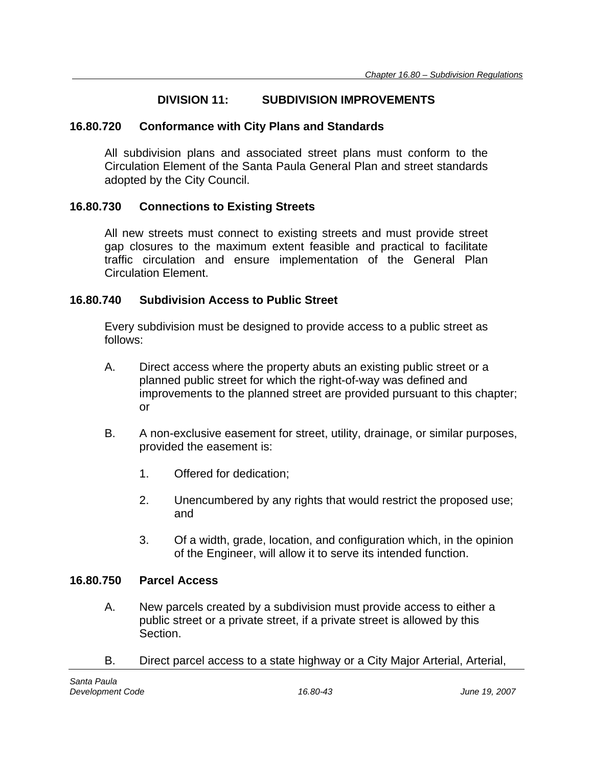## DIVISION 11: SUBDIVISION IMPROVEMENTS

### 16.80.720 Conformance with City Plans and Standards

All subdivision plans and associated street plans must conform to the Circulation Element of the Santa Paula General Plan and street standards adopted by the City Council.

### 16.80.730 Connections to Existing Streets

All new streets must connect to existing streets and must provide street gap closures to the maximum extent feasible and practical to facilitate traffic circulation and ensure implementation of the General Plan Circulation Element.

### 16.80.740 Subdivision Access to Public Street

Every subdivision must be designed to provide access to a public street as follows:

A. Direct access where the property abuts an existing public street or a planned public street for which the right-of-way was defined and improvements to the planned street are provided pursuant to this chapter; or

B. A non-exclusive easement for street, utility, drainage, or similar purposes, provided the easement is:

   1. Offered for dedication;

   2. Unencumbered by any rights that would restrict the proposed use; and

   3. Of a width, grade, location, and configuration which, in the opinion of the Engineer, will allow it to serve its intended function.

### 16.80.750 Parcel Access

A. New parcels created by a subdivision must provide access to either a public street or a private street, if a private street is allowed by this Section.

B. Direct parcel access to a state highway or a City Major Arterial, Arterial,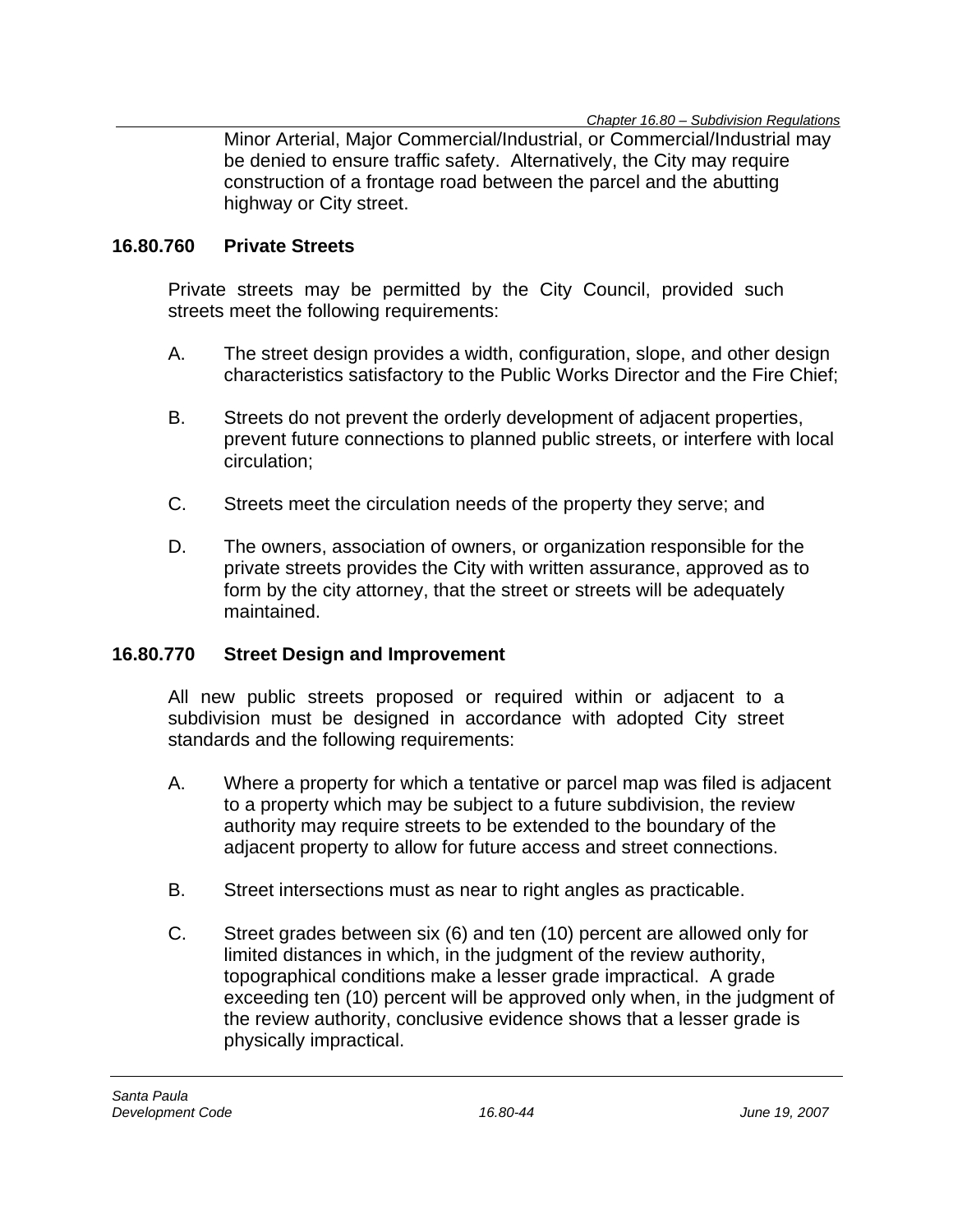Minor Arterial, Major Commercial/Industrial, or Commercial/Industrial may be denied to ensure traffic safety. Alternatively, the City may require construction of a frontage road between the parcel and the abutting highway or City street.

## 16.80.760 Private Streets

Private streets may be permitted by the City Council, provided such streets meet the following requirements:

A. The street design provides a width, configuration, slope, and other design characteristics satisfactory to the Public Works Director and the Fire Chief;

B. Streets do not prevent the orderly development of adjacent properties, prevent future connections to planned public streets, or interfere with local circulation;

C. Streets meet the circulation needs of the property they serve; and

D. The owners, association of owners, or organization responsible for the private streets provides the City with written assurance, approved as to form by the city attorney, that the street or streets will be adequately maintained.

## 16.80.770 Street Design and Improvement

All new public streets proposed or required within or adjacent to a subdivision must be designed in accordance with adopted City street standards and the following requirements:

A. Where a property for which a tentative or parcel map was filed is adjacent to a property which may be subject to a future subdivision, the review authority may require streets to be extended to the boundary of the adjacent property to allow for future access and street connections.

B. Street intersections must as near to right angles as practicable.

C. Street grades between six (6) and ten (10) percent are allowed only for limited distances in which, in the judgment of the review authority, topographical conditions make a lesser grade impractical. A grade exceeding ten (10) percent will be approved only when, in the judgment of the review authority, conclusive evidence shows that a lesser grade is physically impractical.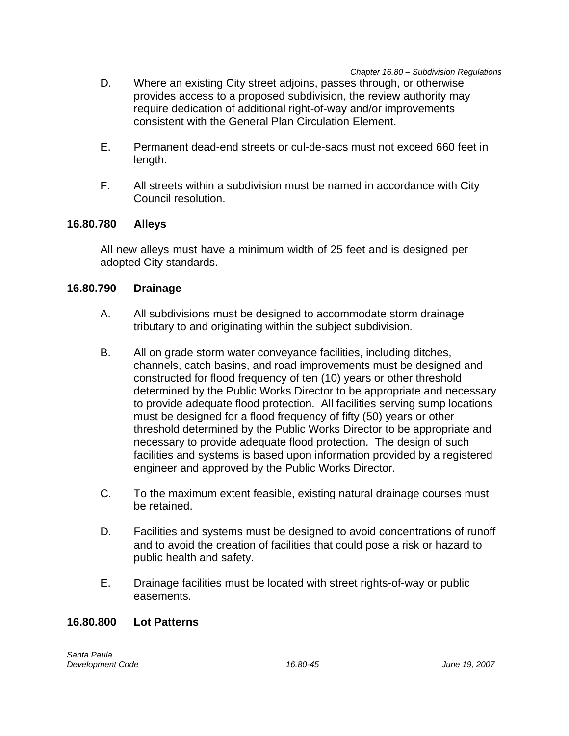D. Where an existing City street adjoins, passes through, or otherwise provides access to a proposed subdivision, the review authority may require dedication of additional right-of-way and/or improvements consistent with the General Plan Circulation Element.

E. Permanent dead-end streets or cul-de-sacs must not exceed 660 feet in length.

F. All streets within a subdivision must be named in accordance with City Council resolution.

### 16.80.780 Alleys

All new alleys must have a minimum width of 25 feet and is designed per adopted City standards.

### 16.80.790 Drainage

A. All subdivisions must be designed to accommodate storm drainage tributary to and originating within the subject subdivision.

B. All on grade storm water conveyance facilities, including ditches, channels, catch basins, and road improvements must be designed and constructed for flood frequency of ten (10) years or other threshold determined by the Public Works Director to be appropriate and necessary to provide adequate flood protection. All facilities serving sump locations must be designed for a flood frequency of fifty (50) years or other threshold determined by the Public Works Director to be appropriate and necessary to provide adequate flood protection. The design of such facilities and systems is based upon information provided by a registered engineer and approved by the Public Works Director.

C. To the maximum extent feasible, existing natural drainage courses must be retained.

D. Facilities and systems must be designed to avoid concentrations of runoff and to avoid the creation of facilities that could pose a risk or hazard to public health and safety.

E. Drainage facilities must be located with street rights-of-way or public easements.

### 16.80.800 Lot Patterns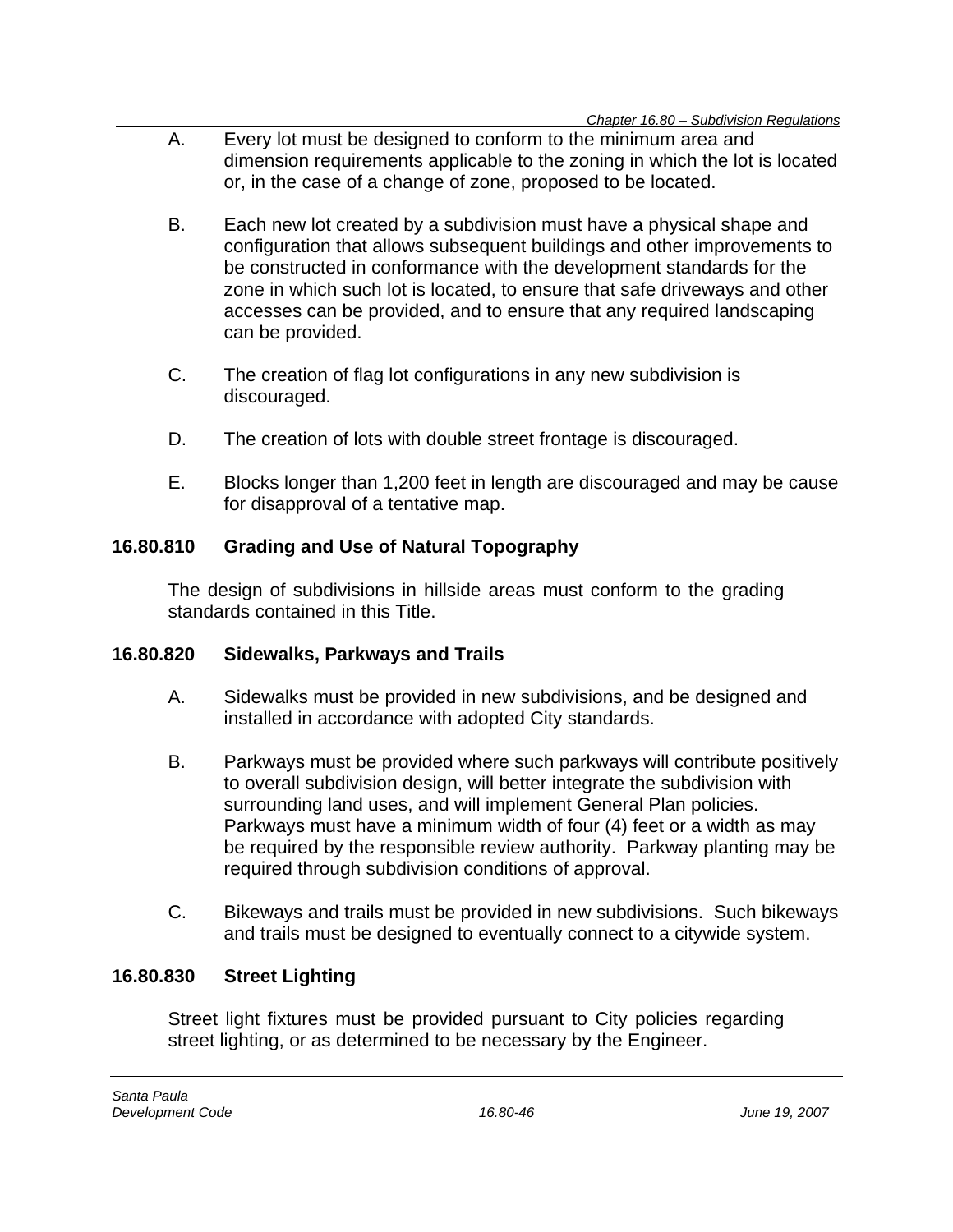A. Every lot must be designed to conform to the minimum area and dimension requirements applicable to the zoning in which the lot is located or, in the case of a change of zone, proposed to be located.

B. Each new lot created by a subdivision must have a physical shape and configuration that allows subsequent buildings and other improvements to be constructed in conformance with the development standards for the zone in which such lot is located, to ensure that safe driveways and other accesses can be provided, and to ensure that any required landscaping can be provided.

C. The creation of flag lot configurations in any new subdivision is discouraged.

D. The creation of lots with double street frontage is discouraged.

E. Blocks longer than 1,200 feet in length are discouraged and may be cause for disapproval of a tentative map.

## 16.80.810 Grading and Use of Natural Topography

The design of subdivisions in hillside areas must conform to the grading standards contained in this Title.

## 16.80.820 Sidewalks, Parkways and Trails

A. Sidewalks must be provided in new subdivisions, and be designed and installed in accordance with adopted City standards.

B. Parkways must be provided where such parkways will contribute positively to overall subdivision design, will better integrate the subdivision with surrounding land uses, and will implement General Plan policies. Parkways must have a minimum width of four (4) feet or a width as may be required by the responsible review authority. Parkway planting may be required through subdivision conditions of approval.

C. Bikeways and trails must be provided in new subdivisions. Such bikeways and trails must be designed to eventually connect to a citywide system.

## 16.80.830 Street Lighting

Street light fixtures must be provided pursuant to City policies regarding street lighting, or as determined to be necessary by the Engineer.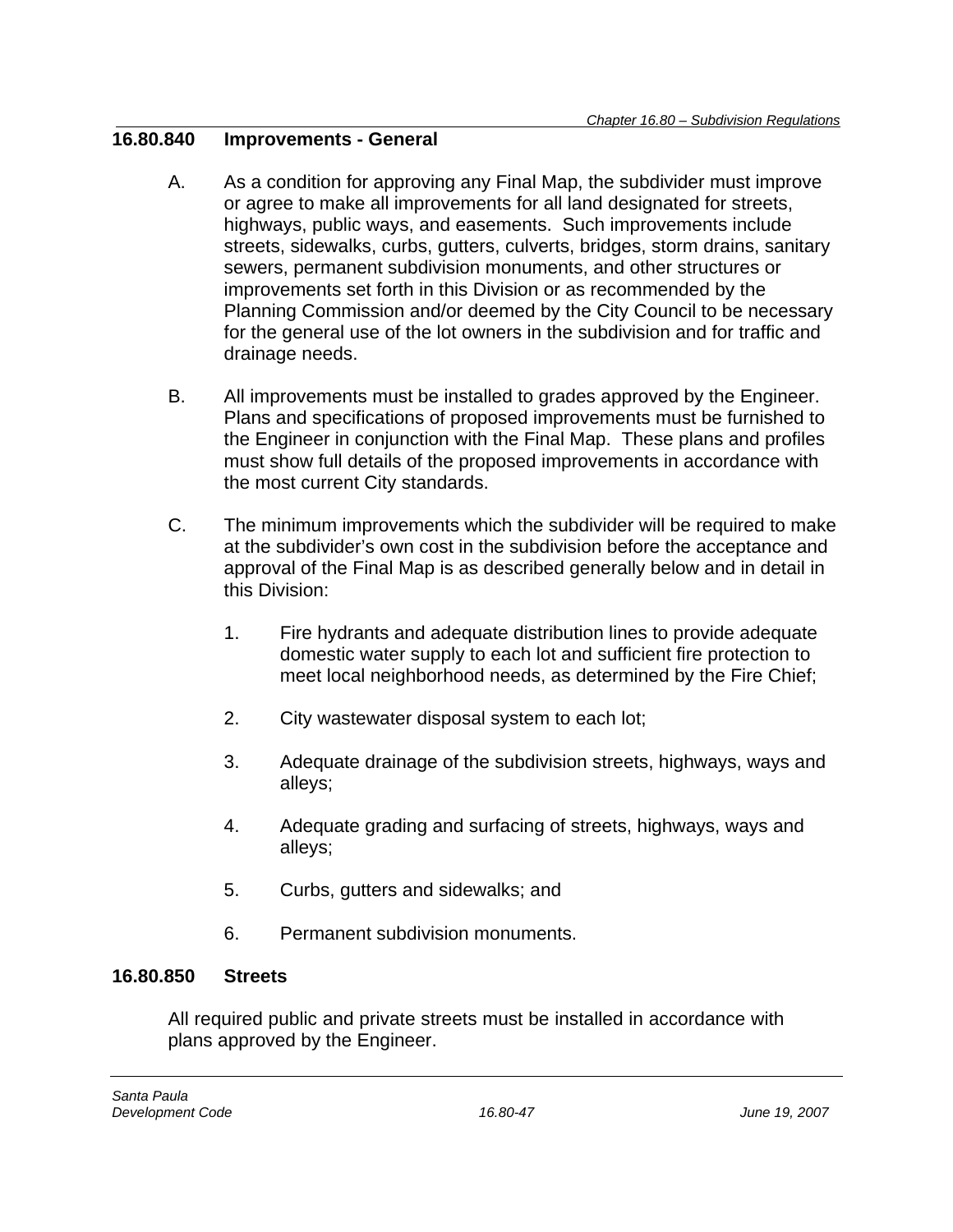### 16.80.840 Improvements - General

A. As a condition for approving any Final Map, the subdivider must improve or agree to make all improvements for all land designated for streets, highways, public ways, and easements. Such improvements include streets, sidewalks, curbs, gutters, culverts, bridges, storm drains, sanitary sewers, permanent subdivision monuments, and other structures or improvements set forth in this Division or as recommended by the Planning Commission and/or deemed by the City Council to be necessary for the general use of the lot owners in the subdivision and for traffic and drainage needs.

B. All improvements must be installed to grades approved by the Engineer. Plans and specifications of proposed improvements must be furnished to the Engineer in conjunction with the Final Map. These plans and profiles must show full details of the proposed improvements in accordance with the most current City standards.

C. The minimum improvements which the subdivider will be required to make at the subdivider's own cost in the subdivision before the acceptance and approval of the Final Map is as described generally below and in detail in this Division:

   1. Fire hydrants and adequate distribution lines to provide adequate domestic water supply to each lot and sufficient fire protection to meet local neighborhood needs, as determined by the Fire Chief;

   2. City wastewater disposal system to each lot;

   3. Adequate drainage of the subdivision streets, highways, ways and alleys;

   4. Adequate grading and surfacing of streets, highways, ways and alleys;

   5. Curbs, gutters and sidewalks; and

   6. Permanent subdivision monuments.

### 16.80.850 Streets

All required public and private streets must be installed in accordance with plans approved by the Engineer.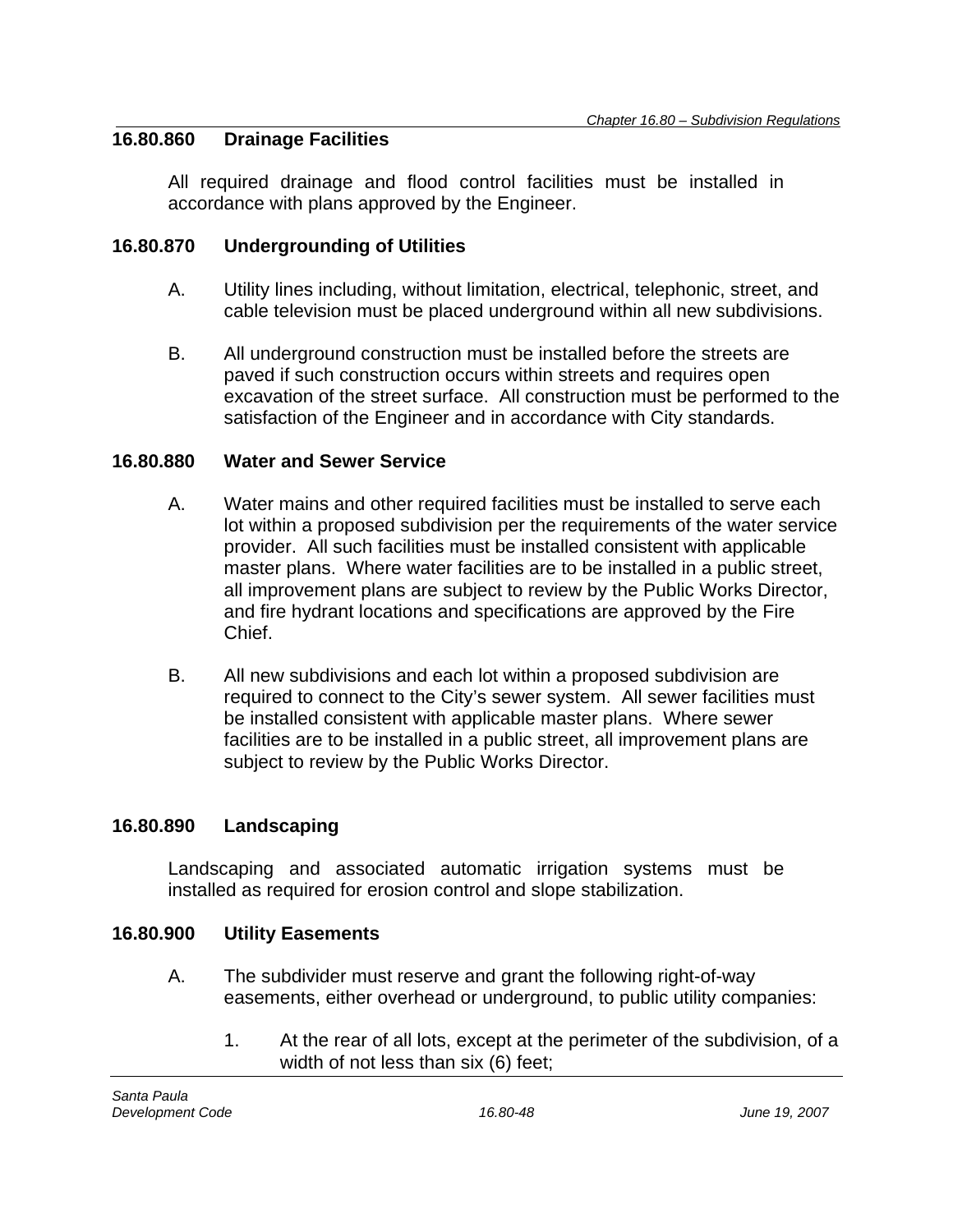### 16.80.860 Drainage Facilities

All required drainage and flood control facilities must be installed in accordance with plans approved by the Engineer.

### 16.80.870 Undergrounding of Utilities

A. Utility lines including, without limitation, electrical, telephonic, street, and cable television must be placed underground within all new subdivisions.

B. All underground construction must be installed before the streets are paved if such construction occurs within streets and requires open excavation of the street surface. All construction must be performed to the satisfaction of the Engineer and in accordance with City standards.

### 16.80.880 Water and Sewer Service

A. Water mains and other required facilities must be installed to serve each lot within a proposed subdivision per the requirements of the water service provider. All such facilities must be installed consistent with applicable master plans. Where water facilities are to be installed in a public street, all improvement plans are subject to review by the Public Works Director, and fire hydrant locations and specifications are approved by the Fire Chief.

B. All new subdivisions and each lot within a proposed subdivision are required to connect to the City's sewer system. All sewer facilities must be installed consistent with applicable master plans. Where sewer facilities are to be installed in a public street, all improvement plans are subject to review by the Public Works Director.

### 16.80.890 Landscaping

Landscaping and associated automatic irrigation systems must be installed as required for erosion control and slope stabilization.

### 16.80.900 Utility Easements

A. The subdivider must reserve and grant the following right-of-way easements, either overhead or underground, to public utility companies:

   1. At the rear of all lots, except at the perimeter of the subdivision, of a width of not less than six (6) feet;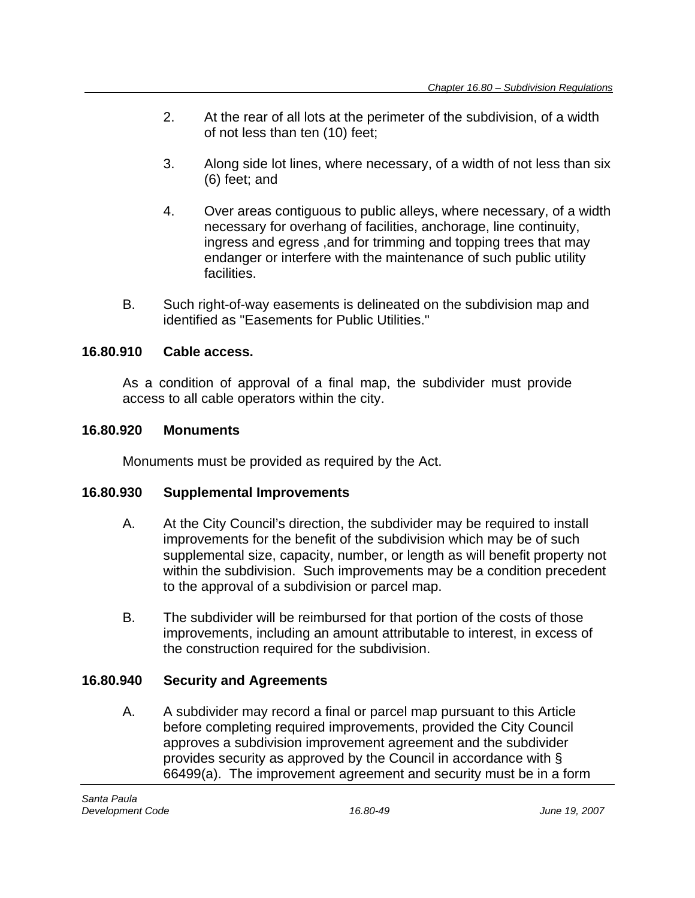2. At the rear of all lots at the perimeter of the subdivision, of a width of not less than ten (10) feet;

3. Along side lot lines, where necessary, of a width of not less than six (6) feet; and

4. Over areas contiguous to public alleys, where necessary, of a width necessary for overhang of facilities, anchorage, line continuity, ingress and egress ,and for trimming and topping trees that may endanger or interfere with the maintenance of such public utility facilities.

B. Such right-of-way easements is delineated on the subdivision map and identified as "Easements for Public Utilities."

**16.80.910 Cable access.**

As a condition of approval of a final map, the subdivider must provide access to all cable operators within the city.

**16.80.920 Monuments**

Monuments must be provided as required by the Act.

**16.80.930 Supplemental Improvements**

A. At the City Council's direction, the subdivider may be required to install improvements for the benefit of the subdivision which may be of such supplemental size, capacity, number, or length as will benefit property not within the subdivision. Such improvements may be a condition precedent to the approval of a subdivision or parcel map.

B. The subdivider will be reimbursed for that portion of the costs of those improvements, including an amount attributable to interest, in excess of the construction required for the subdivision.

**16.80.940 Security and Agreements**

A. A subdivider may record a final or parcel map pursuant to this Article before completing required improvements, provided the City Council approves a subdivision improvement agreement and the subdivider provides security as approved by the Council in accordance with § 66499(a). The improvement agreement and security must be in a form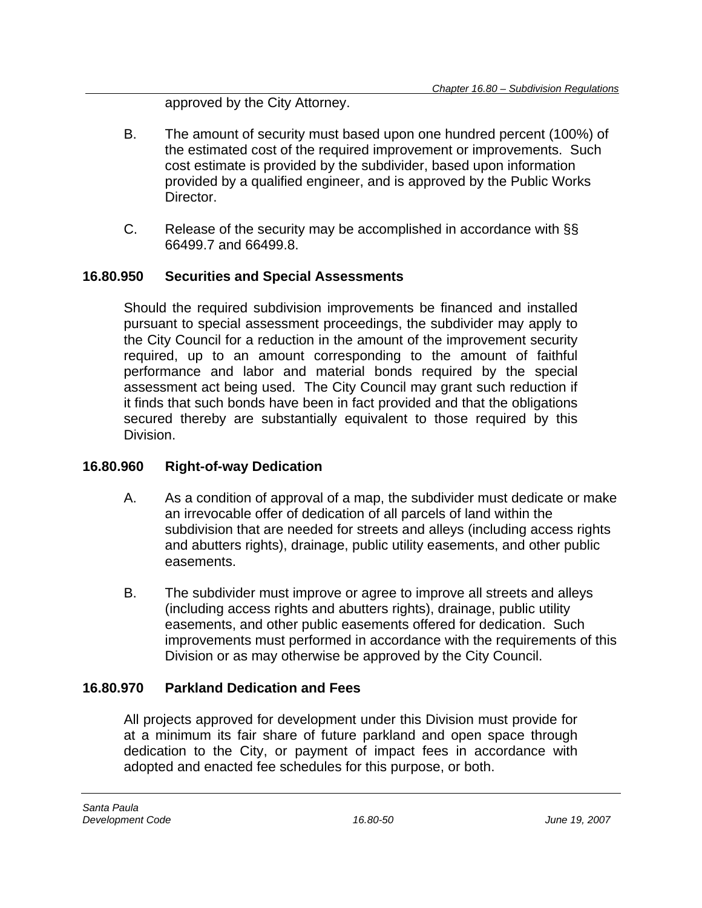approved by the City Attorney.

B. The amount of security must based upon one hundred percent (100%) of the estimated cost of the required improvement or improvements. Such cost estimate is provided by the subdivider, based upon information provided by a qualified engineer, and is approved by the Public Works Director.

C. Release of the security may be accomplished in accordance with §§ 66499.7 and 66499.8.

### 16.80.950 Securities and Special Assessments

Should the required subdivision improvements be financed and installed pursuant to special assessment proceedings, the subdivider may apply to the City Council for a reduction in the amount of the improvement security required, up to an amount corresponding to the amount of faithful performance and labor and material bonds required by the special assessment act being used. The City Council may grant such reduction if it finds that such bonds have been in fact provided and that the obligations secured thereby are substantially equivalent to those required by this Division.

### 16.80.960 Right-of-way Dedication

A. As a condition of approval of a map, the subdivider must dedicate or make an irrevocable offer of dedication of all parcels of land within the subdivision that are needed for streets and alleys (including access rights and abutters rights), drainage, public utility easements, and other public easements.

B. The subdivider must improve or agree to improve all streets and alleys (including access rights and abutters rights), drainage, public utility easements, and other public easements offered for dedication. Such improvements must performed in accordance with the requirements of this Division or as may otherwise be approved by the City Council.

### 16.80.970 Parkland Dedication and Fees

All projects approved for development under this Division must provide for at a minimum its fair share of future parkland and open space through dedication to the City, or payment of impact fees in accordance with adopted and enacted fee schedules for this purpose, or both.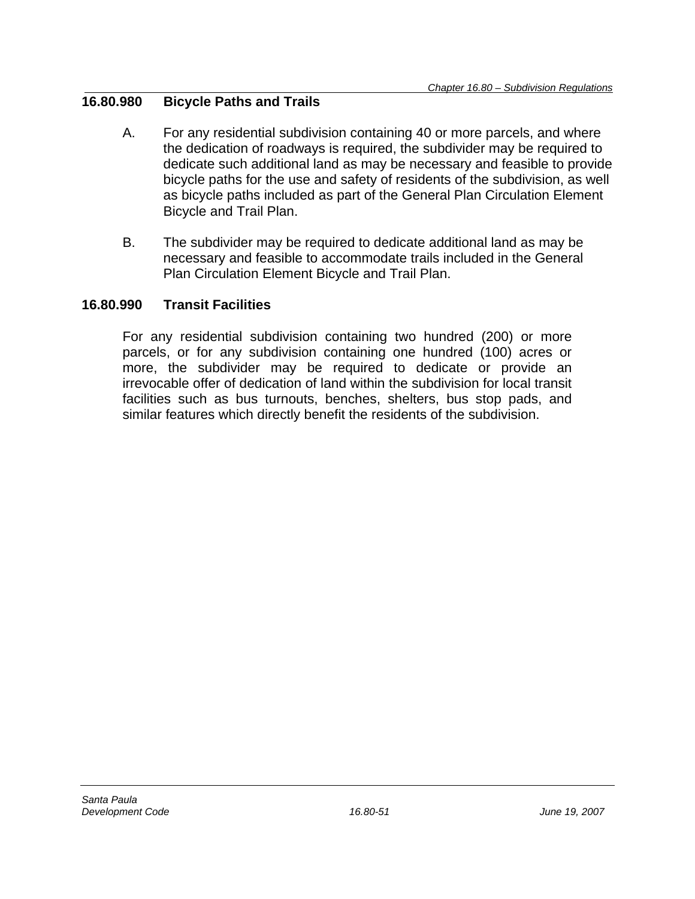## 16.80.980 Bicycle Paths and Trails

A. For any residential subdivision containing 40 or more parcels, and where the dedication of roadways is required, the subdivider may be required to dedicate such additional land as may be necessary and feasible to provide bicycle paths for the use and safety of residents of the subdivision, as well as bicycle paths included as part of the General Plan Circulation Element Bicycle and Trail Plan.

B. The subdivider may be required to dedicate additional land as may be necessary and feasible to accommodate trails included in the General Plan Circulation Element Bicycle and Trail Plan.

## 16.80.990 Transit Facilities

For any residential subdivision containing two hundred (200) or more parcels, or for any subdivision containing one hundred (100) acres or more, the subdivider may be required to dedicate or provide an irrevocable offer of dedication of land within the subdivision for local transit facilities such as bus turnouts, benches, shelters, bus stop pads, and similar features which directly benefit the residents of the subdivision.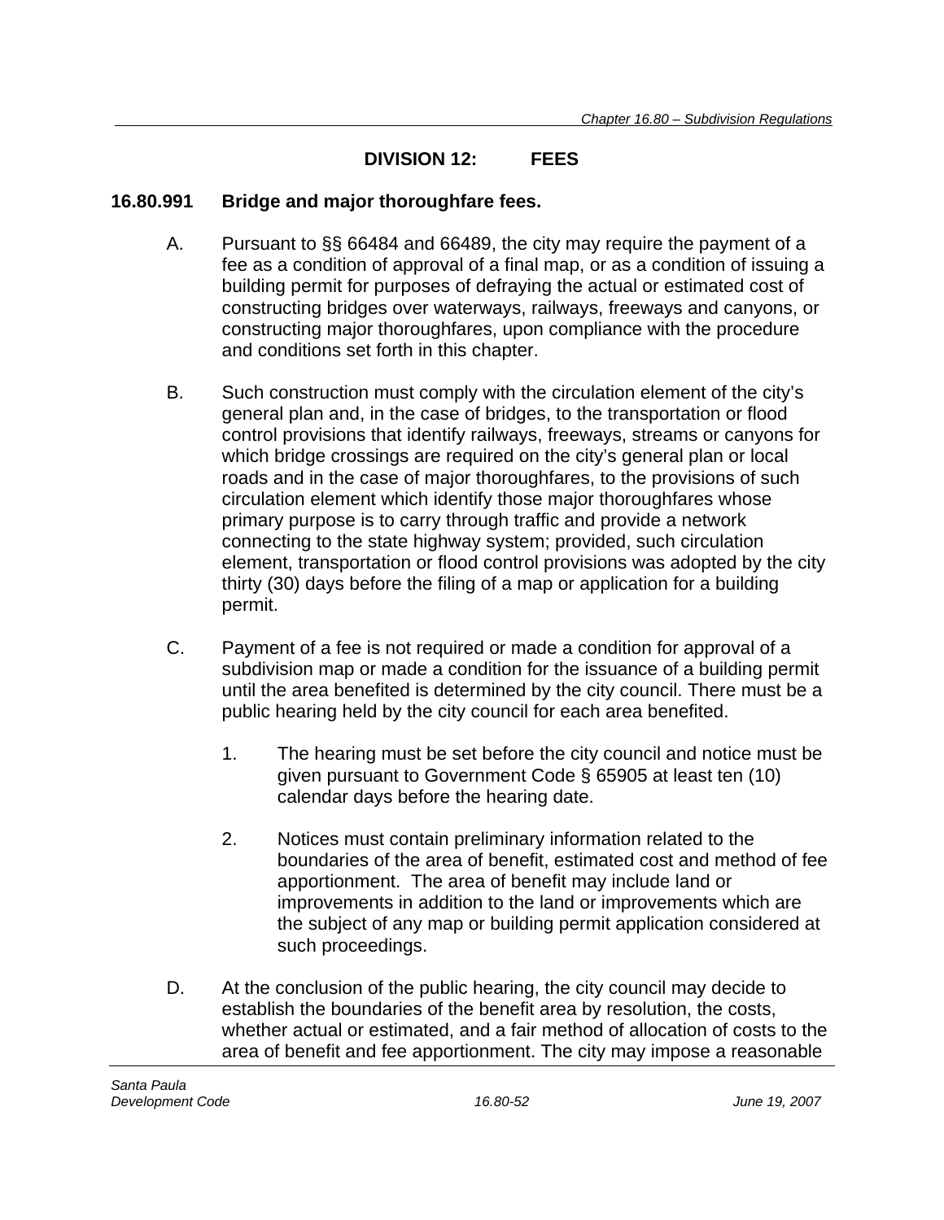## DIVISION 12: FEES

### 16.80.991 Bridge and major thoroughfare fees.

A. Pursuant to §§ 66484 and 66489, the city may require the payment of a fee as a condition of approval of a final map, or as a condition of issuing a building permit for purposes of defraying the actual or estimated cost of constructing bridges over waterways, railways, freeways and canyons, or constructing major thoroughfares, upon compliance with the procedure and conditions set forth in this chapter.

B. Such construction must comply with the circulation element of the city's general plan and, in the case of bridges, to the transportation or flood control provisions that identify railways, freeways, streams or canyons for which bridge crossings are required on the city's general plan or local roads and in the case of major thoroughfares, to the provisions of such circulation element which identify those major thoroughfares whose primary purpose is to carry through traffic and provide a network connecting to the state highway system; provided, such circulation element, transportation or flood control provisions was adopted by the city thirty (30) days before the filing of a map or application for a building permit.

C. Payment of a fee is not required or made a condition for approval of a subdivision map or made a condition for the issuance of a building permit until the area benefited is determined by the city council. There must be a public hearing held by the city council for each area benefited.

1. The hearing must be set before the city council and notice must be given pursuant to Government Code § 65905 at least ten (10) calendar days before the hearing date.

2. Notices must contain preliminary information related to the boundaries of the area of benefit, estimated cost and method of fee apportionment. The area of benefit may include land or improvements in addition to the land or improvements which are the subject of any map or building permit application considered at such proceedings.

D. At the conclusion of the public hearing, the city council may decide to establish the boundaries of the benefit area by resolution, the costs, whether actual or estimated, and a fair method of allocation of costs to the area of benefit and fee apportionment. The city may impose a reasonable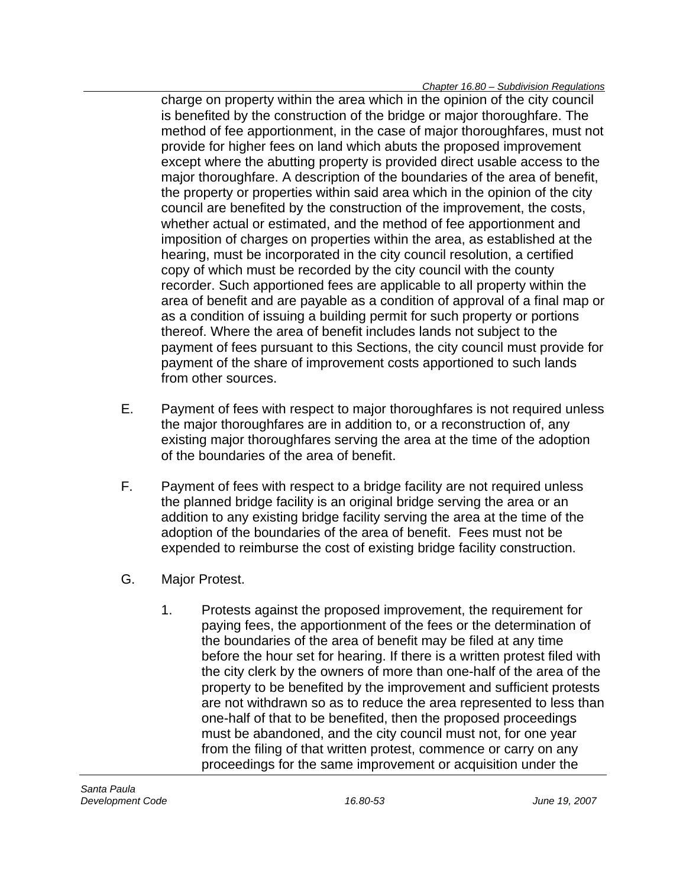charge on property within the area which in the opinion of the city council is benefited by the construction of the bridge or major thoroughfare. The method of fee apportionment, in the case of major thoroughfares, must not provide for higher fees on land which abuts the proposed improvement except where the abutting property is provided direct usable access to the major thoroughfare. A description of the boundaries of the area of benefit, the property or properties within said area which in the opinion of the city council are benefited by the construction of the improvement, the costs, whether actual or estimated, and the method of fee apportionment and imposition of charges on properties within the area, as established at the hearing, must be incorporated in the city council resolution, a certified copy of which must be recorded by the city council with the county recorder. Such apportioned fees are applicable to all property within the area of benefit and are payable as a condition of approval of a final map or as a condition of issuing a building permit for such property or portions thereof. Where the area of benefit includes lands not subject to the payment of fees pursuant to this Sections, the city council must provide for payment of the share of improvement costs apportioned to such lands from other sources.

E. Payment of fees with respect to major thoroughfares is not required unless the major thoroughfares are in addition to, or a reconstruction of, any existing major thoroughfares serving the area at the time of the adoption of the boundaries of the area of benefit.

F. Payment of fees with respect to a bridge facility are not required unless the planned bridge facility is an original bridge serving the area or an addition to any existing bridge facility serving the area at the time of the adoption of the boundaries of the area of benefit. Fees must not be expended to reimburse the cost of existing bridge facility construction.

G. Major Protest.

1. Protests against the proposed improvement, the requirement for paying fees, the apportionment of the fees or the determination of the boundaries of the area of benefit may be filed at any time before the hour set for hearing. If there is a written protest filed with the city clerk by the owners of more than one-half of the area of the property to be benefited by the improvement and sufficient protests are not withdrawn so as to reduce the area represented to less than one-half of that to be benefited, then the proposed proceedings must be abandoned, and the city council must not, for one year from the filing of that written protest, commence or carry on any proceedings for the same improvement or acquisition under the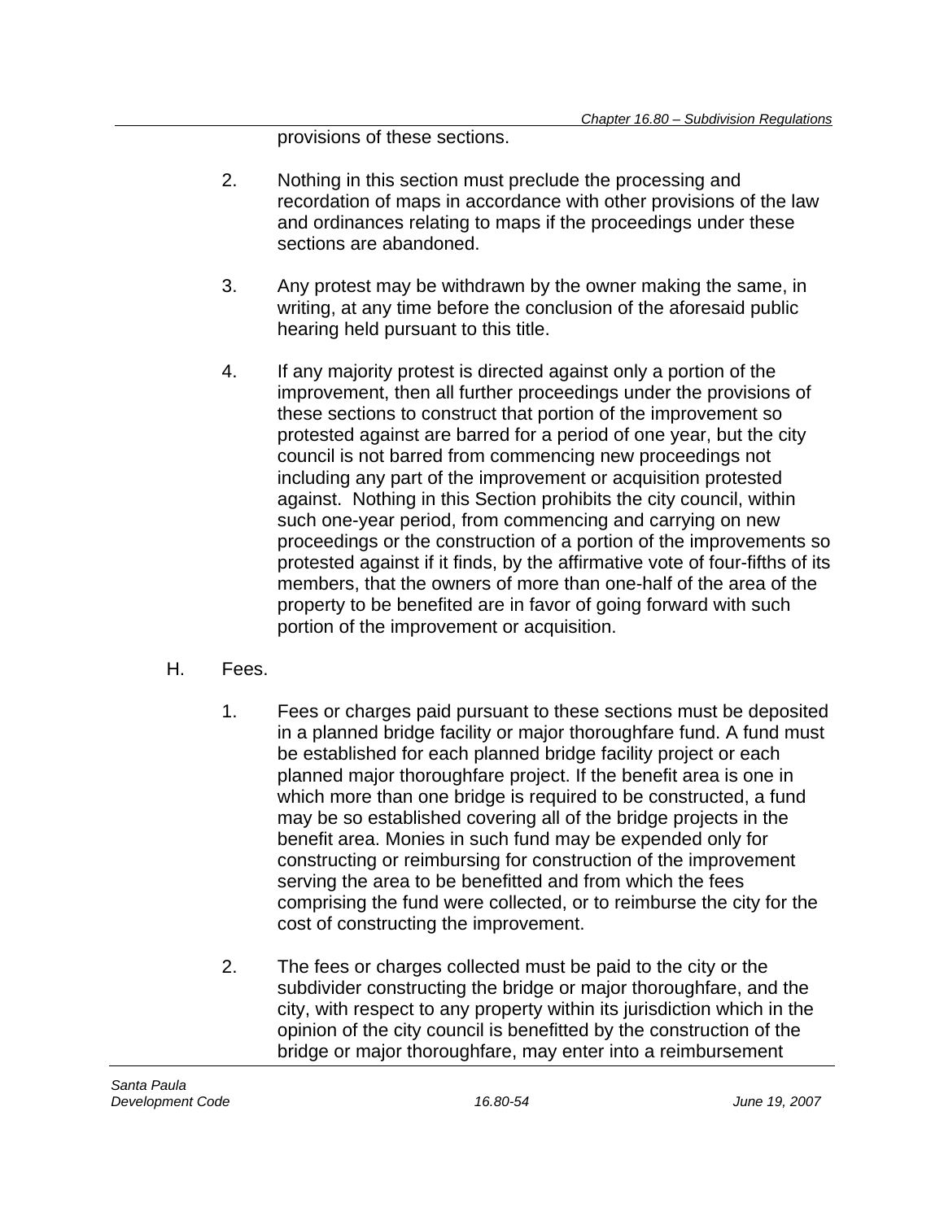provisions of these sections.

2. Nothing in this section must preclude the processing and recordation of maps in accordance with other provisions of the law and ordinances relating to maps if the proceedings under these sections are abandoned.

3. Any protest may be withdrawn by the owner making the same, in writing, at any time before the conclusion of the aforesaid public hearing held pursuant to this title.

4. If any majority protest is directed against only a portion of the improvement, then all further proceedings under the provisions of these sections to construct that portion of the improvement so protested against are barred for a period of one year, but the city council is not barred from commencing new proceedings not including any part of the improvement or acquisition protested against. Nothing in this Section prohibits the city council, within such one-year period, from commencing and carrying on new proceedings or the construction of a portion of the improvements so protested against if it finds, by the affirmative vote of four-fifths of its members, that the owners of more than one-half of the area of the property to be benefited are in favor of going forward with such portion of the improvement or acquisition.

H. Fees.

1. Fees or charges paid pursuant to these sections must be deposited in a planned bridge facility or major thoroughfare fund. A fund must be established for each planned bridge facility project or each planned major thoroughfare project. If the benefit area is one in which more than one bridge is required to be constructed, a fund may be so established covering all of the bridge projects in the benefit area. Monies in such fund may be expended only for constructing or reimbursing for construction of the improvement serving the area to be benefitted and from which the fees comprising the fund were collected, or to reimburse the city for the cost of constructing the improvement.

2. The fees or charges collected must be paid to the city or the subdivider constructing the bridge or major thoroughfare, and the city, with respect to any property within its jurisdiction which in the opinion of the city council is benefitted by the construction of the bridge or major thoroughfare, may enter into a reimbursement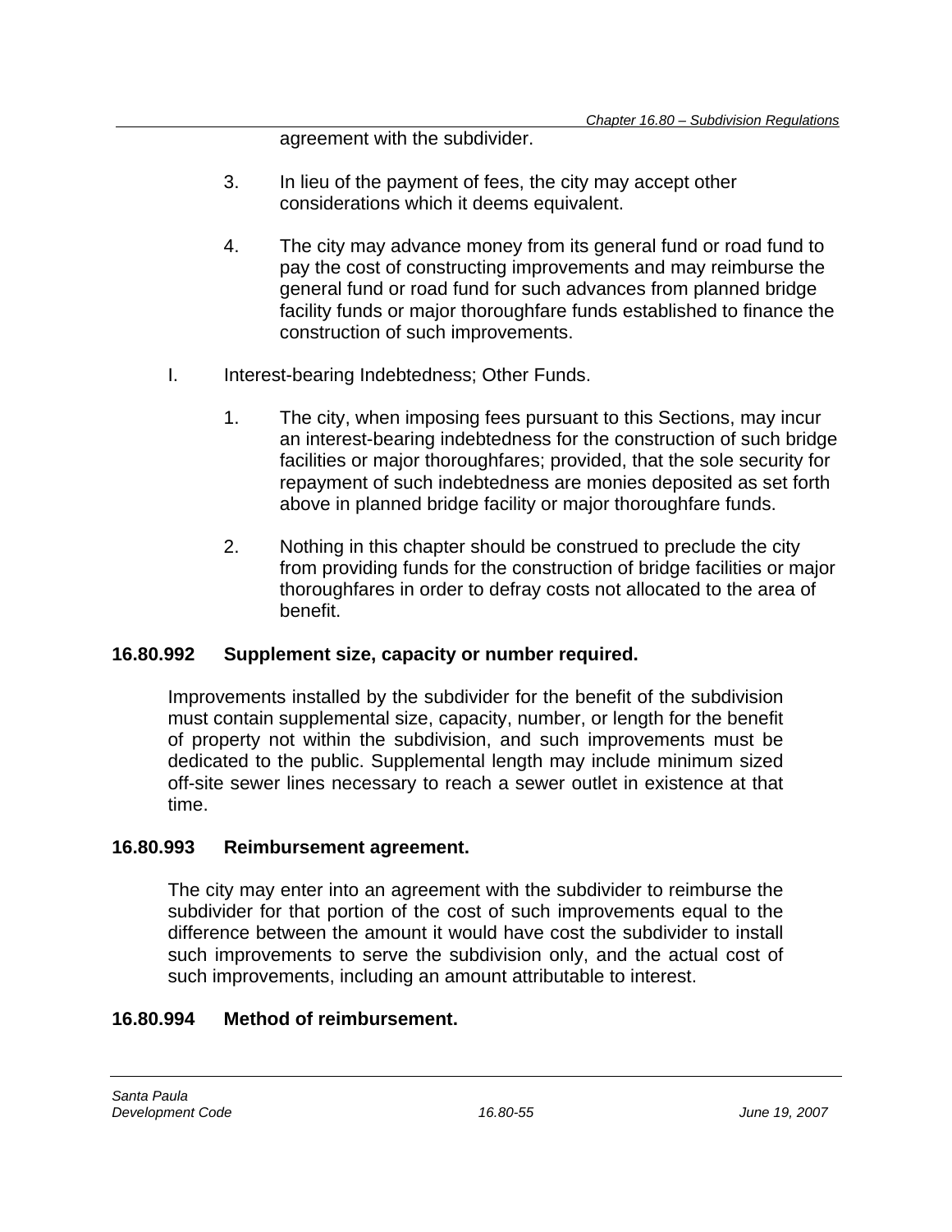agreement with the subdivider.

3. In lieu of the payment of fees, the city may accept other considerations which it deems equivalent.

4. The city may advance money from its general fund or road fund to pay the cost of constructing improvements and may reimburse the general fund or road fund for such advances from planned bridge facility funds or major thoroughfare funds established to finance the construction of such improvements.

I. Interest-bearing Indebtedness; Other Funds.

1. The city, when imposing fees pursuant to this Sections, may incur an interest-bearing indebtedness for the construction of such bridge facilities or major thoroughfares; provided, that the sole security for repayment of such indebtedness are monies deposited as set forth above in planned bridge facility or major thoroughfare funds.

2. Nothing in this chapter should be construed to preclude the city from providing funds for the construction of bridge facilities or major thoroughfares in order to defray costs not allocated to the area of benefit.

### 16.80.992 Supplement size, capacity or number required.

Improvements installed by the subdivider for the benefit of the subdivision must contain supplemental size, capacity, number, or length for the benefit of property not within the subdivision, and such improvements must be dedicated to the public. Supplemental length may include minimum sized off-site sewer lines necessary to reach a sewer outlet in existence at that time.

### 16.80.993 Reimbursement agreement.

The city may enter into an agreement with the subdivider to reimburse the subdivider for that portion of the cost of such improvements equal to the difference between the amount it would have cost the subdivider to install such improvements to serve the subdivision only, and the actual cost of such improvements, including an amount attributable to interest.

### 16.80.994 Method of reimbursement.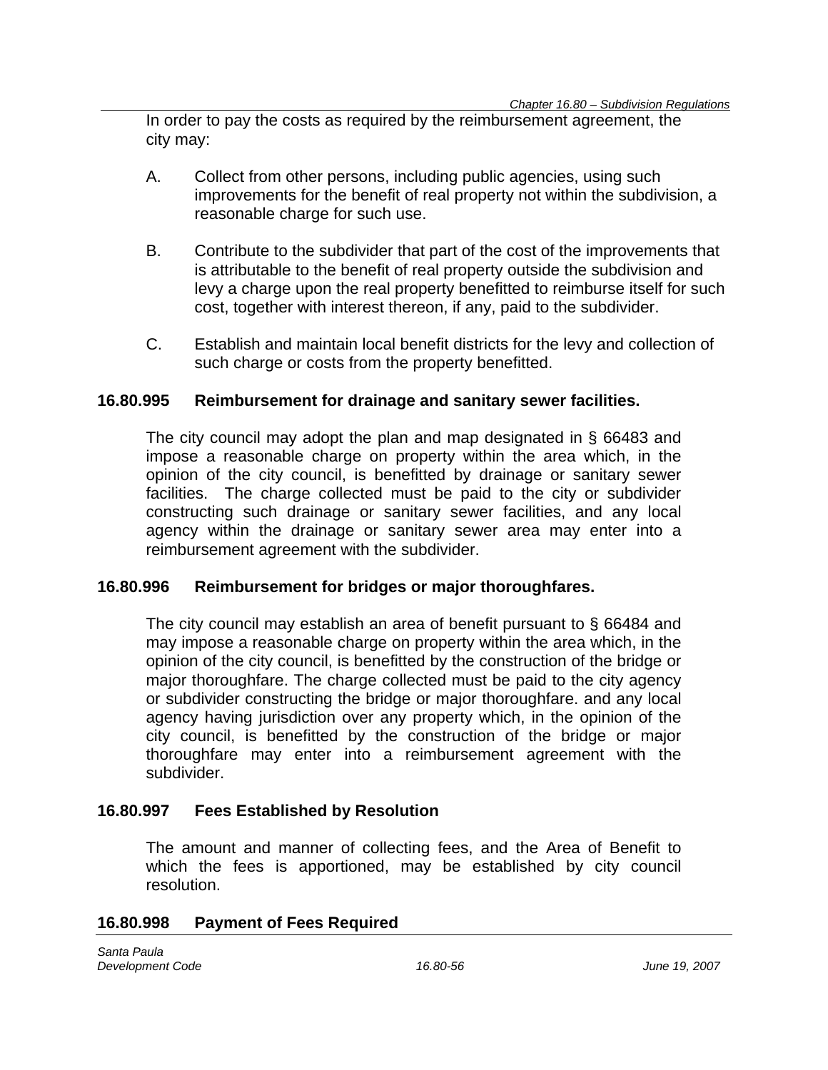In order to pay the costs as required by the reimbursement agreement, the city may:

A. Collect from other persons, including public agencies, using such improvements for the benefit of real property not within the subdivision, a reasonable charge for such use.

B. Contribute to the subdivider that part of the cost of the improvements that is attributable to the benefit of real property outside the subdivision and levy a charge upon the real property benefitted to reimburse itself for such cost, together with interest thereon, if any, paid to the subdivider.

C. Establish and maintain local benefit districts for the levy and collection of such charge or costs from the property benefitted.

### 16.80.995 Reimbursement for drainage and sanitary sewer facilities.

The city council may adopt the plan and map designated in § 66483 and impose a reasonable charge on property within the area which, in the opinion of the city council, is benefitted by drainage or sanitary sewer facilities. The charge collected must be paid to the city or subdivider constructing such drainage or sanitary sewer facilities, and any local agency within the drainage or sanitary sewer area may enter into a reimbursement agreement with the subdivider.

### 16.80.996 Reimbursement for bridges or major thoroughfares.

The city council may establish an area of benefit pursuant to § 66484 and may impose a reasonable charge on property within the area which, in the opinion of the city council, is benefitted by the construction of the bridge or major thoroughfare. The charge collected must be paid to the city agency or subdivider constructing the bridge or major thoroughfare. and any local agency having jurisdiction over any property which, in the opinion of the city council, is benefitted by the construction of the bridge or major thoroughfare may enter into a reimbursement agreement with the subdivider.

### 16.80.997 Fees Established by Resolution

The amount and manner of collecting fees, and the Area of Benefit to which the fees is apportioned, may be established by city council resolution.

### 16.80.998 Payment of Fees Required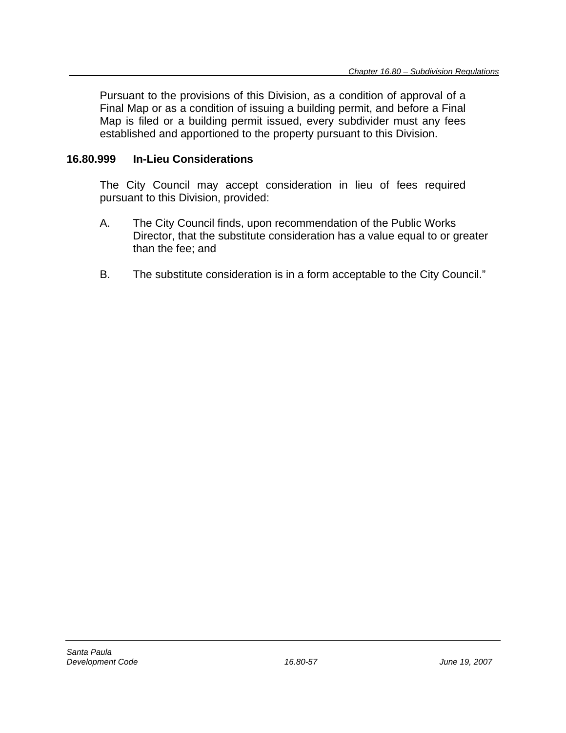Pursuant to the provisions of this Division, as a condition of approval of a Final Map or as a condition of issuing a building permit, and before a Final Map is filed or a building permit issued, every subdivider must any fees established and apportioned to the property pursuant to this Division.

### 16.80.999 In-Lieu Considerations

The City Council may accept consideration in lieu of fees required pursuant to this Division, provided:

A. The City Council finds, upon recommendation of the Public Works Director, that the substitute consideration has a value equal to or greater than the fee; and

B. The substitute consideration is in a form acceptable to the City Council."